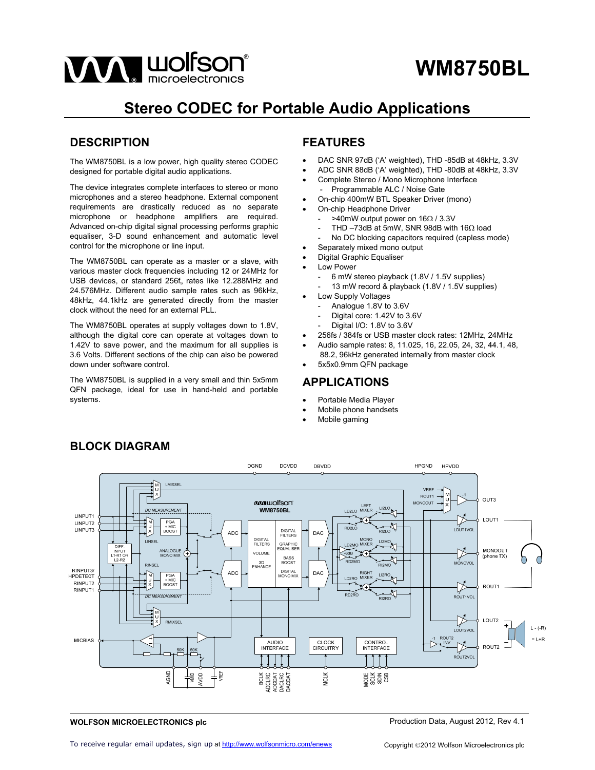# WM8750BL

## Stereo CODEC for Portable Audio Applications

## DESCRIPTION

The WM8750BL is a low power, high quality stereo CODEC designed for portable digital audio applications.

The device integrates complete interfaces to stereo or mono microphones and a stereo headphone. External component requirements are drastically reduced as no separate microphone or headphone amplifiers are required. Advanced on-chip digital signal processing performs graphic equaliser, 3-D sound enhancement and automatic level control for the microphone or line input.

The WM8750BL can operate as a master or a slave, with various master clock frequencies including 12 or 24MHz for USB devices, or standard 256$f_s$ rates like 12.288MHz and 24.576MHz. Different audio sample rates such as 96kHz, 48kHz, 44.1kHz are generated directly from the master clock without the need for an external PLL.

The WM8750BL operates at supply voltages down to 1.8V, although the digital core can operate at voltages down to 1.42V to save power, and the maximum for all supplies is 3.6 Volts. Different sections of the chip can also be powered down under software control.

The WM8750BL is supplied in a very small and thin 5x5mm QFN package, ideal for use in hand-held and portable systems.

## FEATURES

- DAC SNR 97dB ('A' weighted), THD -85dB at 48kHz, 3.3V
- ADC SNR 88dB ('A' weighted), THD -80dB at 48kHz, 3.3V
- Complete Stereo / Mono Microphone Interface
  - Programmable ALC / Noise Gate
- On-chip 400mW BTL Speaker Driver (mono)
- On-chip Headphone Driver
  - >40mW output power on 16Ω / 3.3V
  - THD –73dB at 5mW, SNR 98dB with 16Ω load
  - No DC blocking capacitors required (capless mode)
- Separately mixed mono output
- Digital Graphic Equaliser
- Low Power
  - 6 mW stereo playback (1.8V / 1.5V supplies)
  - 13 mW record & playback (1.8V / 1.5V supplies)
- Low Supply Voltages
  - Analogue 1.8V to 3.6V
  - Digital core: 1.42V to 3.6V
  - Digital I/O: 1.8V to 3.6V
- 256fs / 384fs or USB master clock rates: 12MHz, 24MHz
- Audio sample rates: 8, 11.025, 16, 22.05, 24, 32, 44.1, 48, 88.2, 96kHz generated internally from master clock
- 5x5x0.9mm QFN package

## APPLICATIONS

- Portable Media Player
- Mobile phone handsets
- Mobile gaming

## BLOCK DIAGRAM

WOLFSON MICROELECTRONICS plc

Production Data, August 2012, Rev 4.1

To receive regular email updates, sign up at http://www.wolfsonmicro.com/enews

Copyright ©2012 Wolfson Microelectronics plc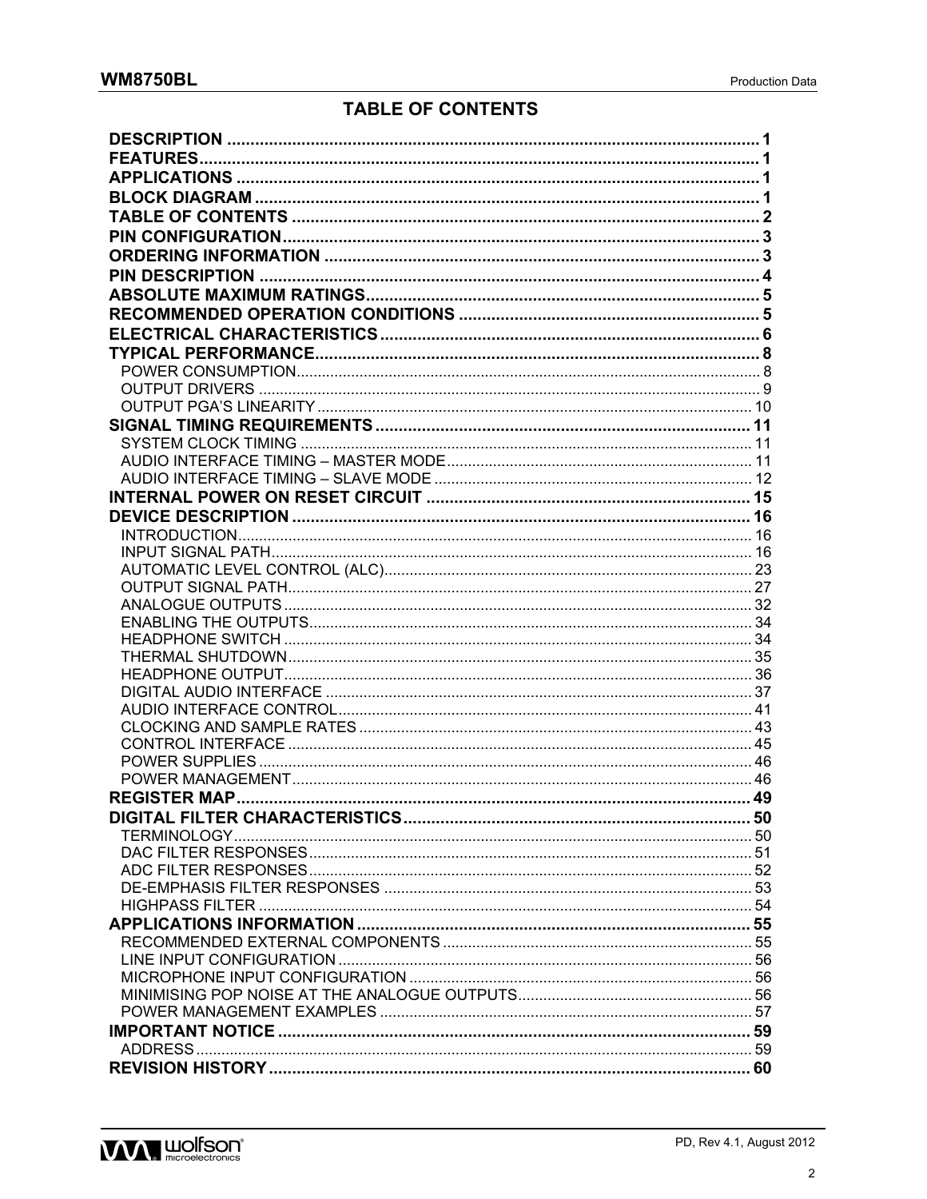# TABLE OF CONTENTS

| Section | Page |
|---|---|
| **DESCRIPTION** | **1** |
| **FEATURES** | **1** |
| **APPLICATIONS** | **1** |
| **BLOCK DIAGRAM** | **1** |
| **TABLE OF CONTENTS** | **2** |
| **PIN CONFIGURATION** | **3** |
| **ORDERING INFORMATION** | **3** |
| **PIN DESCRIPTION** | **4** |
| **ABSOLUTE MAXIMUM RATINGS** | **5** |
| **RECOMMENDED OPERATION CONDITIONS** | **5** |
| **ELECTRICAL CHARACTERISTICS** | **6** |
| **TYPICAL PERFORMANCE** | **8** |
| POWER CONSUMPTION | 8 |
| OUTPUT DRIVERS | 9 |
| OUTPUT PGA'S LINEARITY | 10 |
| **SIGNAL TIMING REQUIREMENTS** | **11** |
| SYSTEM CLOCK TIMING | 11 |
| AUDIO INTERFACE TIMING – MASTER MODE | 11 |
| AUDIO INTERFACE TIMING – SLAVE MODE | 12 |
| **INTERNAL POWER ON RESET CIRCUIT** | **15** |
| **DEVICE DESCRIPTION** | **16** |
| INTRODUCTION | 16 |
| INPUT SIGNAL PATH | 16 |
| AUTOMATIC LEVEL CONTROL (ALC) | 23 |
| OUTPUT SIGNAL PATH | 27 |
| ANALOGUE OUTPUTS | 32 |
| ENABLING THE OUTPUTS | 34 |
| HEADPHONE SWITCH | 34 |
| THERMAL SHUTDOWN | 35 |
| HEADPHONE OUTPUT | 36 |
| DIGITAL AUDIO INTERFACE | 37 |
| AUDIO INTERFACE CONTROL | 41 |
| CLOCKING AND SAMPLE RATES | 43 |
| CONTROL INTERFACE | 45 |
| POWER SUPPLIES | 46 |
| POWER MANAGEMENT | 46 |
| **REGISTER MAP** | **49** |
| **DIGITAL FILTER CHARACTERISTICS** | **50** |
| TERMINOLOGY | 50 |
| DAC FILTER RESPONSES | 51 |
| ADC FILTER RESPONSES | 52 |
| DE-EMPHASIS FILTER RESPONSES | 53 |
| HIGHPASS FILTER | 54 |
| **APPLICATIONS INFORMATION** | **55** |
| RECOMMENDED EXTERNAL COMPONENTS | 55 |
| LINE INPUT CONFIGURATION | 56 |
| MICROPHONE INPUT CONFIGURATION | 56 |
| MINIMISING POP NOISE AT THE ANALOGUE OUTPUTS | 56 |
| POWER MANAGEMENT EXAMPLES | 57 |
| **IMPORTANT NOTICE** | **59** |
| ADDRESS | 59 |
| **REVISION HISTORY** | **60** |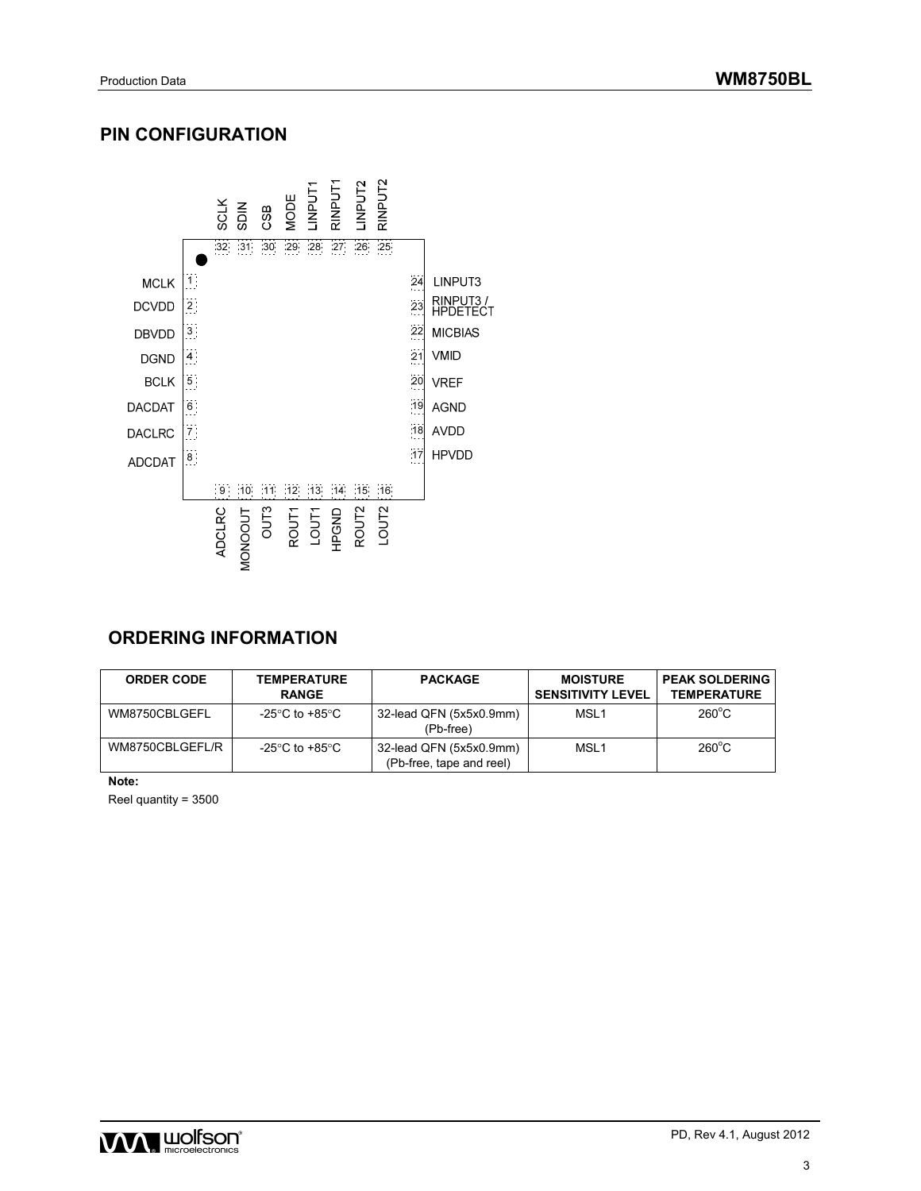## PIN CONFIGURATION

| Pin | Name |
|---|---|
| 1 | MCLK |
| 2 | DCVDD |
| 3 | DBVDD |
| 4 | DGND |
| 5 | BCLK |
| 6 | DACDAT |
| 7 | DACLRC |
| 8 | ADCDAT |
| 9 | ADCLRC |
| 10 | MONOOUT |
| 11 | OUT3 |
| 12 | ROUT1 |
| 13 | LOUT1 |
| 14 | HPGND |
| 15 | ROUT2 |
| 16 | LOUT2 |
| 17 | HPVDD |
| 18 | AVDD |
| 19 | AGND |
| 20 | VREF |
| 21 | VMID |
| 22 | MICBIAS |
| 23 | RINPUT3 / HPDETECT |
| 24 | LINPUT3 |
| 25 | RINPUT2 |
| 26 | LINPUT2 |
| 27 | RINPUT1 |
| 28 | LINPUT1 |
| 29 | MODE |
| 30 | CSB |
| 31 | SDIN |
| 32 | SCLK |

## ORDERING INFORMATION

| ORDER CODE | TEMPERATURE RANGE | PACKAGE | MOISTURE SENSITIVITY LEVEL | PEAK SOLDERING TEMPERATURE |
|---|---|---|---|---|
| WM8750CBLGEFL | -25°C to +85°C | 32-lead QFN (5x5x0.9mm) (Pb-free) | MSL1 | 260°C |
| WM8750CBLGEFL/R | -25°C to +85°C | 32-lead QFN (5x5x0.9mm) (Pb-free, tape and reel) | MSL1 | 260°C |

**Note:**

Reel quantity = 3500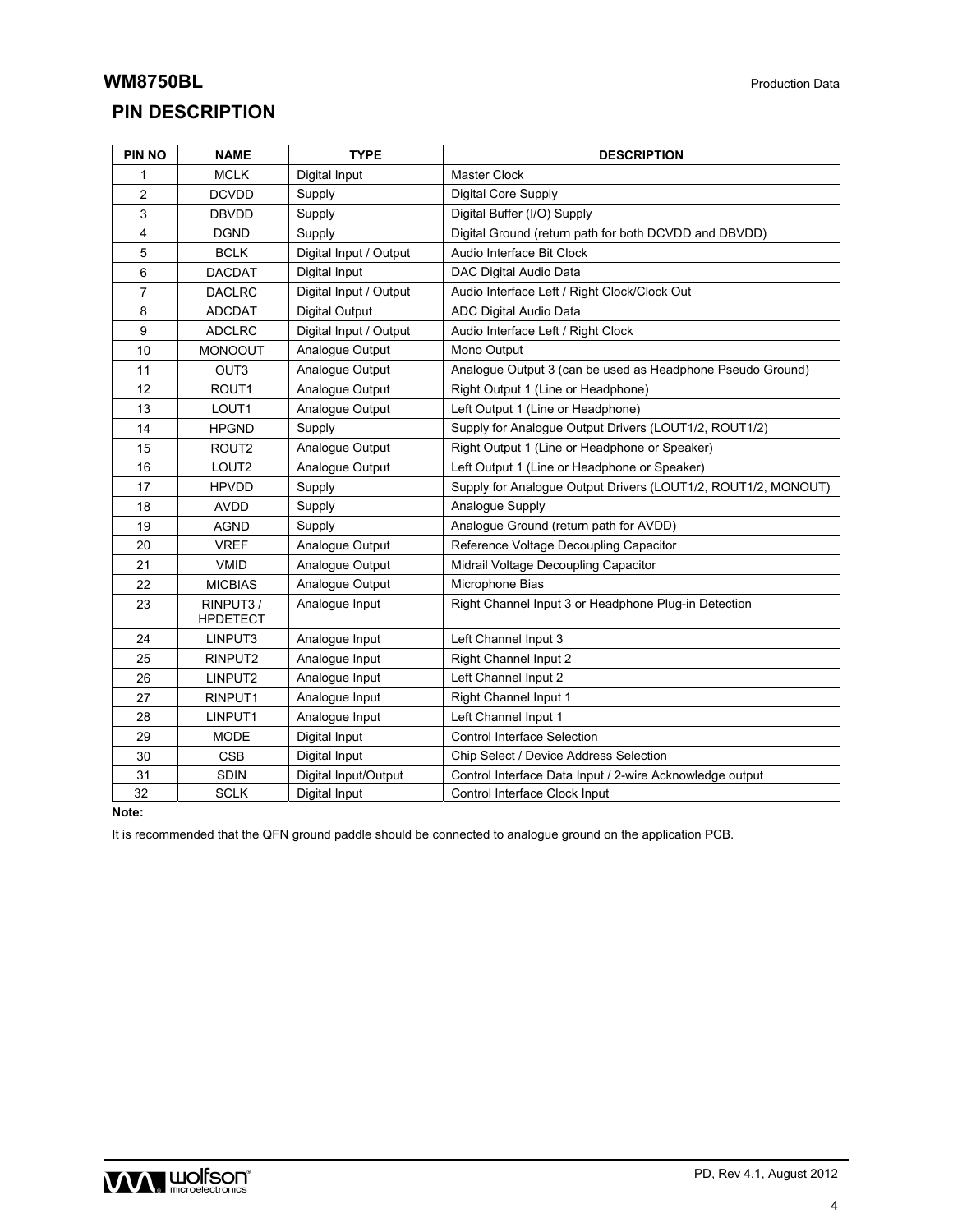## PIN DESCRIPTION

| PIN NO | NAME | TYPE | DESCRIPTION |
|---|---|---|---|
| 1 | MCLK | Digital Input | Master Clock |
| 2 | DCVDD | Supply | Digital Core Supply |
| 3 | DBVDD | Supply | Digital Buffer (I/O) Supply |
| 4 | DGND | Supply | Digital Ground (return path for both DCVDD and DBVDD) |
| 5 | BCLK | Digital Input / Output | Audio Interface Bit Clock |
| 6 | DACDAT | Digital Input | DAC Digital Audio Data |
| 7 | DACLRC | Digital Input / Output | Audio Interface Left / Right Clock/Clock Out |
| 8 | ADCDAT | Digital Output | ADC Digital Audio Data |
| 9 | ADCLRC | Digital Input / Output | Audio Interface Left / Right Clock |
| 10 | MONOOUT | Analogue Output | Mono Output |
| 11 | OUT3 | Analogue Output | Analogue Output 3 (can be used as Headphone Pseudo Ground) |
| 12 | ROUT1 | Analogue Output | Right Output 1 (Line or Headphone) |
| 13 | LOUT1 | Analogue Output | Left Output 1 (Line or Headphone) |
| 14 | HPGND | Supply | Supply for Analogue Output Drivers (LOUT1/2, ROUT1/2) |
| 15 | ROUT2 | Analogue Output | Right Output 1 (Line or Headphone or Speaker) |
| 16 | LOUT2 | Analogue Output | Left Output 1 (Line or Headphone or Speaker) |
| 17 | HPVDD | Supply | Supply for Analogue Output Drivers (LOUT1/2, ROUT1/2, MONOUT) |
| 18 | AVDD | Supply | Analogue Supply |
| 19 | AGND | Supply | Analogue Ground (return path for AVDD) |
| 20 | VREF | Analogue Output | Reference Voltage Decoupling Capacitor |
| 21 | VMID | Analogue Output | Midrail Voltage Decoupling Capacitor |
| 22 | MICBIAS | Analogue Output | Microphone Bias |
| 23 | RINPUT3 / HPDETECT | Analogue Input | Right Channel Input 3 or Headphone Plug-in Detection |
| 24 | LINPUT3 | Analogue Input | Left Channel Input 3 |
| 25 | RINPUT2 | Analogue Input | Right Channel Input 2 |
| 26 | LINPUT2 | Analogue Input | Left Channel Input 2 |
| 27 | RINPUT1 | Analogue Input | Right Channel Input 1 |
| 28 | LINPUT1 | Analogue Input | Left Channel Input 1 |
| 29 | MODE | Digital Input | Control Interface Selection |
| 30 | CSB | Digital Input | Chip Select / Device Address Selection |
| 31 | SDIN | Digital Input/Output | Control Interface Data Input / 2-wire Acknowledge output |
| 32 | SCLK | Digital Input | Control Interface Clock Input |

**Note:**

It is recommended that the QFN ground paddle should be connected to analogue ground on the application PCB.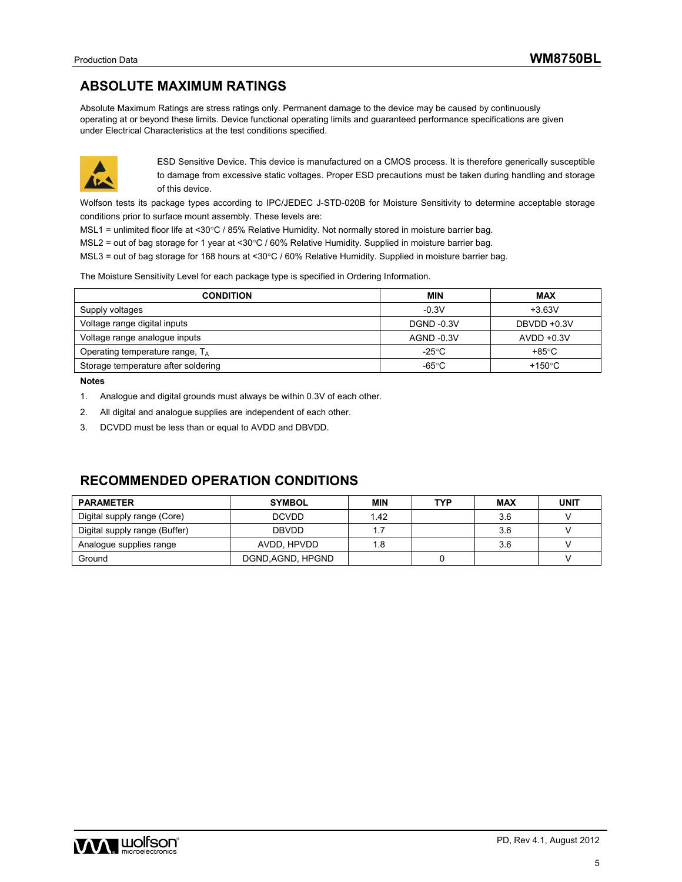## ABSOLUTE MAXIMUM RATINGS

Absolute Maximum Ratings are stress ratings only. Permanent damage to the device may be caused by continuously operating at or beyond these limits. Device functional operating limits and guaranteed performance specifications are given under Electrical Characteristics at the test conditions specified.

ESD Sensitive Device. This device is manufactured on a CMOS process. It is therefore generically susceptible to damage from excessive static voltages. Proper ESD precautions must be taken during handling and storage of this device.

Wolfson tests its package types according to IPC/JEDEC J-STD-020B for Moisture Sensitivity to determine acceptable storage conditions prior to surface mount assembly. These levels are:

MSL1 = unlimited floor life at <30°C / 85% Relative Humidity. Not normally stored in moisture barrier bag.

MSL2 = out of bag storage for 1 year at <30°C / 60% Relative Humidity. Supplied in moisture barrier bag.

MSL3 = out of bag storage for 168 hours at <30°C / 60% Relative Humidity. Supplied in moisture barrier bag.

The Moisture Sensitivity Level for each package type is specified in Ordering Information.

| CONDITION | MIN | MAX |
|---|---|---|
| Supply voltages | -0.3V | +3.63V |
| Voltage range digital inputs | DGND -0.3V | DBVDD +0.3V |
| Voltage range analogue inputs | AGND -0.3V | AVDD +0.3V |
| Operating temperature range, $T_A$ | -25°C | +85°C |
| Storage temperature after soldering | -65°C | +150°C |

**Notes**

1. Analogue and digital grounds must always be within 0.3V of each other.
2. All digital and analogue supplies are independent of each other.
3. DCVDD must be less than or equal to AVDD and DBVDD.

## RECOMMENDED OPERATION CONDITIONS

| PARAMETER | SYMBOL | MIN | TYP | MAX | UNIT |
|---|---|---|---|---|---|
| Digital supply range (Core) | DCVDD | 1.42 | | 3.6 | V |
| Digital supply range (Buffer) | DBVDD | 1.7 | | 3.6 | V |
| Analogue supplies range | AVDD, HPVDD | 1.8 | | 3.6 | V |
| Ground | DGND,AGND, HPGND | | 0 | | V |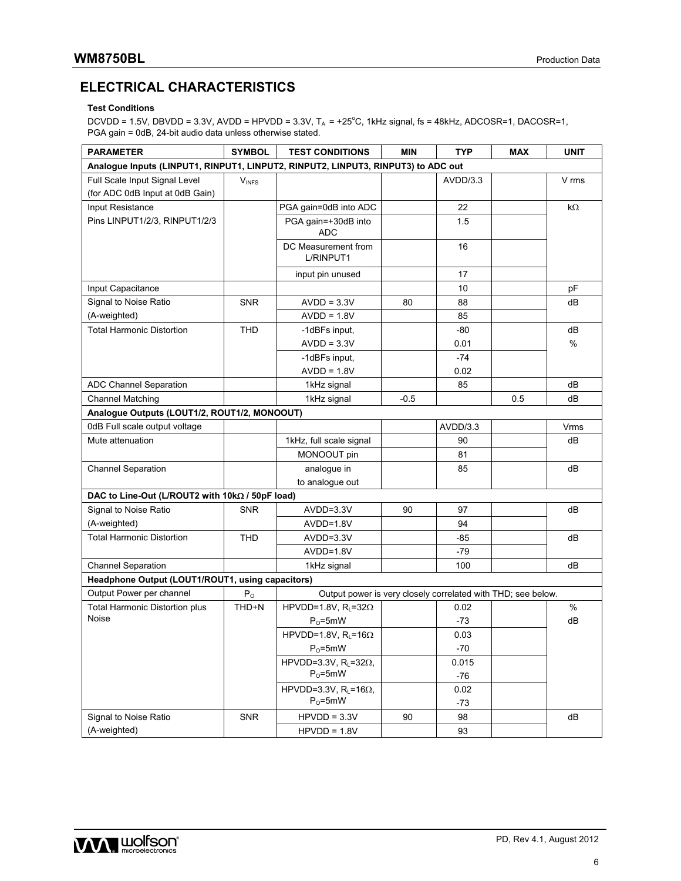## ELECTRICAL CHARACTERISTICS

**Test Conditions**

DCVDD = 1.5V, DBVDD = 3.3V, AVDD = HPVDD = 3.3V, $T_A$ = +25°C, 1kHz signal, fs = 48kHz, ADCOSR=1, DACOSR=1, PGA gain = 0dB, 24-bit audio data unless otherwise stated.

| PARAMETER | SYMBOL | TEST CONDITIONS | MIN | TYP | MAX | UNIT |
|---|---|---|---|---|---|---|
| **Analogue Inputs (LINPUT1, RINPUT1, LINPUT2, RINPUT2, LINPUT3, RINPUT3) to ADC out** | | | | | | |
| Full Scale Input Signal Level (for ADC 0dB Input at 0dB Gain) | $V_{INFS}$ | | | AVDD/3.3 | | V rms |
| Input Resistance Pins LINPUT1/2/3, RINPUT1/2/3 | | PGA gain=0dB into ADC | | 22 | | kΩ |
| | | PGA gain=+30dB into ADC | | 1.5 | | |
| | | DC Measurement from L/RINPUT1 | | 16 | | |
| | | input pin unused | | 17 | | |
| Input Capacitance | | | | 10 | | pF |
| Signal to Noise Ratio (A-weighted) | SNR | AVDD = 3.3V | 80 | 88 | | dB |
| | | AVDD = 1.8V | | 85 | | |
| Total Harmonic Distortion | THD | -1dBFs input, AVDD = 3.3V | | -80<br>0.01 | | dB<br>% |
| | | -1dBFs input, AVDD = 1.8V | | -74<br>0.02 | | |
| ADC Channel Separation | | 1kHz signal | | 85 | | dB |
| Channel Matching | | 1kHz signal | -0.5 | | 0.5 | dB |
| **Analogue Outputs (LOUT1/2, ROUT1/2, MONOOUT)** | | | | | | |
| 0dB Full scale output voltage | | | | AVDD/3.3 | | Vrms |
| Mute attenuation | | 1kHz, full scale signal | | 90 | | dB |
| | | MONOOUT pin | | 81 | | |
| Channel Separation | | analogue in to analogue out | | 85 | | dB |
| **DAC to Line-Out (L/ROUT2 with 10kΩ / 50pF load)** | | | | | | |
| Signal to Noise Ratio (A-weighted) | SNR | AVDD=3.3V | 90 | 97 | | dB |
| | | AVDD=1.8V | | 94 | | |
| Total Harmonic Distortion | THD | AVDD=3.3V | | -85 | | dB |
| | | AVDD=1.8V | | -79 | | |
| Channel Separation | | 1kHz signal | | 100 | | dB |
| **Headphone Output (LOUT1/ROUT1, using capacitors)** | | | | | | |
| Output Power per channel | $P_O$ | Output power is very closely correlated with THD; see below. | | | | |
| Total Harmonic Distortion plus Noise | THD+N | HPVDD=1.8V, $R_L$=32Ω $P_O$=5mW | | 0.02<br>-73 | | %<br>dB |
| | | HPVDD=1.8V, $R_L$=16Ω $P_O$=5mW | | 0.03<br>-70 | | |
| | | HPVDD=3.3V, $R_L$=32Ω, $P_O$=5mW | | 0.015<br>-76 | | |
| | | HPVDD=3.3V, $R_L$=16Ω, $P_O$=5mW | | 0.02<br>-73 | | |
| Signal to Noise Ratio (A-weighted) | SNR | HPVDD = 3.3V | 90 | 98 | | dB |
| | | HPVDD = 1.8V | | 93 | | |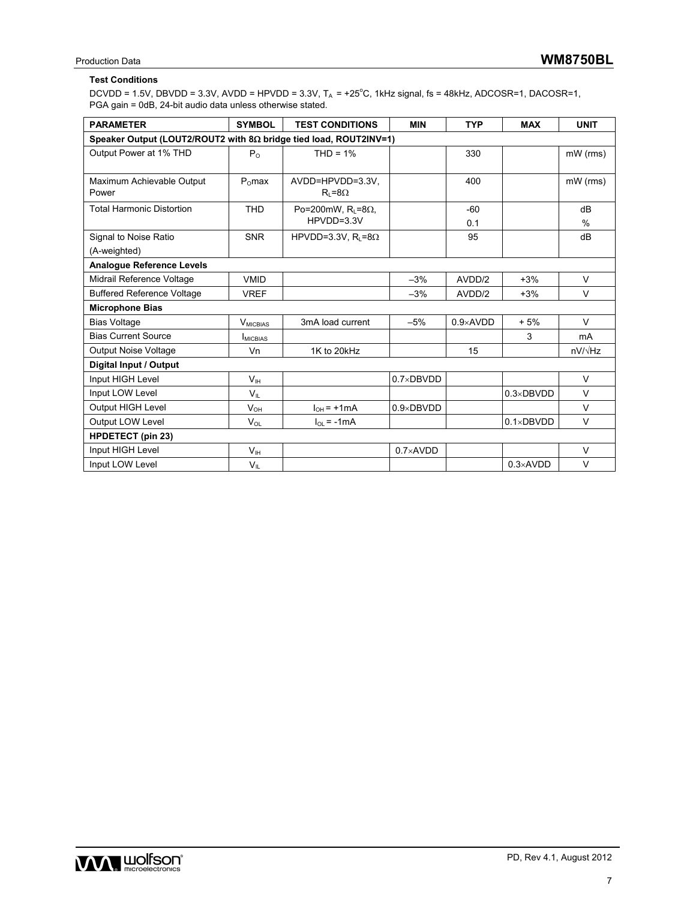**Test Conditions**

DCVDD = 1.5V, DBVDD = 3.3V, AVDD = HPVDD = 3.3V, $T_A$ = +25°C, 1kHz signal, fs = 48kHz, ADCOSR=1, DACOSR=1, PGA gain = 0dB, 24-bit audio data unless otherwise stated.

| PARAMETER | SYMBOL | TEST CONDITIONS | MIN | TYP | MAX | UNIT |
|---|---|---|---|---|---|---|
| **Speaker Output (LOUT2/ROUT2 with 8Ω bridge tied load, ROUT2INV=1)** | | | | | | |
| Output Power at 1% THD | $P_O$ | THD = 1% | | 330 | | mW (rms) |
| Maximum Achievable Output Power | $P_O$max | AVDD=HPVDD=3.3V, $R_L$=8Ω | | 400 | | mW (rms) |
| Total Harmonic Distortion | THD | Po=200mW, $R_L$=8Ω, HPVDD=3.3V | | -60<br>0.1 | | dB<br>% |
| Signal to Noise Ratio (A-weighted) | SNR | HPVDD=3.3V, $R_L$=8Ω | | 95 | | dB |
| **Analogue Reference Levels** | | | | | | |
| Midrail Reference Voltage | VMID | | –3% | AVDD/2 | +3% | V |
| Buffered Reference Voltage | VREF | | –3% | AVDD/2 | +3% | V |
| **Microphone Bias** | | | | | | |
| Bias Voltage | $V_{MICBIAS}$ | 3mA load current | –5% | 0.9×AVDD | + 5% | V |
| Bias Current Source | $I_{MICBIAS}$ | | | | 3 | mA |
| Output Noise Voltage | Vn | 1K to 20kHz | | 15 | | nV/√Hz |
| **Digital Input / Output** | | | | | | |
| Input HIGH Level | $V_{IH}$ | | 0.7×DBVDD | | | V |
| Input LOW Level | $V_{IL}$ | | | | 0.3×DBVDD | V |
| Output HIGH Level | $V_{OH}$ | $I_{OH}$ = +1mA | 0.9×DBVDD | | | V |
| Output LOW Level | $V_{OL}$ | $I_{OL}$ = -1mA | | | 0.1×DBVDD | V |
| **HPDETECT (pin 23)** | | | | | | |
| Input HIGH Level | $V_{IH}$ | | 0.7×AVDD | | | V |
| Input LOW Level | $V_{IL}$ | | | | 0.3×AVDD | V |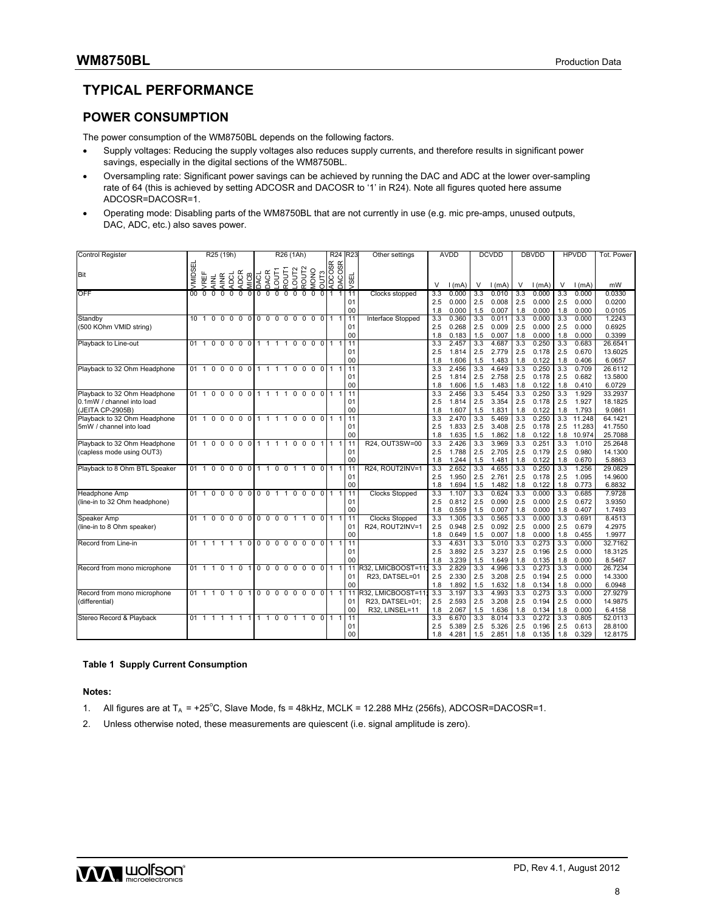# TYPICAL PERFORMANCE

## POWER CONSUMPTION

The power consumption of the WM8750BL depends on the following factors.

- Supply voltages: Reducing the supply voltages also reduces supply currents, and therefore results in significant power savings, especially in the digital sections of the WM8750BL.
- Oversampling rate: Significant power savings can be achieved by running the DAC and ADC at the lower over-sampling rate of 64 (this is achieved by setting ADCOSR and DACOSR to '1' in R24). Note all figures quoted here assume ADCOSR=DACOSR=1.
- Operating mode: Disabling parts of the WM8750BL that are not currently in use (e.g. mic pre-amps, unused outputs, DAC, ADC, etc.) also saves power.

| Control Register | R25 (19h) | | | | | | | | R26 (1Ah) | | | | | | | | | R24 | | R23 | Other settings | AVDD | | DCVDD | | DBVDD | | HPVDD | | Tot. Power |
|---|---|---|---|---|---|---|---|---|---|---|---|---|---|---|---|---|---|---|---|---|---|---|---|---|---|---|---|---|---|---|
| Bit | VMIDSEL | VREF | AINL | AINR | ADCL | ADCR | MICB | | DACL | DACR | LOUT1 | ROUT1 | LOUT2 | ROUT2 | MONO | OUT3 | | ADCOSR | DACOSR | VSEL | | V | I (mA) | V | I (mA) | V | I (mA) | V | I (mA) | mW |
| OFF | 00 | 0 | 0 | 0 | 0 | 0 | 0 | | 0 | 0 | 0 | 0 | 0 | 0 | 0 | 0 | | 1 | 1 | 11 | Clocks stopped | 3.3 | 0.000 | 3.3 | 0.010 | 3.3 | 0.000 | 3.3 | 0.000 | 0.0330 |
| | | | | | | | | | | | | | | | | | | | | 01 | | 2.5 | 0.000 | 2.5 | 0.008 | 2.5 | 0.000 | 2.5 | 0.000 | 0.0200 |
| | | | | | | | | | | | | | | | | | | | | 00 | | 1.8 | 0.000 | 1.5 | 0.007 | 1.8 | 0.000 | 1.8 | 0.000 | 0.0105 |
| Standby (500 KOhm VMID string) | 10 | 1 | 0 | 0 | 0 | 0 | 0 | | 0 | 0 | 0 | 0 | 0 | 0 | 0 | 0 | | 1 | 1 | 11 | Interface Stopped | 3.3 | 0.360 | 3.3 | 0.011 | 3.3 | 0.000 | 3.3 | 0.000 | 1.2243 |
| | | | | | | | | | | | | | | | | | | | | 01 | | 2.5 | 0.268 | 2.5 | 0.009 | 2.5 | 0.000 | 2.5 | 0.000 | 0.6925 |
| | | | | | | | | | | | | | | | | | | | | 00 | | 1.8 | 0.183 | 1.5 | 0.007 | 1.8 | 0.000 | 1.8 | 0.000 | 0.3399 |
| Playback to Line-out | 01 | 1 | 0 | 0 | 0 | 0 | 0 | | 1 | 1 | 1 | 1 | 0 | 0 | 0 | 0 | | 1 | 1 | 11 | | 3.3 | 2.457 | 3.3 | 4.687 | 3.3 | 0.250 | 3.3 | 0.683 | 26.6541 |
| | | | | | | | | | | | | | | | | | | | | 01 | | 2.5 | 1.814 | 2.5 | 2.779 | 2.5 | 0.178 | 2.5 | 0.670 | 13.6025 |
| | | | | | | | | | | | | | | | | | | | | 00 | | 1.8 | 1.606 | 1.5 | 1.483 | 1.8 | 0.122 | 1.8 | 0.406 | 6.0657 |
| Playback to 32 Ohm Headphone | 01 | 1 | 0 | 0 | 0 | 0 | 0 | | 1 | 1 | 1 | 1 | 0 | 0 | 0 | 0 | | 1 | 1 | 11 | | 3.3 | 2.456 | 3.3 | 4.649 | 3.3 | 0.250 | 3.3 | 0.709 | 26.6112 |
| | | | | | | | | | | | | | | | | | | | | 01 | | 2.5 | 1.814 | 2.5 | 2.758 | 2.5 | 0.178 | 2.5 | 0.682 | 13.5800 |
| | | | | | | | | | | | | | | | | | | | | 00 | | 1.8 | 1.606 | 1.5 | 1.483 | 1.8 | 0.122 | 1.8 | 0.410 | 6.0729 |
| Playback to 32 Ohm Headphone 0.1mW / channel into load (JEITA CP-2905B) | 01 | 1 | 0 | 0 | 0 | 0 | 0 | | 1 | 1 | 1 | 1 | 0 | 0 | 0 | 0 | | 1 | 1 | 11 | | 3.3 | 2.456 | 3.3 | 5.454 | 3.3 | 0.250 | 3.3 | 1.929 | 33.2937 |
| | | | | | | | | | | | | | | | | | | | | 01 | | 2.5 | 1.814 | 2.5 | 3.354 | 2.5 | 0.178 | 2.5 | 1.927 | 18.1825 |
| | | | | | | | | | | | | | | | | | | | | 00 | | 1.8 | 1.607 | 1.5 | 1.831 | 1.8 | 0.122 | 1.8 | 1.793 | 9.0861 |
| Playback to 32 Ohm Headphone 5mW / channel into load | 01 | 1 | 0 | 0 | 0 | 0 | 0 | | 1 | 1 | 1 | 1 | 0 | 0 | 0 | 0 | | 1 | 1 | 11 | | 3.3 | 2.470 | 3.3 | 5.469 | 3.3 | 0.250 | 3.3 | 11.248 | 64.1421 |
| | | | | | | | | | | | | | | | | | | | | 01 | | 2.5 | 1.833 | 2.5 | 3.408 | 2.5 | 0.178 | 2.5 | 11.283 | 41.7550 |
| | | | | | | | | | | | | | | | | | | | | 00 | | 1.8 | 1.635 | 1.5 | 1.862 | 1.8 | 0.122 | 1.8 | 10.974 | 25.7088 |
| Playback to 32 Ohm Headphone (capless mode using OUT3) | 01 | 1 | 0 | 0 | 0 | 0 | 0 | | 1 | 1 | 1 | 1 | 0 | 0 | 0 | 1 | | 1 | 1 | 11 | R24, OUT3SW=00 | 3.3 | 2.426 | 3.3 | 3.969 | 3.3 | 0.251 | 3.3 | 1.010 | 25.2648 |
| | | | | | | | | | | | | | | | | | | | | 01 | | 2.5 | 1.788 | 2.5 | 2.705 | 2.5 | 0.179 | 2.5 | 0.980 | 14.1300 |
| | | | | | | | | | | | | | | | | | | | | 00 | | 1.8 | 1.244 | 1.5 | 1.481 | 1.8 | 0.122 | 1.8 | 0.670 | 5.8863 |
| Playback to 8 Ohm BTL Speaker | 01 | 1 | 0 | 0 | 0 | 0 | 0 | | 1 | 1 | 0 | 0 | 1 | 1 | 0 | 0 | | 1 | 1 | 11 | R24, ROUT2INV=1 | 3.3 | 2.652 | 3.3 | 4.655 | 3.3 | 0.250 | 3.3 | 1.256 | 29.0829 |
| | | | | | | | | | | | | | | | | | | | | 01 | | 2.5 | 1.950 | 2.5 | 2.761 | 2.5 | 0.178 | 2.5 | 1.095 | 14.9600 |
| | | | | | | | | | | | | | | | | | | | | 00 | | 1.8 | 1.694 | 1.5 | 1.482 | 1.8 | 0.122 | 1.8 | 0.773 | 6.8832 |
| Headphone Amp (line-in to 32 Ohm headphone) | 01 | 1 | 0 | 0 | 0 | 0 | 0 | | 0 | 0 | 1 | 1 | 0 | 0 | 0 | 0 | | 1 | 1 | 11 | Clocks Stopped | 3.3 | 1.107 | 3.3 | 0.624 | 3.3 | 0.000 | 3.3 | 0.685 | 7.9728 |
| | | | | | | | | | | | | | | | | | | | | 01 | | 2.5 | 0.812 | 2.5 | 0.090 | 2.5 | 0.000 | 2.5 | 0.672 | 3.9350 |
| | | | | | | | | | | | | | | | | | | | | 00 | | 1.8 | 0.559 | 1.5 | 0.007 | 1.8 | 0.000 | 1.8 | 0.407 | 1.7493 |
| Speaker Amp (line-in to 8 Ohm speaker) | 01 | 1 | 0 | 0 | 0 | 0 | 0 | | 0 | 0 | 0 | 0 | 1 | 1 | 0 | 0 | | 1 | 1 | 11 | Clocks Stopped R24, ROUT2INV=1 | 3.3 | 1.305 | 3.3 | 0.565 | 3.3 | 0.000 | 3.3 | 0.691 | 8.4513 |
| | | | | | | | | | | | | | | | | | | | | 01 | | 2.5 | 0.948 | 2.5 | 0.092 | 2.5 | 0.000 | 2.5 | 0.679 | 4.2975 |
| | | | | | | | | | | | | | | | | | | | | 00 | | 1.8 | 0.649 | 1.5 | 0.007 | 1.8 | 0.000 | 1.8 | 0.455 | 1.9977 |
| Record from Line-in | 01 | 1 | 1 | 1 | 1 | 1 | 0 | | 0 | 0 | 0 | 0 | 0 | 0 | 0 | 0 | | 1 | 1 | 11 | | 3.3 | 4.631 | 3.3 | 5.010 | 3.3 | 0.273 | 3.3 | 0.000 | 32.7162 |
| | | | | | | | | | | | | | | | | | | | | 01 | | 2.5 | 3.892 | 2.5 | 3.237 | 2.5 | 0.196 | 2.5 | 0.000 | 18.3125 |
| | | | | | | | | | | | | | | | | | | | | 00 | | 1.8 | 3.239 | 1.5 | 1.649 | 1.8 | 0.135 | 1.8 | 0.000 | 8.5467 |
| Record from mono microphone | 01 | 1 | 1 | 0 | 1 | 0 | 1 | | 0 | 0 | 0 | 0 | 0 | 0 | 0 | 0 | | 1 | 1 | 11 | R32, LMICBOOST=11; R23, DATSEL=01 | 3.3 | 2.829 | 3.3 | 4.996 | 3.3 | 0.273 | 3.3 | 0.000 | 26.7234 |
| | | | | | | | | | | | | | | | | | | | | 01 | | 2.5 | 2.330 | 2.5 | 3.208 | 2.5 | 0.194 | 2.5 | 0.000 | 14.3300 |
| | | | | | | | | | | | | | | | | | | | | 00 | | 1.8 | 1.892 | 1.5 | 1.632 | 1.8 | 0.134 | 1.8 | 0.000 | 6.0948 |
| Record from mono microphone (differential) | 01 | 1 | 1 | 0 | 1 | 0 | 1 | | 0 | 0 | 0 | 0 | 0 | 0 | 0 | 0 | | 1 | 1 | 11 | R32, LMICBOOST=11; R23, DATSEL=01; R32, LINSEL=11 | 3.3 | 3.197 | 3.3 | 4.993 | 3.3 | 0.273 | 3.3 | 0.000 | 27.9279 |
| | | | | | | | | | | | | | | | | | | | | 01 | | 2.5 | 2.593 | 2.5 | 3.208 | 2.5 | 0.194 | 2.5 | 0.000 | 14.9875 |
| | | | | | | | | | | | | | | | | | | | | 00 | | 1.8 | 2.067 | 1.5 | 1.636 | 1.8 | 0.134 | 1.8 | 0.000 | 6.4158 |
| Stereo Record & Playback | 01 | 1 | 1 | 1 | 1 | 1 | 1 | | 1 | 1 | 0 | 0 | 1 | 1 | 0 | 0 | | 1 | 1 | 11 | | 3.3 | 6.670 | 3.3 | 8.014 | 3.3 | 0.272 | 3.3 | 0.805 | 52.0113 |
| | | | | | | | | | | | | | | | | | | | | 01 | | 2.5 | 5.389 | 2.5 | 5.326 | 2.5 | 0.196 | 2.5 | 0.613 | 28.8100 |
| | | | | | | | | | | | | | | | | | | | | 00 | | 1.8 | 4.281 | 1.5 | 2.851 | 1.8 | 0.135 | 1.8 | 0.329 | 12.8175 |

**Table 1 Supply Current Consumption**

**Notes:**

1. All figures are at $T_A$ = +25°C, Slave Mode, fs = 48kHz, MCLK = 12.288 MHz (256fs), ADCOSR=DACOSR=1.
2. Unless otherwise noted, these measurements are quiescent (i.e. signal amplitude is zero).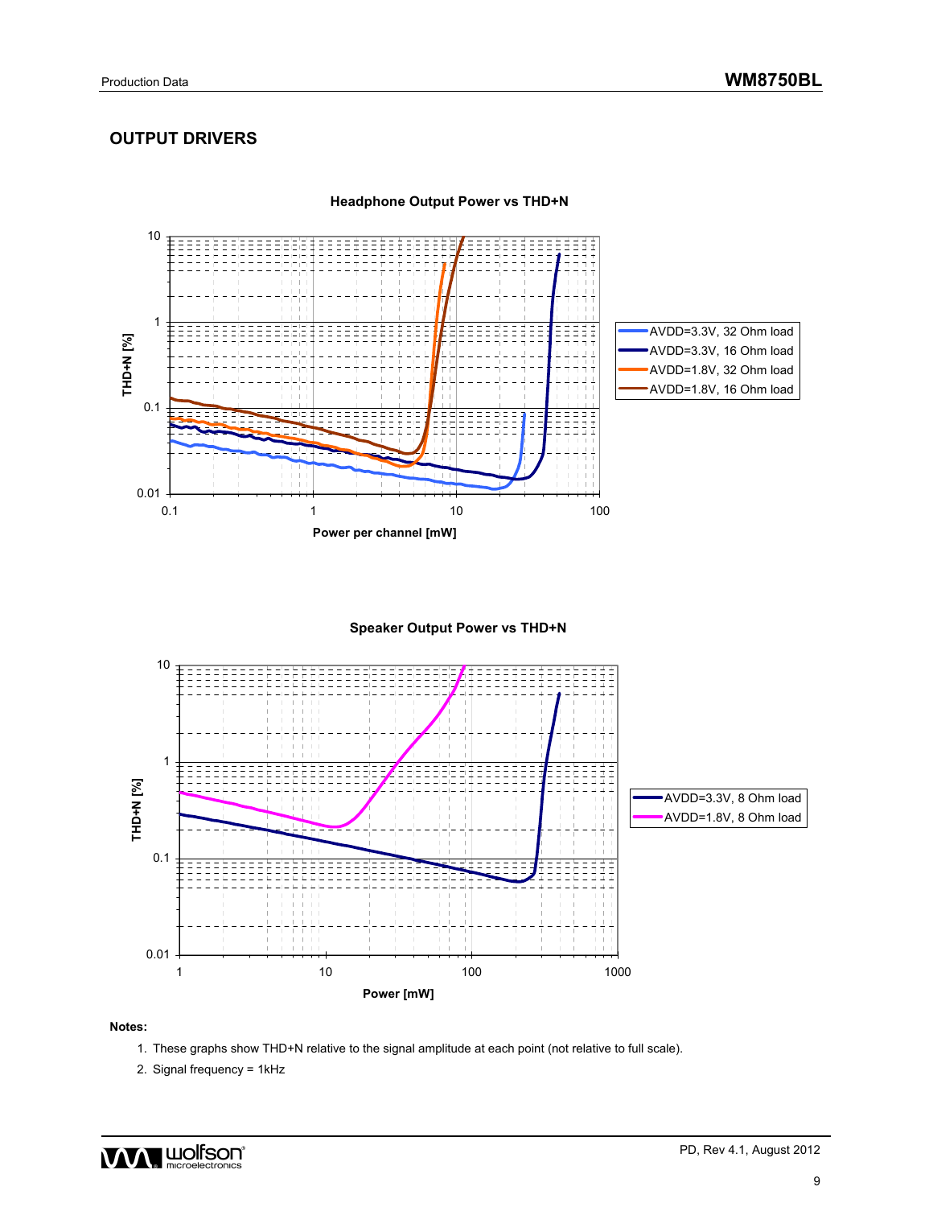## OUTPUT DRIVERS

**Headphone Output Power vs THD+N**

THD+N [%]

Power per channel [mW]

- AVDD=3.3V, 32 Ohm load
- AVDD=3.3V, 16 Ohm load
- AVDD=1.8V, 32 Ohm load
- AVDD=1.8V, 16 Ohm load

**Speaker Output Power vs THD+N**

THD+N [%]

Power [mW]

- AVDD=3.3V, 8 Ohm load
- AVDD=1.8V, 8 Ohm load

**Notes:**

1. These graphs show THD+N relative to the signal amplitude at each point (not relative to full scale).
2. Signal frequency = 1kHz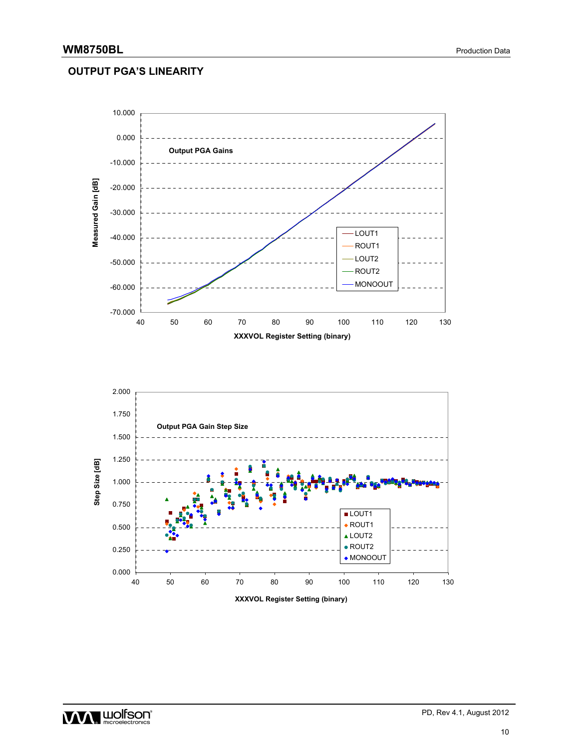## OUTPUT PGA'S LINEARITY

Output PGA Gains

Measured Gain [dB]

XXXVOL Register Setting (binary)

LOUT1
ROUT1
LOUT2
ROUT2
MONOOUT

Output PGA Gain Step Size

Step Size [dB]

XXXVOL Register Setting (binary)

LOUT1
ROUT1
LOUT2
ROUT2
MONOOUT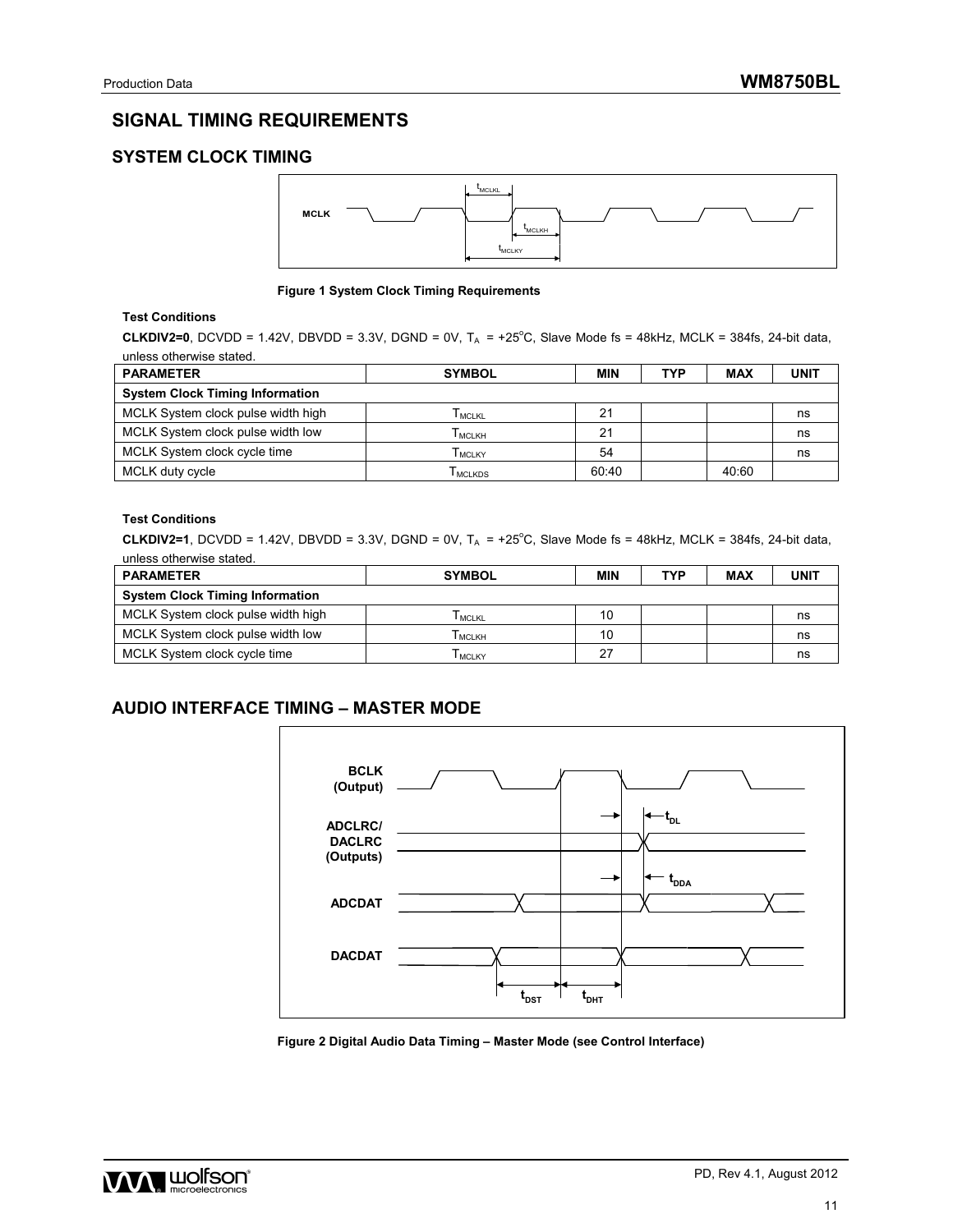# SIGNAL TIMING REQUIREMENTS

## SYSTEM CLOCK TIMING

Figure 1 System Clock Timing Requirements

**Test Conditions**

**CLKDIV2=0**, DCVDD = 1.42V, DBVDD = 3.3V, DGND = 0V, $T_A$ = +25°C, Slave Mode fs = 48kHz, MCLK = 384fs, 24-bit data, unless otherwise stated.

| PARAMETER | SYMBOL | MIN | TYP | MAX | UNIT |
|---|---|---|---|---|---|
| **System Clock Timing Information** | | | | | |
| MCLK System clock pulse width high | $T_{MCLKL}$ | 21 | | | ns |
| MCLK System clock pulse width low | $T_{MCLKH}$ | 21 | | | ns |
| MCLK System clock cycle time | $T_{MCLKY}$ | 54 | | | ns |
| MCLK duty cycle | $T_{MCLKDS}$ | 60:40 | | 40:60 | |

**Test Conditions**

**CLKDIV2=1**, DCVDD = 1.42V, DBVDD = 3.3V, DGND = 0V, $T_A$ = +25°C, Slave Mode fs = 48kHz, MCLK = 384fs, 24-bit data, unless otherwise stated.

| PARAMETER | SYMBOL | MIN | TYP | MAX | UNIT |
|---|---|---|---|---|---|
| **System Clock Timing Information** | | | | | |
| MCLK System clock pulse width high | $T_{MCLKL}$ | 10 | | | ns |
| MCLK System clock pulse width low | $T_{MCLKH}$ | 10 | | | ns |
| MCLK System clock cycle time | $T_{MCLKY}$ | 27 | | | ns |

## AUDIO INTERFACE TIMING – MASTER MODE

Figure 2 Digital Audio Data Timing – Master Mode (see Control Interface)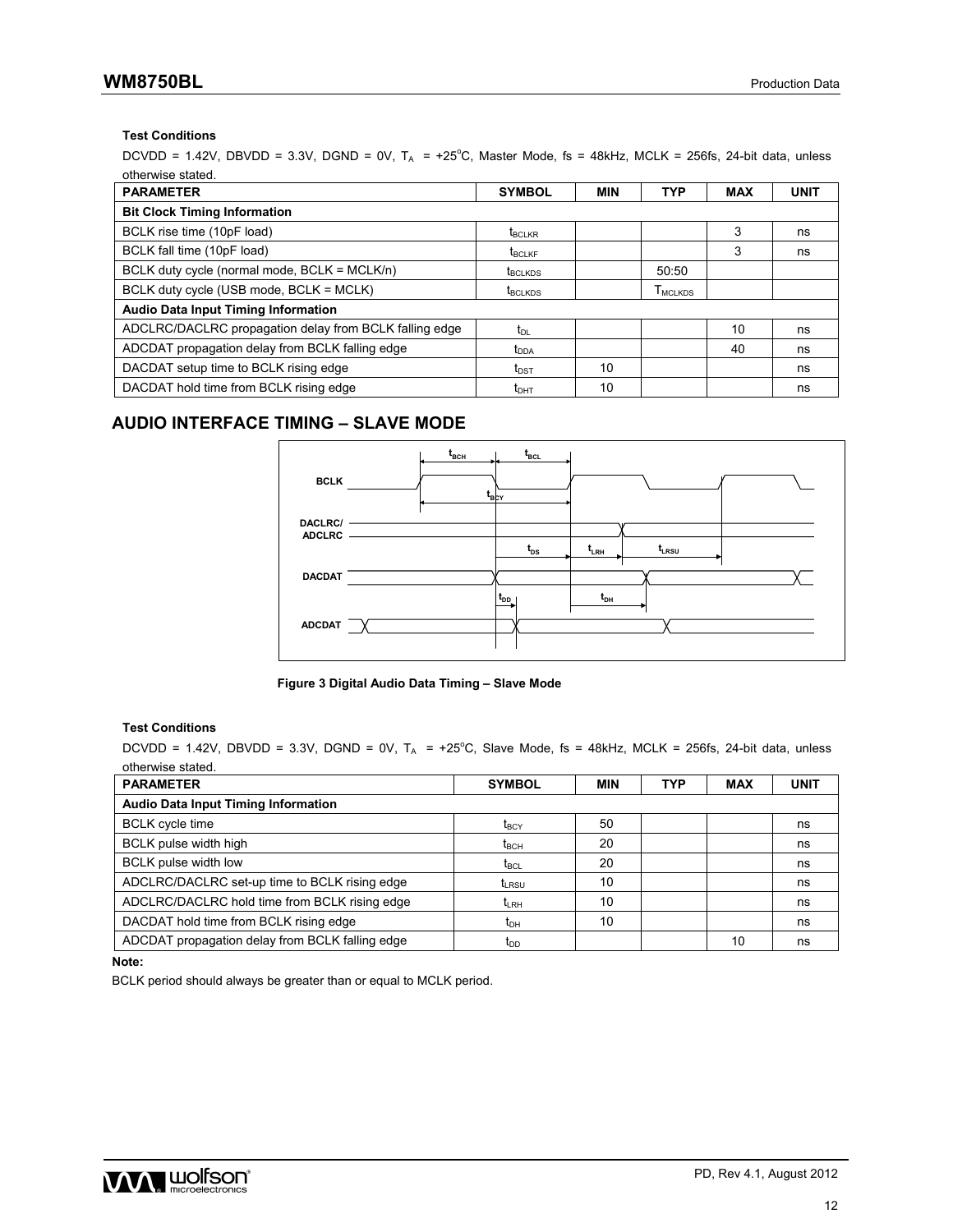**Test Conditions**

DCVDD = 1.42V, DBVDD = 3.3V, DGND = 0V, $T_A$ = +25°C, Master Mode, fs = 48kHz, MCLK = 256fs, 24-bit data, unless otherwise stated.

| PARAMETER | SYMBOL | MIN | TYP | MAX | UNIT |
|---|---|---|---|---|---|
| **Bit Clock Timing Information** | | | | | |
| BCLK rise time (10pF load) | $t_{BCLKR}$ | | | 3 | ns |
| BCLK fall time (10pF load) | $t_{BCLKF}$ | | | 3 | ns |
| BCLK duty cycle (normal mode, BCLK = MCLK/n) | $t_{BCLKDS}$ | | 50:50 | | |
| BCLK duty cycle (USB mode, BCLK = MCLK) | $t_{BCLKDS}$ | | $T_{MCLKDS}$ | | |
| **Audio Data Input Timing Information** | | | | | |
| ADCLRC/DACLRC propagation delay from BCLK falling edge | $t_{DL}$ | | | 10 | ns |
| ADCDAT propagation delay from BCLK falling edge | $t_{DDA}$ | | | 40 | ns |
| DACDAT setup time to BCLK rising edge | $t_{DST}$ | 10 | | | ns |
| DACDAT hold time from BCLK rising edge | $t_{DHT}$ | 10 | | | ns |

## AUDIO INTERFACE TIMING – SLAVE MODE

Figure 3 Digital Audio Data Timing – Slave Mode

**Test Conditions**

DCVDD = 1.42V, DBVDD = 3.3V, DGND = 0V, $T_A$ = +25°C, Slave Mode, fs = 48kHz, MCLK = 256fs, 24-bit data, unless otherwise stated.

| PARAMETER | SYMBOL | MIN | TYP | MAX | UNIT |
|---|---|---|---|---|---|
| **Audio Data Input Timing Information** | | | | | |
| BCLK cycle time | $t_{BCY}$ | 50 | | | ns |
| BCLK pulse width high | $t_{BCH}$ | 20 | | | ns |
| BCLK pulse width low | $t_{BCL}$ | 20 | | | ns |
| ADCLRC/DACLRC set-up time to BCLK rising edge | $t_{LRSU}$ | 10 | | | ns |
| ADCLRC/DACLRC hold time from BCLK rising edge | $t_{LRH}$ | 10 | | | ns |
| DACDAT hold time from BCLK rising edge | $t_{DH}$ | 10 | | | ns |
| ADCDAT propagation delay from BCLK falling edge | $t_{DD}$ | | | 10 | ns |

**Note:**

BCLK period should always be greater than or equal to MCLK period.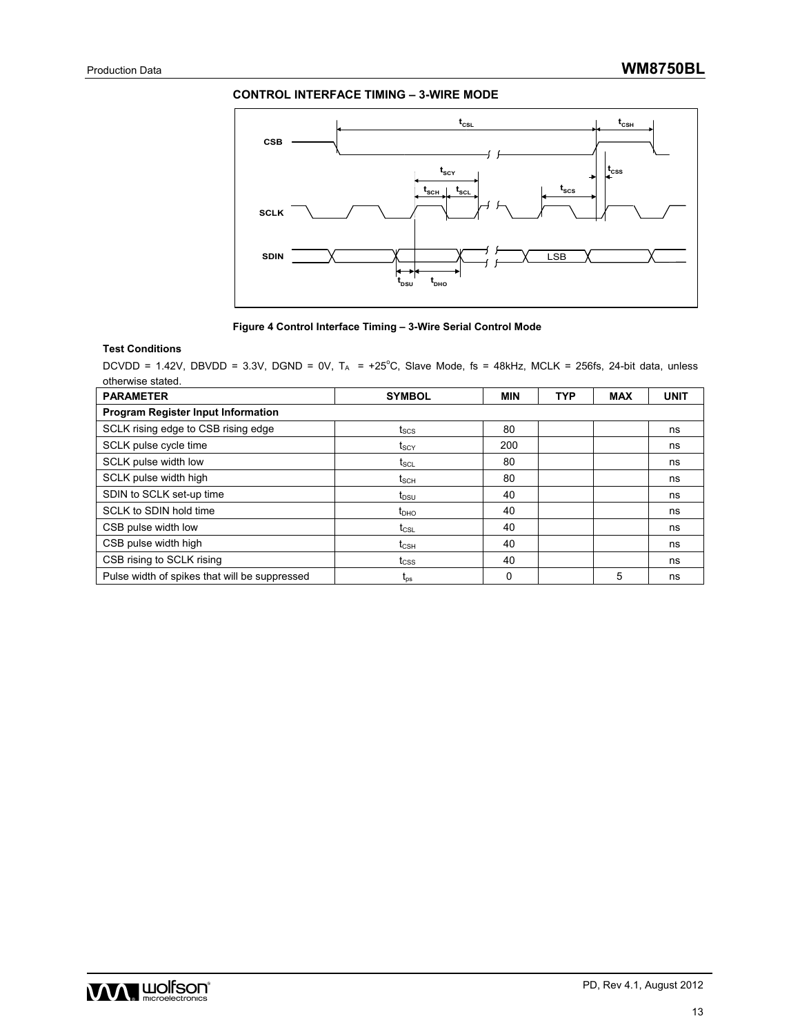## CONTROL INTERFACE TIMING – 3-WIRE MODE

**Figure 4 Control Interface Timing – 3-Wire Serial Control Mode**

**Test Conditions**

DCVDD = 1.42V, DBVDD = 3.3V, DGND = 0V, $T_A$ = +25°C, Slave Mode, fs = 48kHz, MCLK = 256fs, 24-bit data, unless otherwise stated.

| PARAMETER | SYMBOL | MIN | TYP | MAX | UNIT |
| --- | --- | --- | --- | --- | --- |
| **Program Register Input Information** | | | | | |
| SCLK rising edge to CSB rising edge | $t_{SCS}$ | 80 | | | ns |
| SCLK pulse cycle time | $t_{SCY}$ | 200 | | | ns |
| SCLK pulse width low | $t_{SCL}$ | 80 | | | ns |
| SCLK pulse width high | $t_{SCH}$ | 80 | | | ns |
| SDIN to SCLK set-up time | $t_{DSU}$ | 40 | | | ns |
| SCLK to SDIN hold time | $t_{DHO}$ | 40 | | | ns |
| CSB pulse width low | $t_{CSL}$ | 40 | | | ns |
| CSB pulse width high | $t_{CSH}$ | 40 | | | ns |
| CSB rising to SCLK rising | $t_{CSS}$ | 40 | | | ns |
| Pulse width of spikes that will be suppressed | $t_{ps}$ | 0 | | 5 | ns |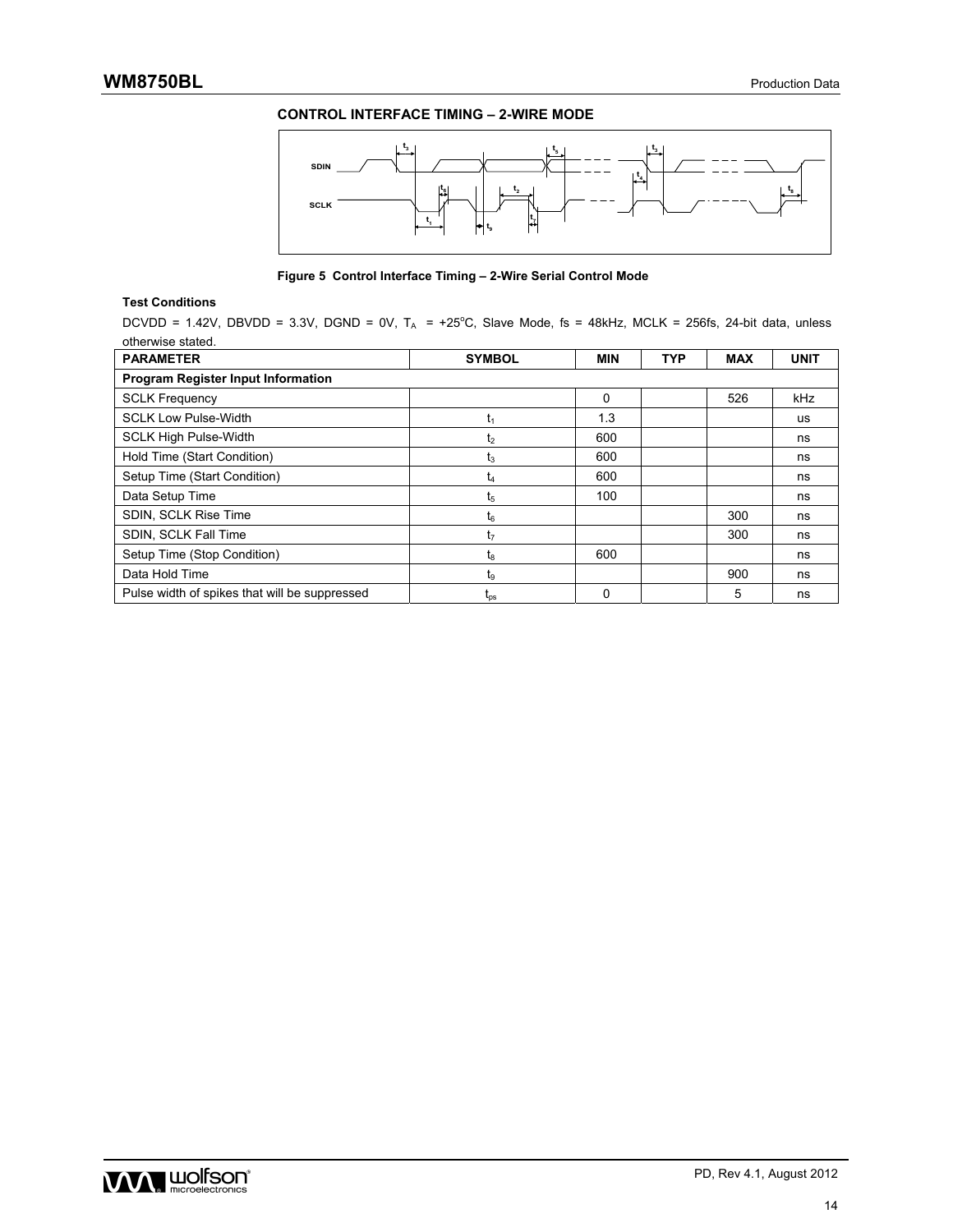### CONTROL INTERFACE TIMING – 2-WIRE MODE

Figure 5 Control Interface Timing – 2-Wire Serial Control Mode

**Test Conditions**

DCVDD = 1.42V, DBVDD = 3.3V, DGND = 0V, $T_A$ = +25°C, Slave Mode, fs = 48kHz, MCLK = 256fs, 24-bit data, unless otherwise stated.

| PARAMETER | SYMBOL | MIN | TYP | MAX | UNIT |
|---|---|---|---|---|---|
| **Program Register Input Information** | | | | | |
| SCLK Frequency | | 0 | | 526 | kHz |
| SCLK Low Pulse-Width | $t_1$ | 1.3 | | | us |
| SCLK High Pulse-Width | $t_2$ | 600 | | | ns |
| Hold Time (Start Condition) | $t_3$ | 600 | | | ns |
| Setup Time (Start Condition) | $t_4$ | 600 | | | ns |
| Data Setup Time | $t_5$ | 100 | | | ns |
| SDIN, SCLK Rise Time | $t_6$ | | | 300 | ns |
| SDIN, SCLK Fall Time | $t_7$ | | | 300 | ns |
| Setup Time (Stop Condition) | $t_8$ | 600 | | | ns |
| Data Hold Time | $t_9$ | | | 900 | ns |
| Pulse width of spikes that will be suppressed | $t_{ps}$ | 0 | | 5 | ns |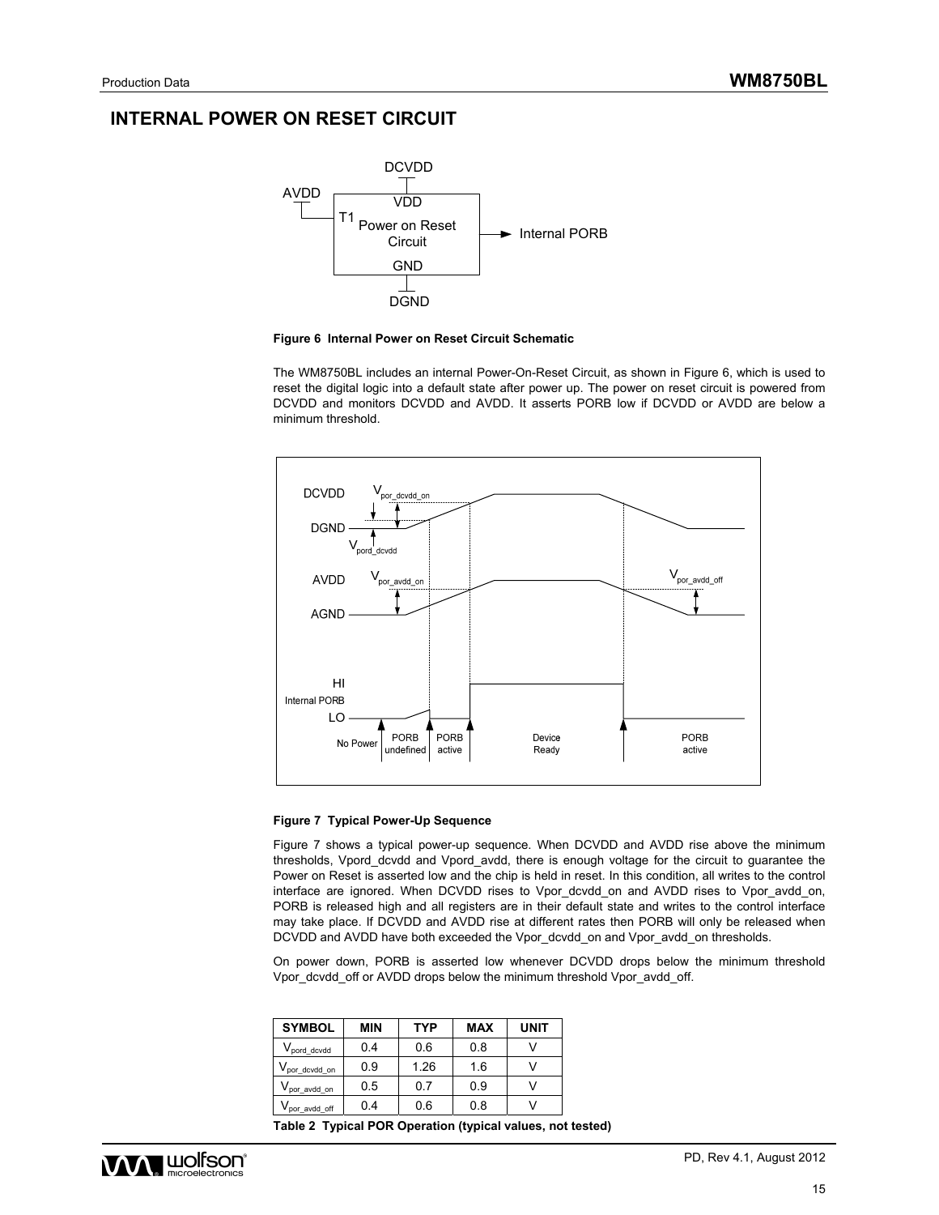## INTERNAL POWER ON RESET CIRCUIT

**Figure 6 Internal Power on Reset Circuit Schematic**

The WM8750BL includes an internal Power-On-Reset Circuit, as shown in Figure 6, which is used to reset the digital logic into a default state after power up. The power on reset circuit is powered from DCVDD and monitors DCVDD and AVDD. It asserts PORB low if DCVDD or AVDD are below a minimum threshold.

**Figure 7 Typical Power-Up Sequence**

Figure 7 shows a typical power-up sequence. When DCVDD and AVDD rise above the minimum thresholds, Vpord_dcvdd and Vpord_avdd, there is enough voltage for the circuit to guarantee the Power on Reset is asserted low and the chip is held in reset. In this condition, all writes to the control interface are ignored. When DCVDD rises to Vpor_dcvdd_on and AVDD rises to Vpor_avdd_on, PORB is released high and all registers are in their default state and writes to the control interface may take place. If DCVDD and AVDD rise at different rates then PORB will only be released when DCVDD and AVDD have both exceeded the Vpor_dcvdd_on and Vpor_avdd_on thresholds.

On power down, PORB is asserted low whenever DCVDD drops below the minimum threshold Vpor_dcvdd_off or AVDD drops below the minimum threshold Vpor_avdd_off.

| SYMBOL | MIN | TYP | MAX | UNIT |
|---|---|---|---|---|
| $V_{pord\_dcvdd}$ | 0.4 | 0.6 | 0.8 | V |
| $V_{por\_dcvdd\_on}$ | 0.9 | 1.26 | 1.6 | V |
| $V_{por\_avdd\_on}$ | 0.5 | 0.7 | 0.9 | V |
| $V_{por\_avdd\_off}$ | 0.4 | 0.6 | 0.8 | V |

**Table 2 Typical POR Operation (typical values, not tested)**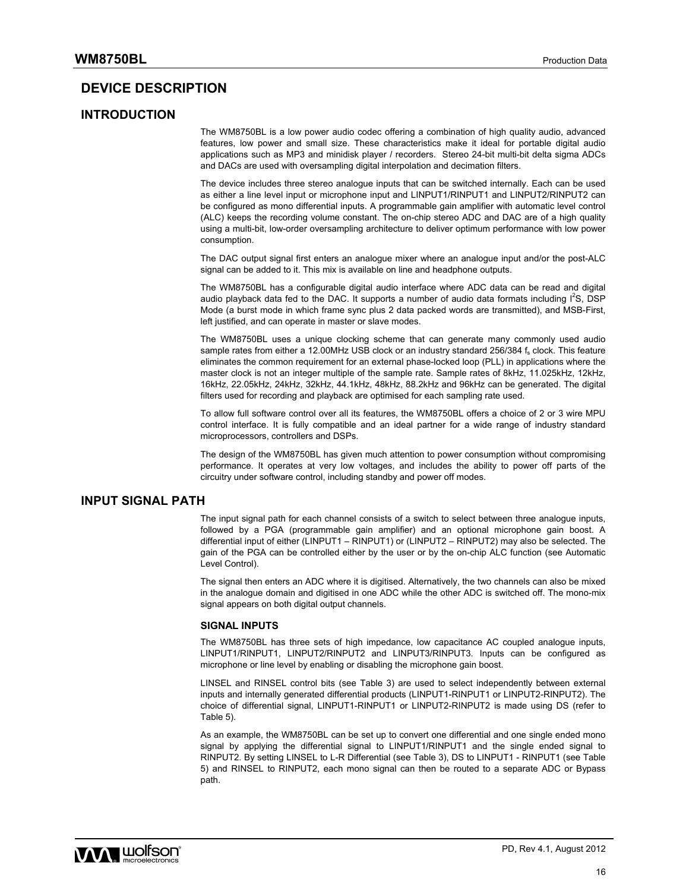# DEVICE DESCRIPTION

## INTRODUCTION

The WM8750BL is a low power audio codec offering a combination of high quality audio, advanced features, low power and small size. These characteristics make it ideal for portable digital audio applications such as MP3 and minidisk player / recorders. Stereo 24-bit multi-bit delta sigma ADCs and DACs are used with oversampling digital interpolation and decimation filters.

The device includes three stereo analogue inputs that can be switched internally. Each can be used as either a line level input or microphone input and LINPUT1/RINPUT1 and LINPUT2/RINPUT2 can be configured as mono differential inputs. A programmable gain amplifier with automatic level control (ALC) keeps the recording volume constant. The on-chip stereo ADC and DAC are of a high quality using a multi-bit, low-order oversampling architecture to deliver optimum performance with low power consumption.

The DAC output signal first enters an analogue mixer where an analogue input and/or the post-ALC signal can be added to it. This mix is available on line and headphone outputs.

The WM8750BL has a configurable digital audio interface where ADC data can be read and digital audio playback data fed to the DAC. It supports a number of audio data formats including $I^2S$, DSP Mode (a burst mode in which frame sync plus 2 data packed words are transmitted), and MSB-First, left justified, and can operate in master or slave modes.

The WM8750BL uses a unique clocking scheme that can generate many commonly used audio sample rates from either a 12.00MHz USB clock or an industry standard 256/384 $f_s$ clock. This feature eliminates the common requirement for an external phase-locked loop (PLL) in applications where the master clock is not an integer multiple of the sample rate. Sample rates of 8kHz, 11.025kHz, 12kHz, 16kHz, 22.05kHz, 24kHz, 32kHz, 44.1kHz, 48kHz, 88.2kHz and 96kHz can be generated. The digital filters used for recording and playback are optimised for each sampling rate used.

To allow full software control over all its features, the WM8750BL offers a choice of 2 or 3 wire MPU control interface. It is fully compatible and an ideal partner for a wide range of industry standard microprocessors, controllers and DSPs.

The design of the WM8750BL has given much attention to power consumption without compromising performance. It operates at very low voltages, and includes the ability to power off parts of the circuitry under software control, including standby and power off modes.

## INPUT SIGNAL PATH

The input signal path for each channel consists of a switch to select between three analogue inputs, followed by a PGA (programmable gain amplifier) and an optional microphone gain boost. A differential input of either (LINPUT1 – RINPUT1) or (LINPUT2 – RINPUT2) may also be selected. The gain of the PGA can be controlled either by the user or by the on-chip ALC function (see Automatic Level Control).

The signal then enters an ADC where it is digitised. Alternatively, the two channels can also be mixed in the analogue domain and digitised in one ADC while the other ADC is switched off. The mono-mix signal appears on both digital output channels.

### SIGNAL INPUTS

The WM8750BL has three sets of high impedance, low capacitance AC coupled analogue inputs, LINPUT1/RINPUT1, LINPUT2/RINPUT2 and LINPUT3/RINPUT3. Inputs can be configured as microphone or line level by enabling or disabling the microphone gain boost.

LINSEL and RINSEL control bits (see Table 3) are used to select independently between external inputs and internally generated differential products (LINPUT1-RINPUT1 or LINPUT2-RINPUT2). The choice of differential signal, LINPUT1-RINPUT1 or LINPUT2-RINPUT2 is made using DS (refer to Table 5).

As an example, the WM8750BL can be set up to convert one differential and one single ended mono signal by applying the differential signal to LINPUT1/RINPUT1 and the single ended signal to RINPUT2. By setting LINSEL to L-R Differential (see Table 3), DS to LINPUT1 - RINPUT1 (see Table 5) and RINSEL to RINPUT2, each mono signal can then be routed to a separate ADC or Bypass path.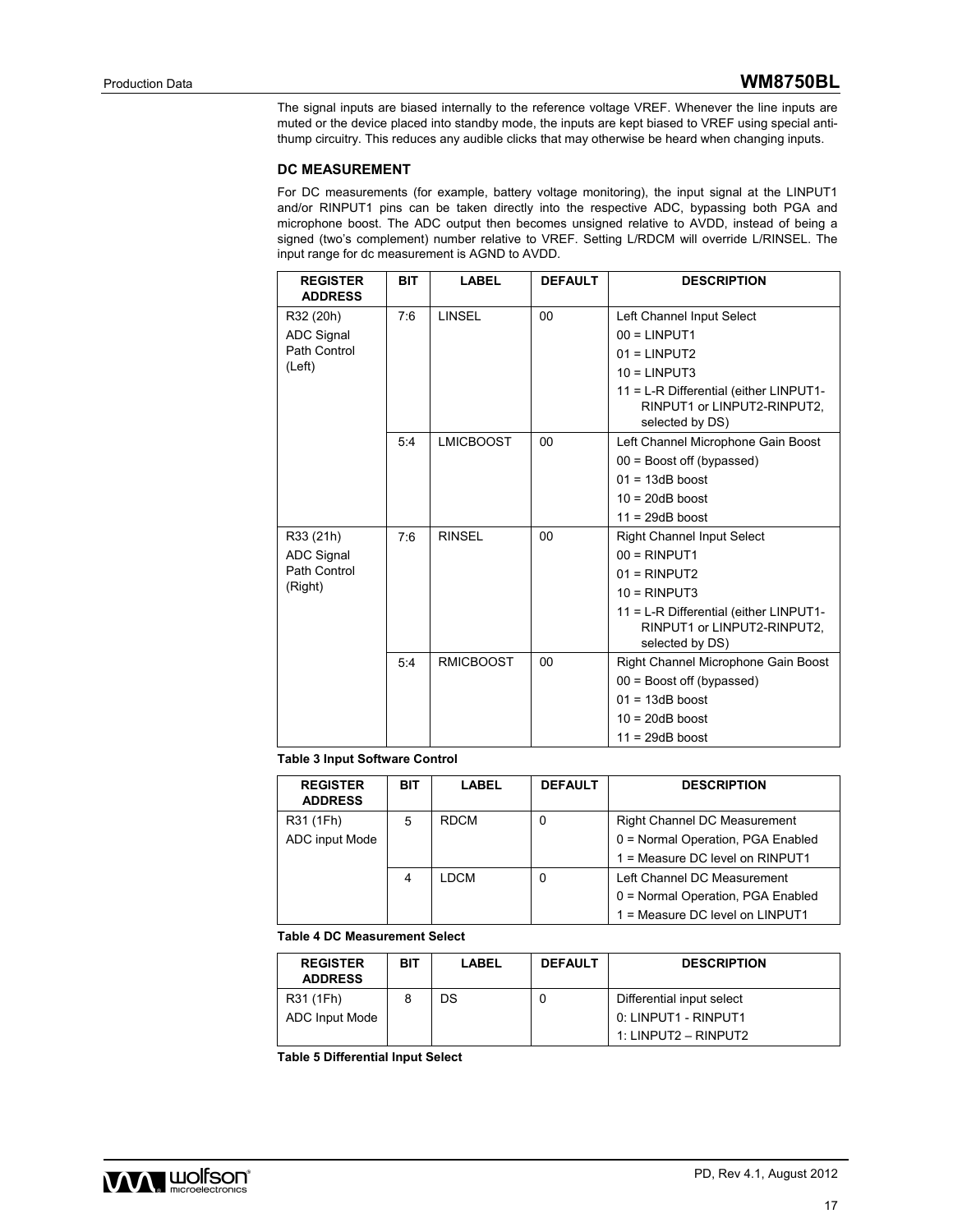The signal inputs are biased internally to the reference voltage VREF. Whenever the line inputs are muted or the device placed into standby mode, the inputs are kept biased to VREF using special anti-thump circuitry. This reduces any audible clicks that may otherwise be heard when changing inputs.

### DC MEASUREMENT

For DC measurements (for example, battery voltage monitoring), the input signal at the LINPUT1 and/or RINPUT1 pins can be taken directly into the respective ADC, bypassing both PGA and microphone boost. The ADC output then becomes unsigned relative to AVDD, instead of being a signed (two's complement) number relative to VREF. Setting L/RDCM will override L/RINSEL. The input range for dc measurement is AGND to AVDD.

| REGISTER ADDRESS | BIT | LABEL | DEFAULT | DESCRIPTION |
|---|---|---|---|---|
| R32 (20h) ADC Signal Path Control (Left) | 7:6 | LINSEL | 00 | Left Channel Input Select<br>00 = LINPUT1<br>01 = LINPUT2<br>10 = LINPUT3<br>11 = L-R Differential (either LINPUT1-RINPUT1 or LINPUT2-RINPUT2, selected by DS) |
| | 5:4 | LMICBOOST | 00 | Left Channel Microphone Gain Boost<br>00 = Boost off (bypassed)<br>01 = 13dB boost<br>10 = 20dB boost<br>11 = 29dB boost |
| R33 (21h) ADC Signal Path Control (Right) | 7:6 | RINSEL | 00 | Right Channel Input Select<br>00 = RINPUT1<br>01 = RINPUT2<br>10 = RINPUT3<br>11 = L-R Differential (either LINPUT1-RINPUT1 or LINPUT2-RINPUT2, selected by DS) |
| | 5:4 | RMICBOOST | 00 | Right Channel Microphone Gain Boost<br>00 = Boost off (bypassed)<br>01 = 13dB boost<br>10 = 20dB boost<br>11 = 29dB boost |

**Table 3 Input Software Control**

| REGISTER ADDRESS | BIT | LABEL | DEFAULT | DESCRIPTION |
|---|---|---|---|---|
| R31 (1Fh) ADC input Mode | 5 | RDCM | 0 | Right Channel DC Measurement<br>0 = Normal Operation, PGA Enabled<br>1 = Measure DC level on RINPUT1 |
| | 4 | LDCM | 0 | Left Channel DC Measurement<br>0 = Normal Operation, PGA Enabled<br>1 = Measure DC level on LINPUT1 |

**Table 4 DC Measurement Select**

| REGISTER ADDRESS | BIT | LABEL | DEFAULT | DESCRIPTION |
|---|---|---|---|---|
| R31 (1Fh) ADC Input Mode | 8 | DS | 0 | Differential input select<br>0: LINPUT1 - RINPUT1<br>1: LINPUT2 – RINPUT2 |

**Table 5 Differential Input Select**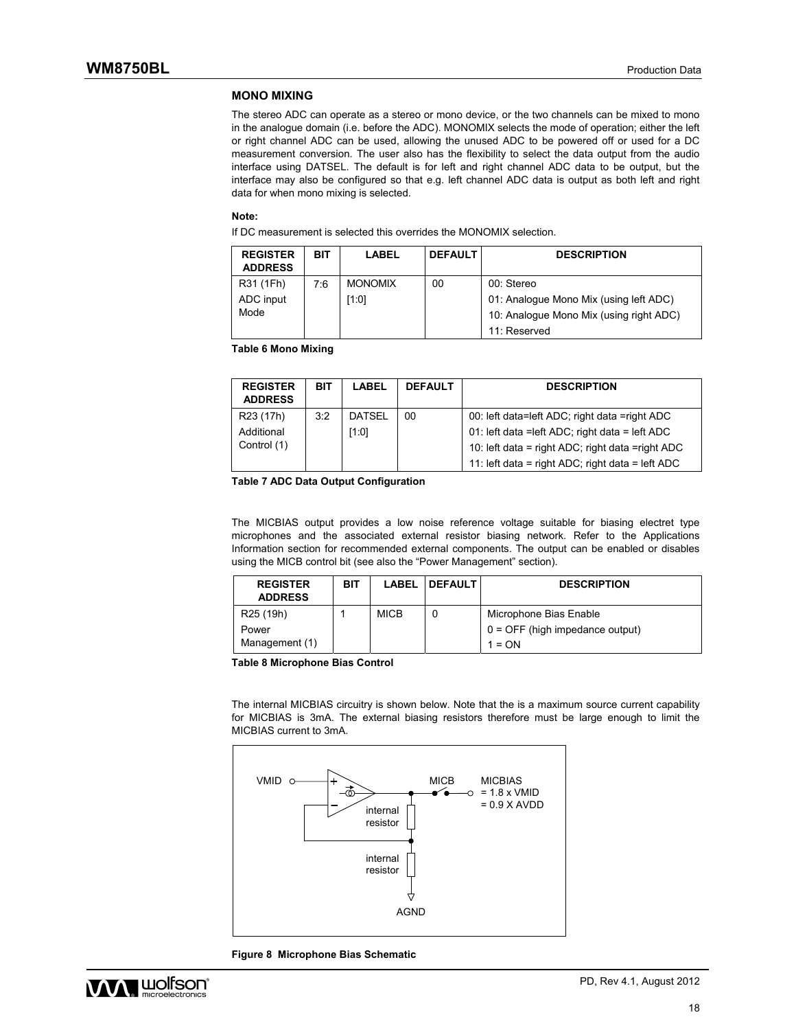## MONO MIXING

The stereo ADC can operate as a stereo or mono device, or the two channels can be mixed to mono in the analogue domain (i.e. before the ADC). MONOMIX selects the mode of operation; either the left or right channel ADC can be used, allowing the unused ADC to be powered off or used for a DC measurement conversion. The user also has the flexibility to select the data output from the audio interface using DATSEL. The default is for left and right channel ADC data to be output, but the interface may also be configured so that e.g. left channel ADC data is output as both left and right data for when mono mixing is selected.

**Note:**

If DC measurement is selected this overrides the MONOMIX selection.

| REGISTER ADDRESS | BIT | LABEL | DEFAULT | DESCRIPTION |
|---|---|---|---|---|
| R31 (1Fh) ADC input Mode | 7:6 | MONOMIX [1:0] | 00 | 00: Stereo<br>01: Analogue Mono Mix (using left ADC)<br>10: Analogue Mono Mix (using right ADC)<br>11: Reserved |

**Table 6 Mono Mixing**

| REGISTER ADDRESS | BIT | LABEL | DEFAULT | DESCRIPTION |
|---|---|---|---|---|
| R23 (17h) Additional Control (1) | 3:2 | DATSEL [1:0] | 00 | 00: left data=left ADC; right data =right ADC<br>01: left data =left ADC; right data = left ADC<br>10: left data = right ADC; right data =right ADC<br>11: left data = right ADC; right data = left ADC |

**Table 7 ADC Data Output Configuration**

The MICBIAS output provides a low noise reference voltage suitable for biasing electret type microphones and the associated external resistor biasing network. Refer to the Applications Information section for recommended external components. The output can be enabled or disables using the MICB control bit (see also the "Power Management" section).

| REGISTER ADDRESS | BIT | LABEL | DEFAULT | DESCRIPTION |
|---|---|---|---|---|
| R25 (19h) Power Management (1) | 1 | MICB | 0 | Microphone Bias Enable<br>0 = OFF (high impedance output)<br>1 = ON |

**Table 8 Microphone Bias Control**

The internal MICBIAS circuitry is shown below. Note that the is a maximum source current capability for MICBIAS is 3mA. The external biasing resistors therefore must be large enough to limit the MICBIAS current to 3mA.

VMID, MICB, MICBIAS = 1.8 x VMID = 0.9 X AVDD, internal resistor, internal resistor, AGND

**Figure 8 Microphone Bias Schematic**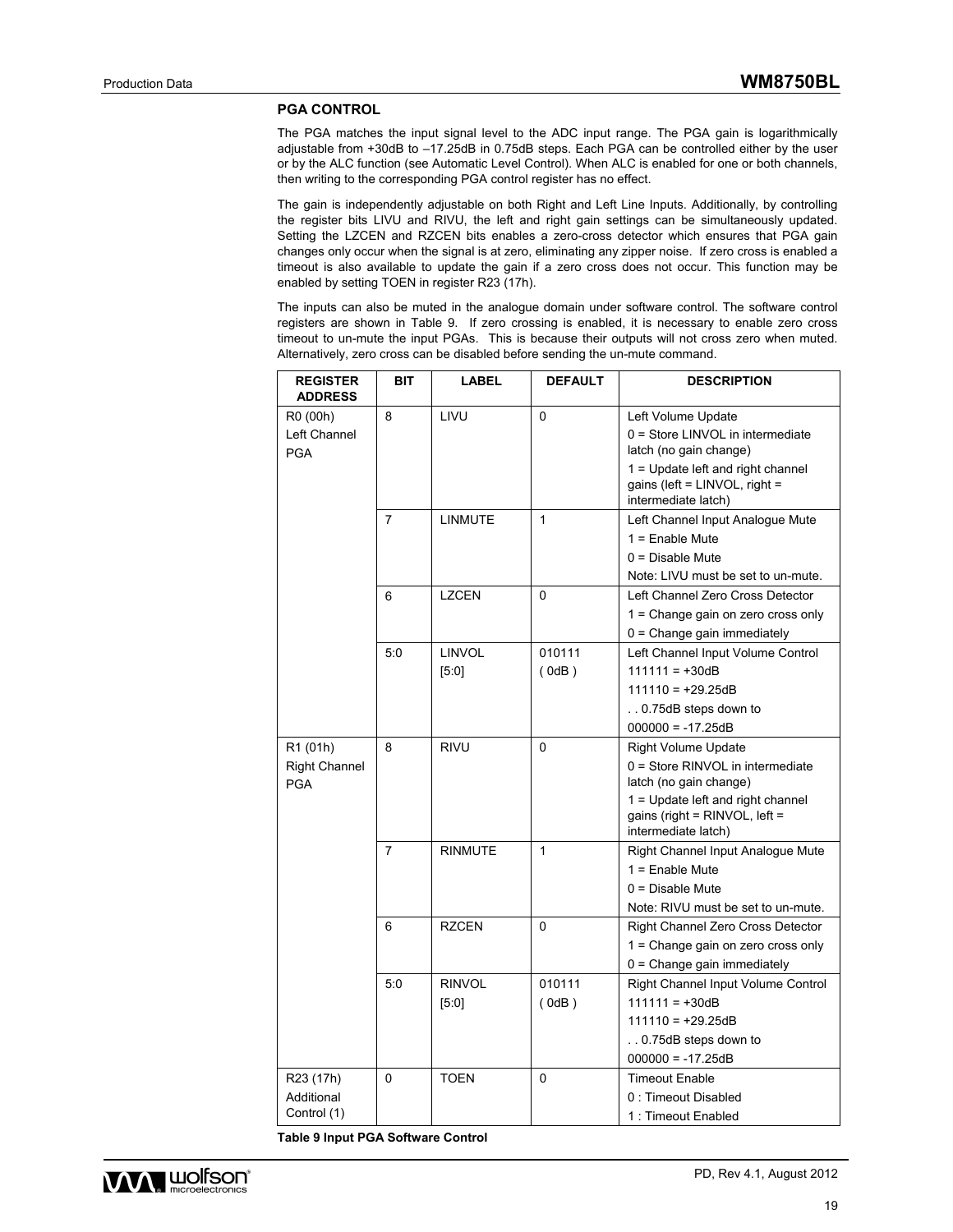## PGA CONTROL

The PGA matches the input signal level to the ADC input range. The PGA gain is logarithmically adjustable from +30dB to –17.25dB in 0.75dB steps. Each PGA can be controlled either by the user or by the ALC function (see Automatic Level Control). When ALC is enabled for one or both channels, then writing to the corresponding PGA control register has no effect.

The gain is independently adjustable on both Right and Left Line Inputs. Additionally, by controlling the register bits LIVU and RIVU, the left and right gain settings can be simultaneously updated. Setting the LZCEN and RZCEN bits enables a zero-cross detector which ensures that PGA gain changes only occur when the signal is at zero, eliminating any zipper noise. If zero cross is enabled a timeout is also available to update the gain if a zero cross does not occur. This function may be enabled by setting TOEN in register R23 (17h).

The inputs can also be muted in the analogue domain under software control. The software control registers are shown in Table 9. If zero crossing is enabled, it is necessary to enable zero cross timeout to un-mute the input PGAs. This is because their outputs will not cross zero when muted. Alternatively, zero cross can be disabled before sending the un-mute command.

| REGISTER ADDRESS | BIT | LABEL | DEFAULT | DESCRIPTION |
|---|---|---|---|---|
| R0 (00h) Left Channel PGA | 8 | LIVU | 0 | Left Volume Update<br>0 = Store LINVOL in intermediate latch (no gain change)<br>1 = Update left and right channel gains (left = LINVOL, right = intermediate latch) |
| | 7 | LINMUTE | 1 | Left Channel Input Analogue Mute<br>1 = Enable Mute<br>0 = Disable Mute<br>Note: LIVU must be set to un-mute. |
| | 6 | LZCEN | 0 | Left Channel Zero Cross Detector<br>1 = Change gain on zero cross only<br>0 = Change gain immediately |
| | 5:0 | LINVOL [5:0] | 010111 ( 0dB ) | Left Channel Input Volume Control<br>111111 = +30dB<br>111110 = +29.25dB<br>. . 0.75dB steps down to<br>000000 = -17.25dB |
| R1 (01h) Right Channel PGA | 8 | RIVU | 0 | Right Volume Update<br>0 = Store RINVOL in intermediate latch (no gain change)<br>1 = Update left and right channel gains (right = RINVOL, left = intermediate latch) |
| | 7 | RINMUTE | 1 | Right Channel Input Analogue Mute<br>1 = Enable Mute<br>0 = Disable Mute<br>Note: RIVU must be set to un-mute. |
| | 6 | RZCEN | 0 | Right Channel Zero Cross Detector<br>1 = Change gain on zero cross only<br>0 = Change gain immediately |
| | 5:0 | RINVOL [5:0] | 010111 ( 0dB ) | Right Channel Input Volume Control<br>111111 = +30dB<br>111110 = +29.25dB<br>. . 0.75dB steps down to<br>000000 = -17.25dB |
| R23 (17h) Additional Control (1) | 0 | TOEN | 0 | Timeout Enable<br>0 : Timeout Disabled<br>1 : Timeout Enabled |

**Table 9 Input PGA Software Control**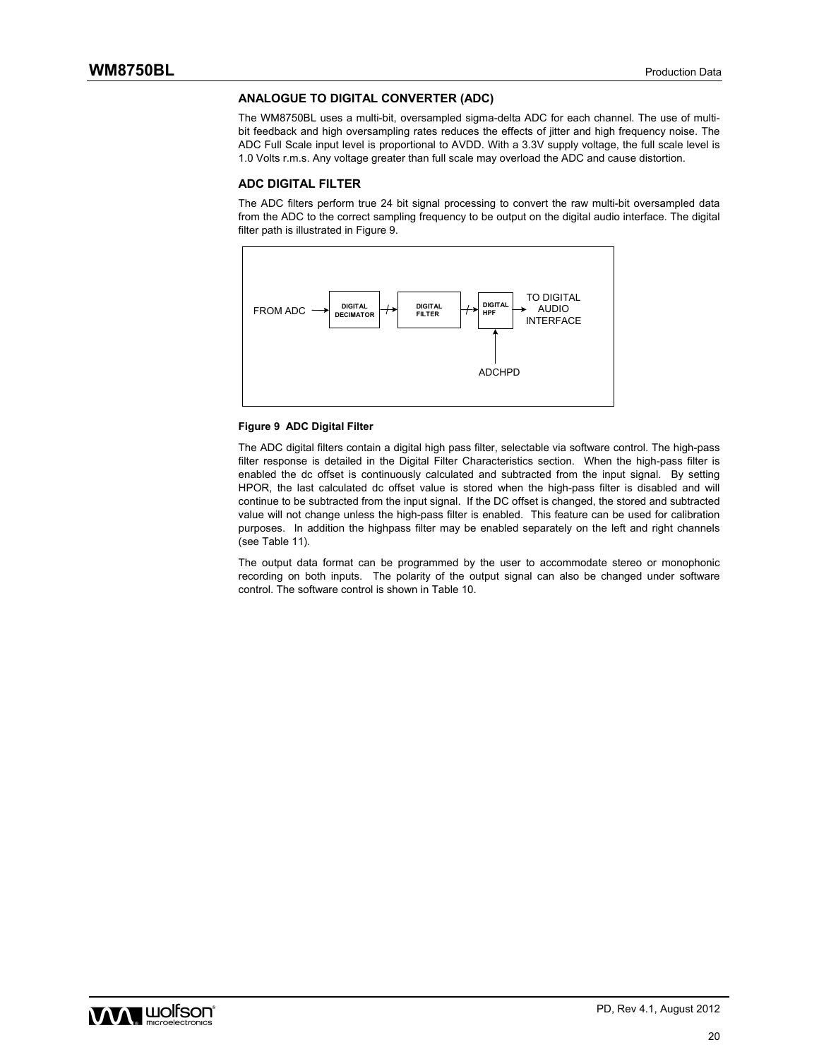## ANALOGUE TO DIGITAL CONVERTER (ADC)

The WM8750BL uses a multi-bit, oversampled sigma-delta ADC for each channel. The use of multi-bit feedback and high oversampling rates reduces the effects of jitter and high frequency noise. The ADC Full Scale input level is proportional to AVDD. With a 3.3V supply voltage, the full scale level is 1.0 Volts r.m.s. Any voltage greater than full scale may overload the ADC and cause distortion.

## ADC DIGITAL FILTER

The ADC filters perform true 24 bit signal processing to convert the raw multi-bit oversampled data from the ADC to the correct sampling frequency to be output on the digital audio interface. The digital filter path is illustrated in Figure 9.

FROM ADC → DIGITAL DECIMATOR → DIGITAL FILTER → DIGITAL HPF → TO DIGITAL AUDIO INTERFACE

ADCHPD

**Figure 9 ADC Digital Filter**

The ADC digital filters contain a digital high pass filter, selectable via software control. The high-pass filter response is detailed in the Digital Filter Characteristics section. When the high-pass filter is enabled the dc offset is continuously calculated and subtracted from the input signal. By setting HPOR, the last calculated dc offset value is stored when the high-pass filter is disabled and will continue to be subtracted from the input signal. If the DC offset is changed, the stored and subtracted value will not change unless the high-pass filter is enabled. This feature can be used for calibration purposes. In addition the highpass filter may be enabled separately on the left and right channels (see Table 11).

The output data format can be programmed by the user to accommodate stereo or monophonic recording on both inputs. The polarity of the output signal can also be changed under software control. The software control is shown in Table 10.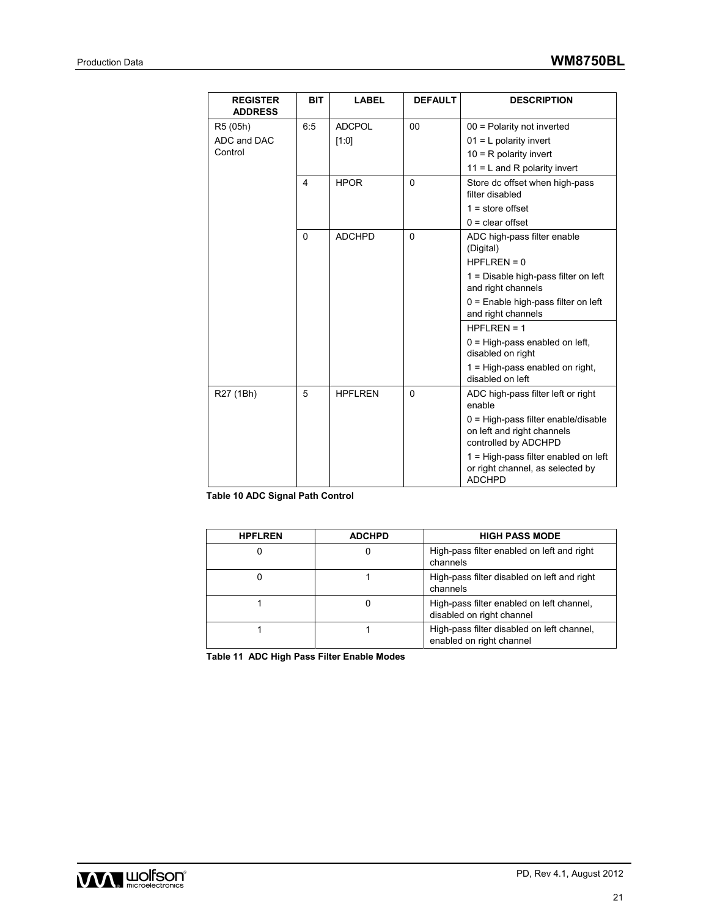| REGISTER ADDRESS | BIT | LABEL | DEFAULT | DESCRIPTION |
|---|---|---|---|---|
| R5 (05h) ADC and DAC Control | 6:5 | ADCPOL [1:0] | 00 | 00 = Polarity not inverted<br>01 = L polarity invert<br>10 = R polarity invert<br>11 = L and R polarity invert |
| | 4 | HPOR | 0 | Store dc offset when high-pass filter disabled<br>1 = store offset<br>0 = clear offset |
| | 0 | ADCHPD | 0 | ADC high-pass filter enable (Digital)<br>HPFLREN = 0<br>1 = Disable high-pass filter on left and right channels<br>0 = Enable high-pass filter on left and right channels |
| | | | | HPFLREN = 1<br>0 = High-pass enabled on left, disabled on right<br>1 = High-pass enabled on right, disabled on left |
| R27 (1Bh) | 5 | HPFLREN | 0 | ADC high-pass filter left or right enable<br>0 = High-pass filter enable/disable on left and right channels controlled by ADCHPD<br>1 = High-pass filter enabled on left or right channel, as selected by ADCHPD |

**Table 10 ADC Signal Path Control**

| HPFLREN | ADCHPD | HIGH PASS MODE |
|---|---|---|
| 0 | 0 | High-pass filter enabled on left and right channels |
| 0 | 1 | High-pass filter disabled on left and right channels |
| 1 | 0 | High-pass filter enabled on left channel, disabled on right channel |
| 1 | 1 | High-pass filter disabled on left channel, enabled on right channel |

**Table 11 ADC High Pass Filter Enable Modes**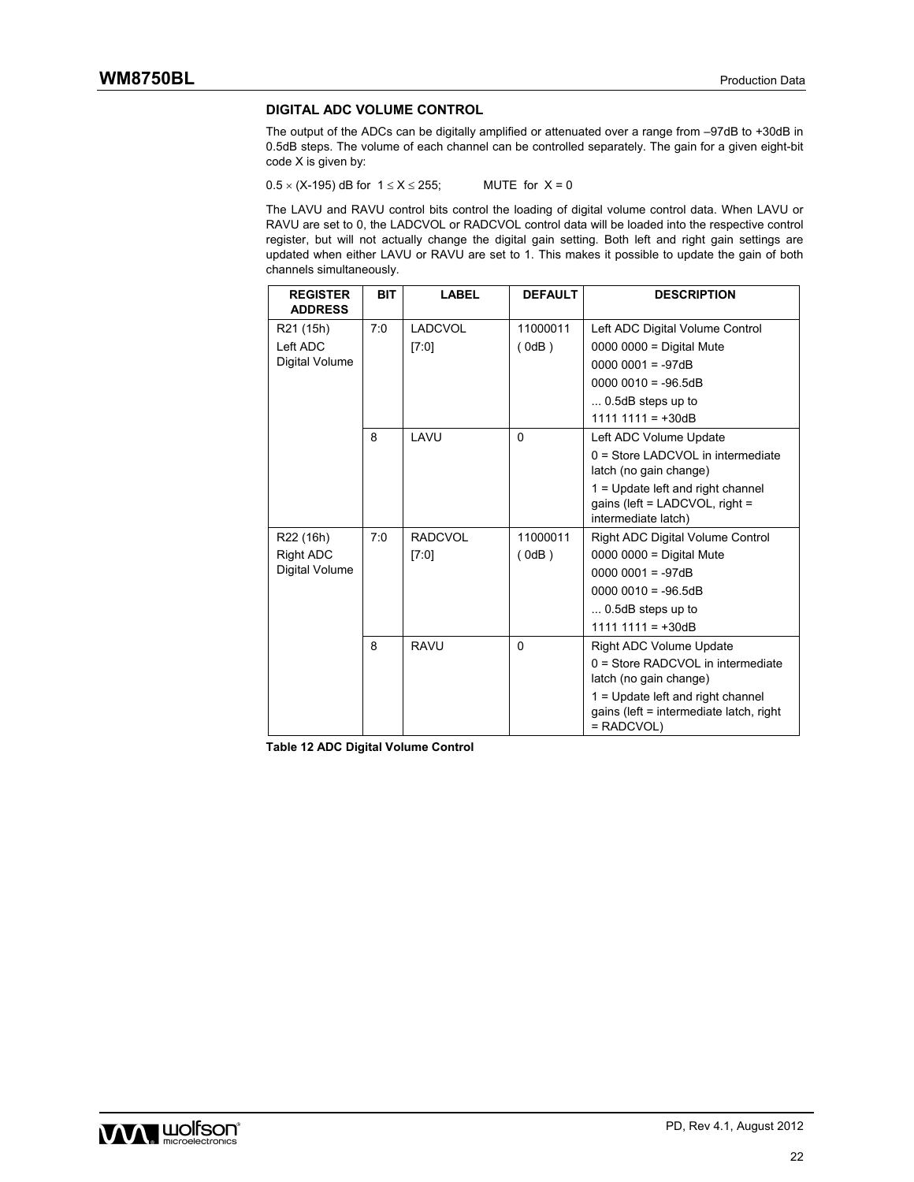### DIGITAL ADC VOLUME CONTROL

The output of the ADCs can be digitally amplified or attenuated over a range from –97dB to +30dB in 0.5dB steps. The volume of each channel can be controlled separately. The gain for a given eight-bit code X is given by:

$0.5 \times (X-195)$ dB for $1 \leq X \leq 255$; MUTE for $X = 0$

The LAVU and RAVU control bits control the loading of digital volume control data. When LAVU or RAVU are set to 0, the LADCVOL or RADCVOL control data will be loaded into the respective control register, but will not actually change the digital gain setting. Both left and right gain settings are updated when either LAVU or RAVU are set to 1. This makes it possible to update the gain of both channels simultaneously.

| REGISTER ADDRESS | BIT | LABEL | DEFAULT | DESCRIPTION |
|---|---|---|---|---|
| R21 (15h) Left ADC Digital Volume | 7:0 | LADCVOL [7:0] | 11000011 ( 0dB ) | Left ADC Digital Volume Control<br>0000 0000 = Digital Mute<br>0000 0001 = -97dB<br>0000 0010 = -96.5dB<br>... 0.5dB steps up to<br>1111 1111 = +30dB |
| | 8 | LAVU | 0 | Left ADC Volume Update<br>0 = Store LADCVOL in intermediate latch (no gain change)<br>1 = Update left and right channel gains (left = LADCVOL, right = intermediate latch) |
| R22 (16h) Right ADC Digital Volume | 7:0 | RADCVOL [7:0] | 11000011 ( 0dB ) | Right ADC Digital Volume Control<br>0000 0000 = Digital Mute<br>0000 0001 = -97dB<br>0000 0010 = -96.5dB<br>... 0.5dB steps up to<br>1111 1111 = +30dB |
| | 8 | RAVU | 0 | Right ADC Volume Update<br>0 = Store RADCVOL in intermediate latch (no gain change)<br>1 = Update left and right channel gains (left = intermediate latch, right = RADCVOL) |

**Table 12 ADC Digital Volume Control**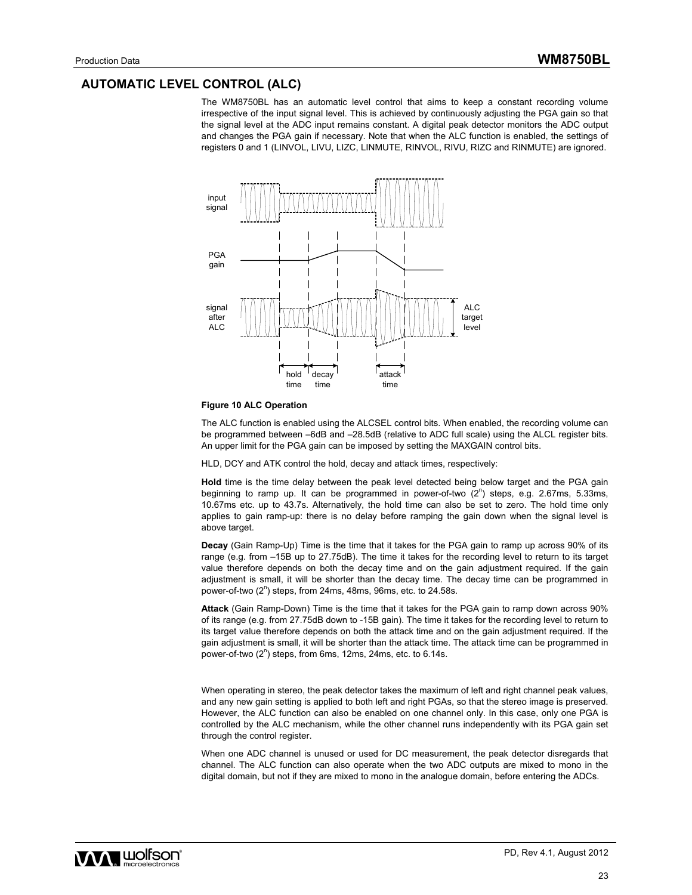## AUTOMATIC LEVEL CONTROL (ALC)

The WM8750BL has an automatic level control that aims to keep a constant recording volume irrespective of the input signal level. This is achieved by continuously adjusting the PGA gain so that the signal level at the ADC input remains constant. A digital peak detector monitors the ADC output and changes the PGA gain if necessary. Note that when the ALC function is enabled, the settings of registers 0 and 1 (LINVOL, LIVU, LIZC, LINMUTE, RINVOL, RIVU, RIZC and RINMUTE) are ignored.

**Figure 10 ALC Operation**

The ALC function is enabled using the ALCSEL control bits. When enabled, the recording volume can be programmed between –6dB and –28.5dB (relative to ADC full scale) using the ALCL register bits. An upper limit for the PGA gain can be imposed by setting the MAXGAIN control bits.

HLD, DCY and ATK control the hold, decay and attack times, respectively:

**Hold** time is the time delay between the peak level detected being below target and the PGA gain beginning to ramp up. It can be programmed in power-of-two ($2^n$) steps, e.g. 2.67ms, 5.33ms, 10.67ms etc. up to 43.7s. Alternatively, the hold time can also be set to zero. The hold time only applies to gain ramp-up: there is no delay before ramping the gain down when the signal level is above target.

**Decay** (Gain Ramp-Up) Time is the time that it takes for the PGA gain to ramp up across 90% of its range (e.g. from –15B up to 27.75dB). The time it takes for the recording level to return to its target value therefore depends on both the decay time and on the gain adjustment required. If the gain adjustment is small, it will be shorter than the decay time. The decay time can be programmed in power-of-two ($2^n$) steps, from 24ms, 48ms, 96ms, etc. to 24.58s.

**Attack** (Gain Ramp-Down) Time is the time that it takes for the PGA gain to ramp down across 90% of its range (e.g. from 27.75dB down to -15B gain). The time it takes for the recording level to return to its target value therefore depends on both the attack time and on the gain adjustment required. If the gain adjustment is small, it will be shorter than the attack time. The attack time can be programmed in power-of-two ($2^n$) steps, from 6ms, 12ms, 24ms, etc. to 6.14s.

When operating in stereo, the peak detector takes the maximum of left and right channel peak values, and any new gain setting is applied to both left and right PGAs, so that the stereo image is preserved. However, the ALC function can also be enabled on one channel only. In this case, only one PGA is controlled by the ALC mechanism, while the other channel runs independently with its PGA gain set through the control register.

When one ADC channel is unused or used for DC measurement, the peak detector disregards that channel. The ALC function can also operate when the two ADC outputs are mixed to mono in the digital domain, but not if they are mixed to mono in the analogue domain, before entering the ADCs.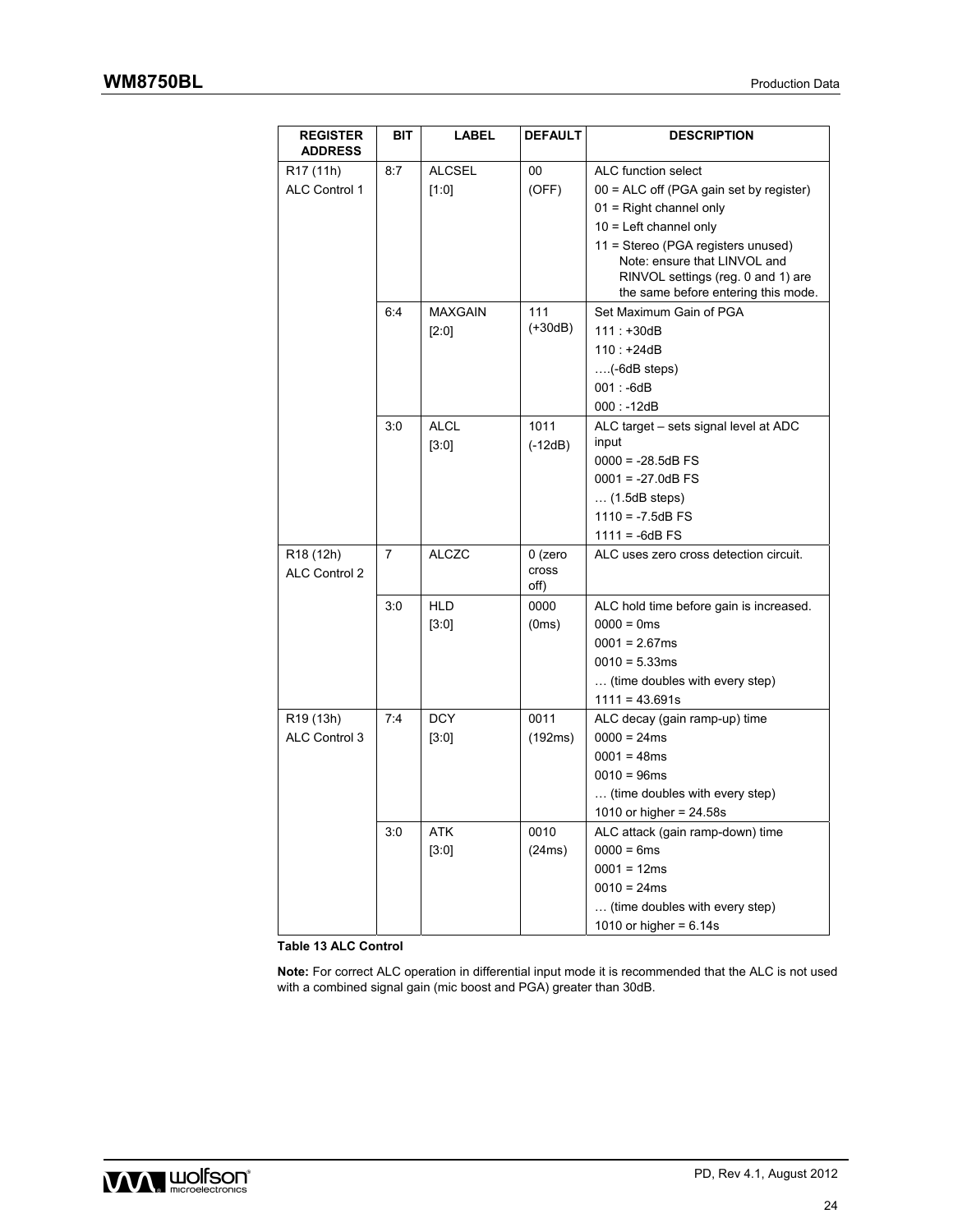| REGISTER ADDRESS | BIT | LABEL | DEFAULT | DESCRIPTION |
|---|---|---|---|---|
| R17 (11h) ALC Control 1 | 8:7 | ALCSEL [1:0] | 00 (OFF) | ALC function select<br>00 = ALC off (PGA gain set by register)<br>01 = Right channel only<br>10 = Left channel only<br>11 = Stereo (PGA registers unused) Note: ensure that LINVOL and RINVOL settings (reg. 0 and 1) are the same before entering this mode. |
| | 6:4 | MAXGAIN [2:0] | 111 (+30dB) | Set Maximum Gain of PGA<br>111 : +30dB<br>110 : +24dB<br>….(-6dB steps)<br>001 : -6dB<br>000 : -12dB |
| | 3:0 | ALCL [3:0] | 1011 (-12dB) | ALC target – sets signal level at ADC input<br>0000 = -28.5dB FS<br>0001 = -27.0dB FS<br>… (1.5dB steps)<br>1110 = -7.5dB FS<br>1111 = -6dB FS |
| R18 (12h) ALC Control 2 | 7 | ALCZC | 0 (zero cross off) | ALC uses zero cross detection circuit. |
| | 3:0 | HLD [3:0] | 0000 (0ms) | ALC hold time before gain is increased.<br>0000 = 0ms<br>0001 = 2.67ms<br>0010 = 5.33ms<br>… (time doubles with every step)<br>1111 = 43.691s |
| R19 (13h) ALC Control 3 | 7:4 | DCY [3:0] | 0011 (192ms) | ALC decay (gain ramp-up) time<br>0000 = 24ms<br>0001 = 48ms<br>0010 = 96ms<br>… (time doubles with every step)<br>1010 or higher = 24.58s |
| | 3:0 | ATK [3:0] | 0010 (24ms) | ALC attack (gain ramp-down) time<br>0000 = 6ms<br>0001 = 12ms<br>0010 = 24ms<br>… (time doubles with every step)<br>1010 or higher = 6.14s |

**Table 13 ALC Control**

**Note:** For correct ALC operation in differential input mode it is recommended that the ALC is not used with a combined signal gain (mic boost and PGA) greater than 30dB.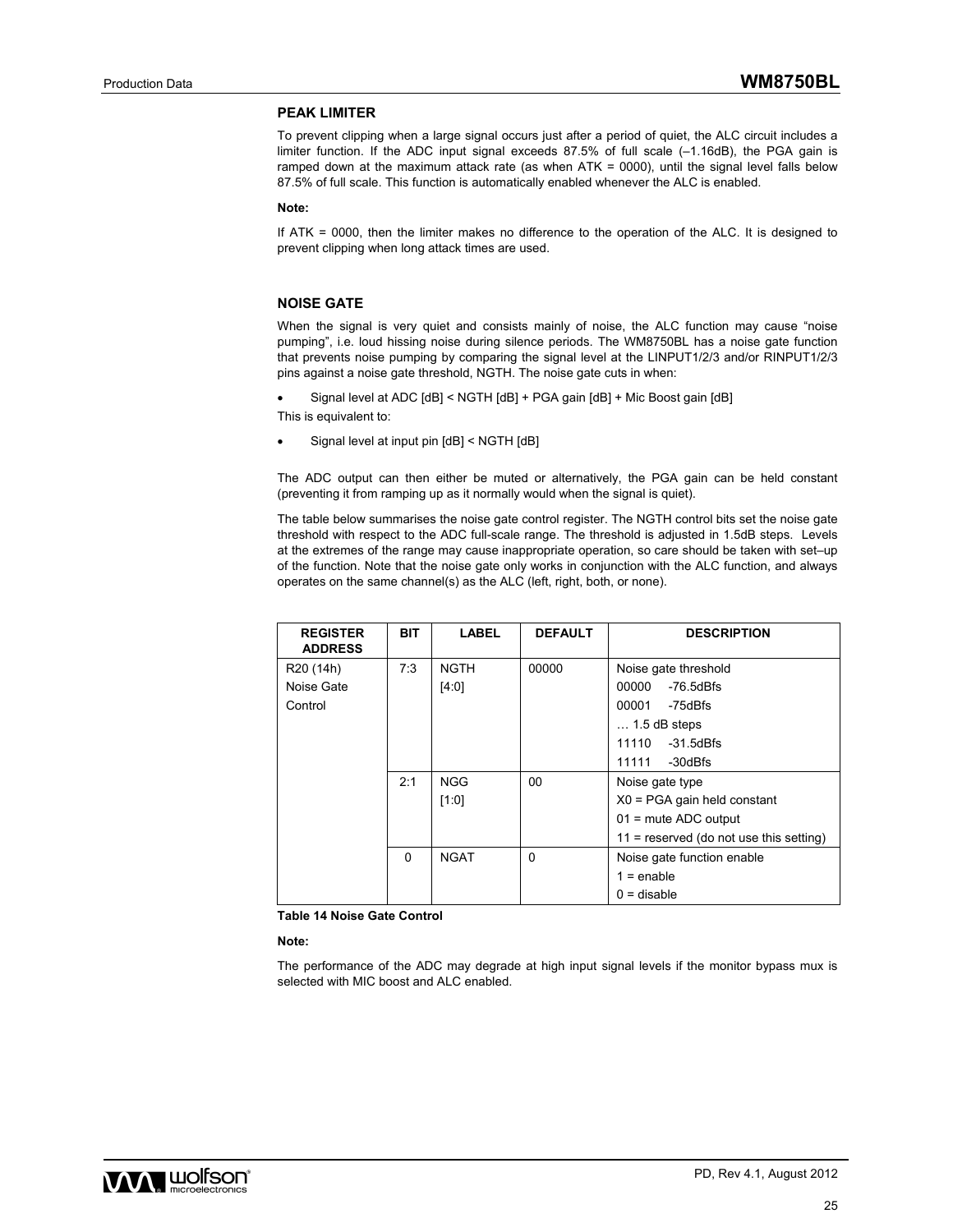## PEAK LIMITER

To prevent clipping when a large signal occurs just after a period of quiet, the ALC circuit includes a limiter function. If the ADC input signal exceeds 87.5% of full scale (–1.16dB), the PGA gain is ramped down at the maximum attack rate (as when ATK = 0000), until the signal level falls below 87.5% of full scale. This function is automatically enabled whenever the ALC is enabled.

**Note:**

If ATK = 0000, then the limiter makes no difference to the operation of the ALC. It is designed to prevent clipping when long attack times are used.

## NOISE GATE

When the signal is very quiet and consists mainly of noise, the ALC function may cause "noise pumping", i.e. loud hissing noise during silence periods. The WM8750BL has a noise gate function that prevents noise pumping by comparing the signal level at the LINPUT1/2/3 and/or RINPUT1/2/3 pins against a noise gate threshold, NGTH. The noise gate cuts in when:

- Signal level at ADC [dB] < NGTH [dB] + PGA gain [dB] + Mic Boost gain [dB]

This is equivalent to:

- Signal level at input pin [dB] < NGTH [dB]

The ADC output can then either be muted or alternatively, the PGA gain can be held constant (preventing it from ramping up as it normally would when the signal is quiet).

The table below summarises the noise gate control register. The NGTH control bits set the noise gate threshold with respect to the ADC full-scale range. The threshold is adjusted in 1.5dB steps. Levels at the extremes of the range may cause inappropriate operation, so care should be taken with set–up of the function. Note that the noise gate only works in conjunction with the ALC function, and always operates on the same channel(s) as the ALC (left, right, both, or none).

| REGISTER ADDRESS | BIT | LABEL | DEFAULT | DESCRIPTION |
|---|---|---|---|---|
| R20 (14h) Noise Gate Control | 7:3 | NGTH [4:0] | 00000 | Noise gate threshold<br>00000 -76.5dBfs<br>00001 -75dBfs<br>… 1.5 dB steps<br>11110 -31.5dBfs<br>11111 -30dBfs |
| | 2:1 | NGG [1:0] | 00 | Noise gate type<br>X0 = PGA gain held constant<br>01 = mute ADC output<br>11 = reserved (do not use this setting) |
| | 0 | NGAT | 0 | Noise gate function enable<br>1 = enable<br>0 = disable |

**Table 14 Noise Gate Control**

**Note:**

The performance of the ADC may degrade at high input signal levels if the monitor bypass mux is selected with MIC boost and ALC enabled.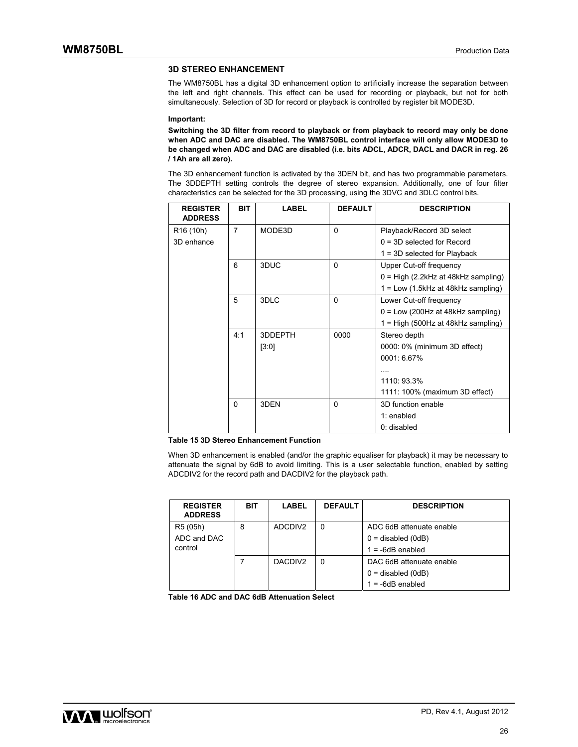### 3D STEREO ENHANCEMENT

The WM8750BL has a digital 3D enhancement option to artificially increase the separation between the left and right channels. This effect can be used for recording or playback, but not for both simultaneously. Selection of 3D for record or playback is controlled by register bit MODE3D.

**Important:**

**Switching the 3D filter from record to playback or from playback to record may only be done when ADC and DAC are disabled. The WM8750BL control interface will only allow MODE3D to be changed when ADC and DAC are disabled (i.e. bits ADCL, ADCR, DACL and DACR in reg. 26 / 1Ah are all zero).**

The 3D enhancement function is activated by the 3DEN bit, and has two programmable parameters. The 3DDEPTH setting controls the degree of stereo expansion. Additionally, one of four filter characteristics can be selected for the 3D processing, using the 3DVC and 3DLC control bits.

| REGISTER ADDRESS | BIT | LABEL | DEFAULT | DESCRIPTION |
|---|---|---|---|---|
| R16 (10h) 3D enhance | 7 | MODE3D | 0 | Playback/Record 3D select<br>0 = 3D selected for Record<br>1 = 3D selected for Playback |
| | 6 | 3DUC | 0 | Upper Cut-off frequency<br>0 = High (2.2kHz at 48kHz sampling)<br>1 = Low (1.5kHz at 48kHz sampling) |
| | 5 | 3DLC | 0 | Lower Cut-off frequency<br>0 = Low (200Hz at 48kHz sampling)<br>1 = High (500Hz at 48kHz sampling) |
| | 4:1 | 3DDEPTH [3:0] | 0000 | Stereo depth<br>0000: 0% (minimum 3D effect)<br>0001: 6.67%<br>....<br>1110: 93.3%<br>1111: 100% (maximum 3D effect) |
| | 0 | 3DEN | 0 | 3D function enable<br>1: enabled<br>0: disabled |

**Table 15 3D Stereo Enhancement Function**

When 3D enhancement is enabled (and/or the graphic equaliser for playback) it may be necessary to attenuate the signal by 6dB to avoid limiting. This is a user selectable function, enabled by setting ADCDIV2 for the record path and DACDIV2 for the playback path.

| REGISTER ADDRESS | BIT | LABEL | DEFAULT | DESCRIPTION |
|---|---|---|---|---|
| R5 (05h) ADC and DAC control | 8 | ADCDIV2 | 0 | ADC 6dB attenuate enable<br>0 = disabled (0dB)<br>1 = -6dB enabled |
| | 7 | DACDIV2 | 0 | DAC 6dB attenuate enable<br>0 = disabled (0dB)<br>1 = -6dB enabled |

**Table 16 ADC and DAC 6dB Attenuation Select**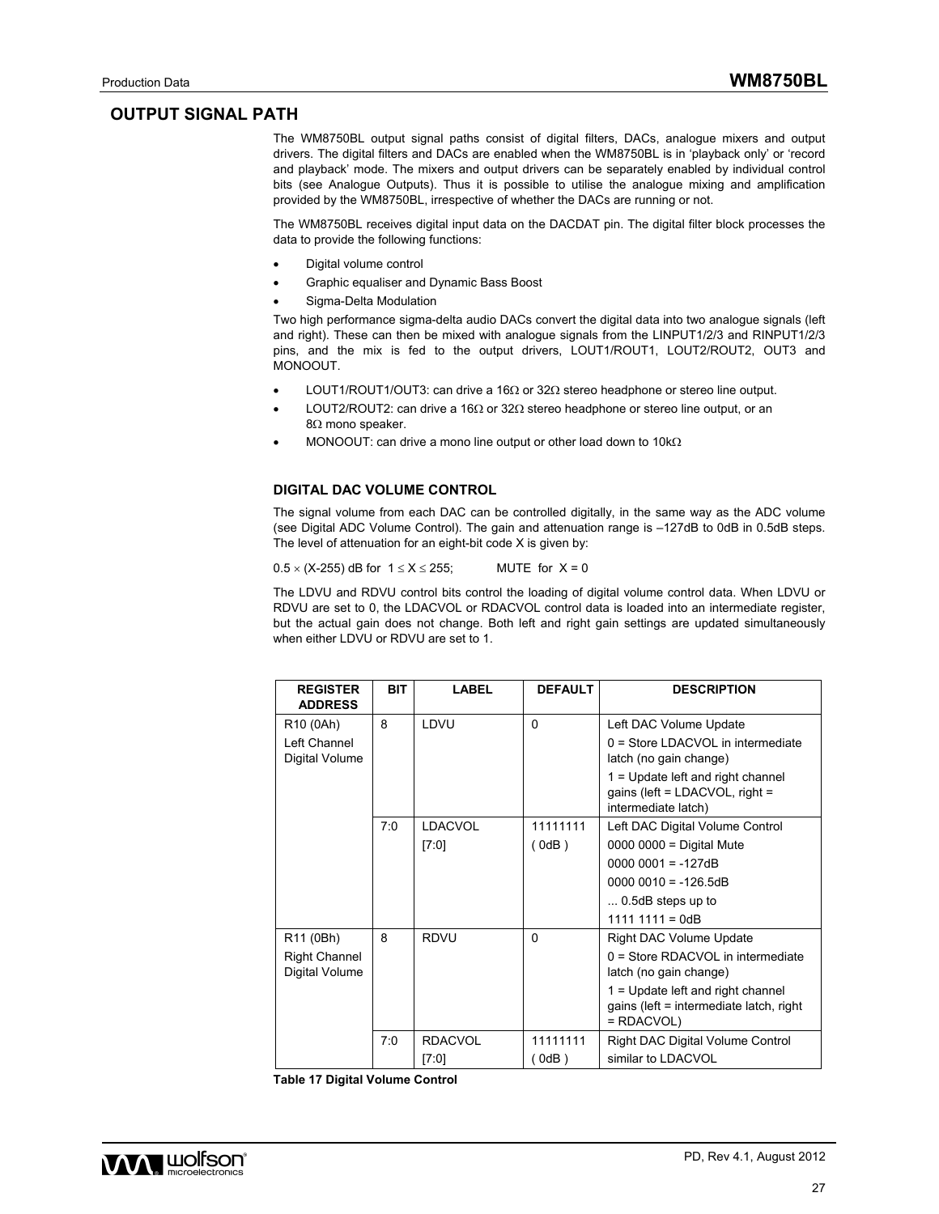## OUTPUT SIGNAL PATH

The WM8750BL output signal paths consist of digital filters, DACs, analogue mixers and output drivers. The digital filters and DACs are enabled when the WM8750BL is in 'playback only' or 'record and playback' mode. The mixers and output drivers can be separately enabled by individual control bits (see Analogue Outputs). Thus it is possible to utilise the analogue mixing and amplification provided by the WM8750BL, irrespective of whether the DACs are running or not.

The WM8750BL receives digital input data on the DACDAT pin. The digital filter block processes the data to provide the following functions:

- Digital volume control
- Graphic equaliser and Dynamic Bass Boost
- Sigma-Delta Modulation

Two high performance sigma-delta audio DACs convert the digital data into two analogue signals (left and right). These can then be mixed with analogue signals from the LINPUT1/2/3 and RINPUT1/2/3 pins, and the mix is fed to the output drivers, LOUT1/ROUT1, LOUT2/ROUT2, OUT3 and MONOOUT.

- LOUT1/ROUT1/OUT3: can drive a 16Ω or 32Ω stereo headphone or stereo line output.
- LOUT2/ROUT2: can drive a 16Ω or 32Ω stereo headphone or stereo line output, or an 8Ω mono speaker.
- MONOOUT: can drive a mono line output or other load down to 10kΩ

### DIGITAL DAC VOLUME CONTROL

The signal volume from each DAC can be controlled digitally, in the same way as the ADC volume (see Digital ADC Volume Control). The gain and attenuation range is –127dB to 0dB in 0.5dB steps. The level of attenuation for an eight-bit code X is given by:

$0.5 \times (X-255)$ dB for $1 \leq X \leq 255$;   MUTE for $X = 0$

The LDVU and RDVU control bits control the loading of digital volume control data. When LDVU or RDVU are set to 0, the LDACVOL or RDACVOL control data is loaded into an intermediate register, but the actual gain does not change. Both left and right gain settings are updated simultaneously when either LDVU or RDVU are set to 1.

| REGISTER ADDRESS | BIT | LABEL | DEFAULT | DESCRIPTION |
|---|---|---|---|---|
| R10 (0Ah)<br>Left Channel Digital Volume | 8 | LDVU | 0 | Left DAC Volume Update<br>0 = Store LDACVOL in intermediate latch (no gain change)<br>1 = Update left and right channel gains (left = LDACVOL, right = intermediate latch) |
| | 7:0 | LDACVOL [7:0] | 11111111 ( 0dB ) | Left DAC Digital Volume Control<br>0000 0000 = Digital Mute<br>0000 0001 = -127dB<br>0000 0010 = -126.5dB<br>... 0.5dB steps up to<br>1111 1111 = 0dB |
| R11 (0Bh)<br>Right Channel Digital Volume | 8 | RDVU | 0 | Right DAC Volume Update<br>0 = Store RDACVOL in intermediate latch (no gain change)<br>1 = Update left and right channel gains (left = intermediate latch, right = RDACVOL) |
| | 7:0 | RDACVOL [7:0] | 11111111 ( 0dB ) | Right DAC Digital Volume Control similar to LDACVOL |

**Table 17 Digital Volume Control**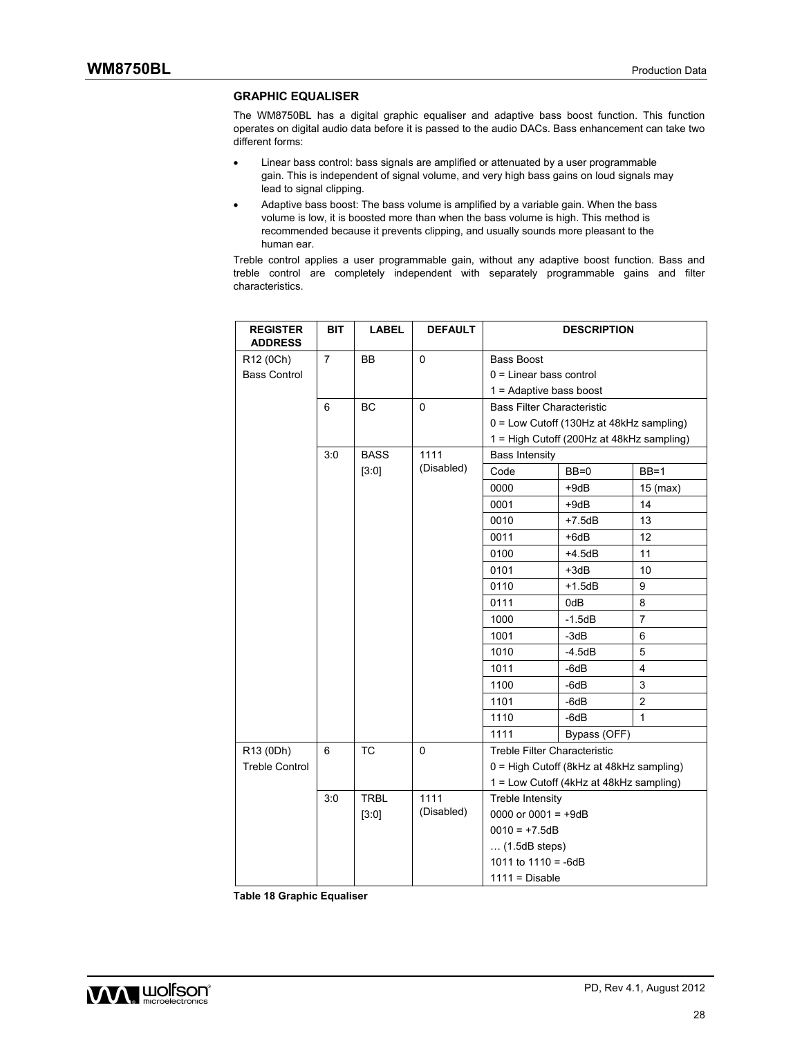### GRAPHIC EQUALISER

The WM8750BL has a digital graphic equaliser and adaptive bass boost function. This function operates on digital audio data before it is passed to the audio DACs. Bass enhancement can take two different forms:

- Linear bass control: bass signals are amplified or attenuated by a user programmable gain. This is independent of signal volume, and very high bass gains on loud signals may lead to signal clipping.
- Adaptive bass boost: The bass volume is amplified by a variable gain. When the bass volume is low, it is boosted more than when the bass volume is high. This method is recommended because it prevents clipping, and usually sounds more pleasant to the human ear.

Treble control applies a user programmable gain, without any adaptive boost function. Bass and treble control are completely independent with separately programmable gains and filter characteristics.

| REGISTER ADDRESS | BIT | LABEL | DEFAULT | DESCRIPTION | | |
|---|---|---|---|---|---|---|
| R12 (0Ch) Bass Control | 7 | BB | 0 | Bass Boost<br>0 = Linear bass control<br>1 = Adaptive bass boost | | |
| | 6 | BC | 0 | Bass Filter Characteristic<br>0 = Low Cutoff (130Hz at 48kHz sampling)<br>1 = High Cutoff (200Hz at 48kHz sampling) | | |
| | 3:0 | BASS [3:0] | 1111 (Disabled) | Bass Intensity | | |
| | | | | Code | BB=0 | BB=1 |
| | | | | 0000 | +9dB | 15 (max) |
| | | | | 0001 | +9dB | 14 |
| | | | | 0010 | +7.5dB | 13 |
| | | | | 0011 | +6dB | 12 |
| | | | | 0100 | +4.5dB | 11 |
| | | | | 0101 | +3dB | 10 |
| | | | | 0110 | +1.5dB | 9 |
| | | | | 0111 | 0dB | 8 |
| | | | | 1000 | -1.5dB | 7 |
| | | | | 1001 | -3dB | 6 |
| | | | | 1010 | -4.5dB | 5 |
| | | | | 1011 | -6dB | 4 |
| | | | | 1100 | -6dB | 3 |
| | | | | 1101 | -6dB | 2 |
| | | | | 1110 | -6dB | 1 |
| | | | | 1111 | Bypass (OFF) | |
| R13 (0Dh) Treble Control | 6 | TC | 0 | Treble Filter Characteristic<br>0 = High Cutoff (8kHz at 48kHz sampling)<br>1 = Low Cutoff (4kHz at 48kHz sampling) | | |
| | 3:0 | TRBL [3:0] | 1111 (Disabled) | Treble Intensity<br>0000 or 0001 = +9dB<br>0010 = +7.5dB<br>… (1.5dB steps)<br>1011 to 1110 = -6dB<br>1111 = Disable | | |

**Table 18 Graphic Equaliser**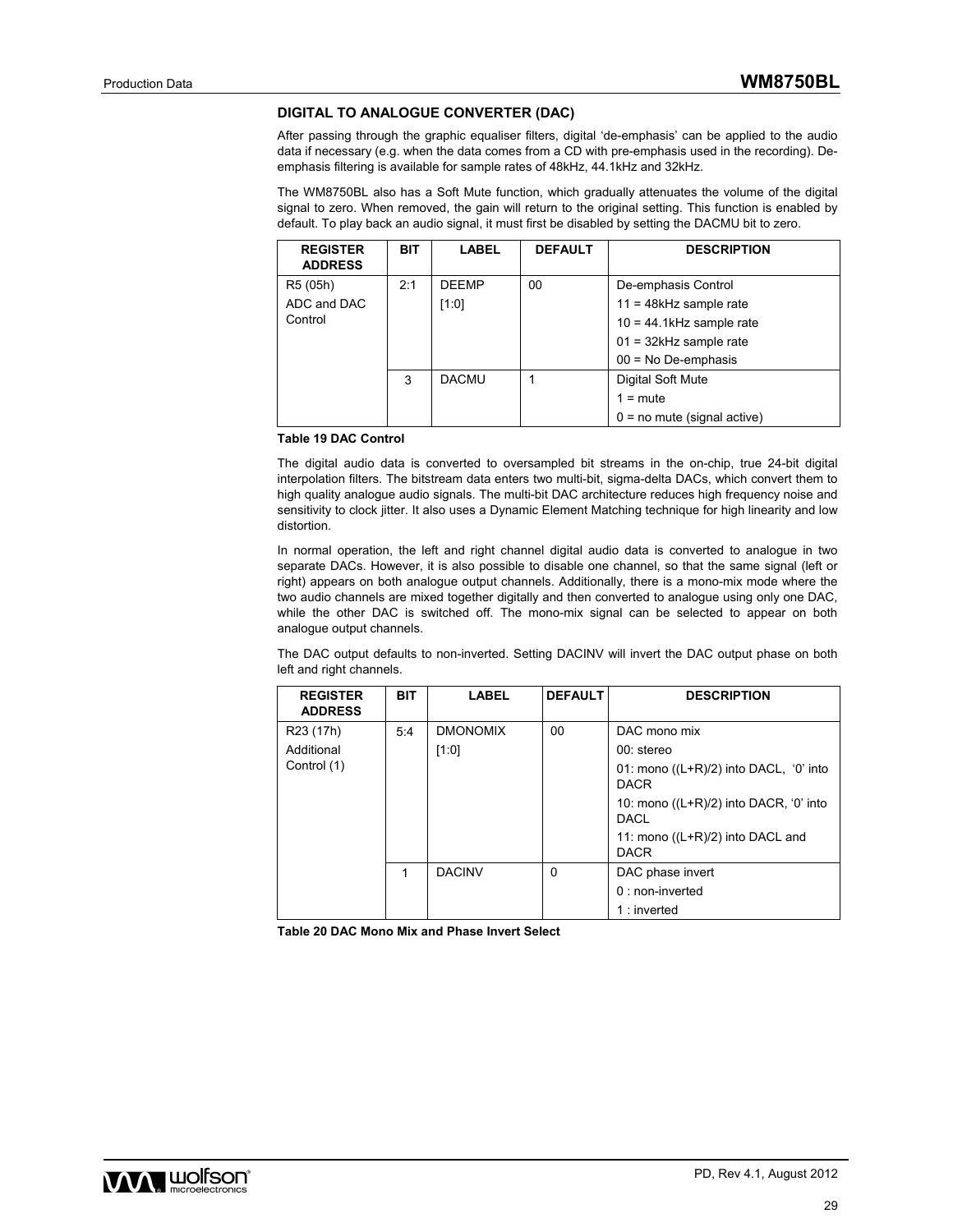### DIGITAL TO ANALOGUE CONVERTER (DAC)

After passing through the graphic equaliser filters, digital 'de-emphasis' can be applied to the audio data if necessary (e.g. when the data comes from a CD with pre-emphasis used in the recording). De-emphasis filtering is available for sample rates of 48kHz, 44.1kHz and 32kHz.

The WM8750BL also has a Soft Mute function, which gradually attenuates the volume of the digital signal to zero. When removed, the gain will return to the original setting. This function is enabled by default. To play back an audio signal, it must first be disabled by setting the DACMU bit to zero.

| REGISTER ADDRESS | BIT | LABEL | DEFAULT | DESCRIPTION |
|---|---|---|---|---|
| R5 (05h) ADC and DAC Control | 2:1 | DEEMP [1:0] | 00 | De-emphasis Control<br>11 = 48kHz sample rate<br>10 = 44.1kHz sample rate<br>01 = 32kHz sample rate<br>00 = No De-emphasis |
| | 3 | DACMU | 1 | Digital Soft Mute<br>1 = mute<br>0 = no mute (signal active) |

**Table 19 DAC Control**

The digital audio data is converted to oversampled bit streams in the on-chip, true 24-bit digital interpolation filters. The bitstream data enters two multi-bit, sigma-delta DACs, which convert them to high quality analogue audio signals. The multi-bit DAC architecture reduces high frequency noise and sensitivity to clock jitter. It also uses a Dynamic Element Matching technique for high linearity and low distortion.

In normal operation, the left and right channel digital audio data is converted to analogue in two separate DACs. However, it is also possible to disable one channel, so that the same signal (left or right) appears on both analogue output channels. Additionally, there is a mono-mix mode where the two audio channels are mixed together digitally and then converted to analogue using only one DAC, while the other DAC is switched off. The mono-mix signal can be selected to appear on both analogue output channels.

The DAC output defaults to non-inverted. Setting DACINV will invert the DAC output phase on both left and right channels.

| REGISTER ADDRESS | BIT | LABEL | DEFAULT | DESCRIPTION |
|---|---|---|---|---|
| R23 (17h) Additional Control (1) | 5:4 | DMONOMIX [1:0] | 00 | DAC mono mix<br>00: stereo<br>01: mono ((L+R)/2) into DACL, '0' into DACR<br>10: mono ((L+R)/2) into DACR, '0' into DACL<br>11: mono ((L+R)/2) into DACL and DACR |
| | 1 | DACINV | 0 | DAC phase invert<br>0 : non-inverted<br>1 : inverted |

**Table 20 DAC Mono Mix and Phase Invert Select**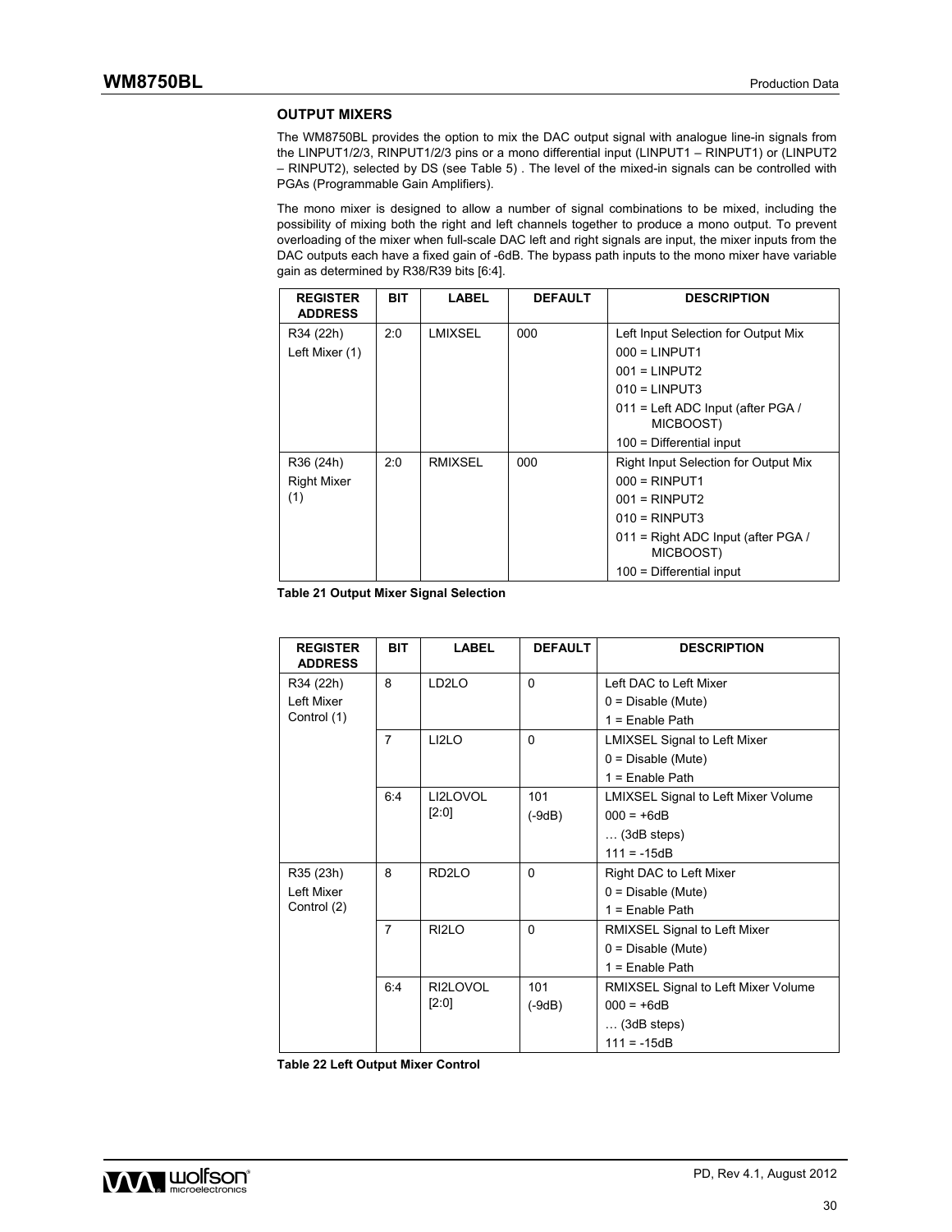### OUTPUT MIXERS

The WM8750BL provides the option to mix the DAC output signal with analogue line-in signals from the LINPUT1/2/3, RINPUT1/2/3 pins or a mono differential input (LINPUT1 – RINPUT1) or (LINPUT2 – RINPUT2), selected by DS (see Table 5) . The level of the mixed-in signals can be controlled with PGAs (Programmable Gain Amplifiers).

The mono mixer is designed to allow a number of signal combinations to be mixed, including the possibility of mixing both the right and left channels together to produce a mono output. To prevent overloading of the mixer when full-scale DAC left and right signals are input, the mixer inputs from the DAC outputs each have a fixed gain of -6dB. The bypass path inputs to the mono mixer have variable gain as determined by R38/R39 bits [6:4].

| REGISTER ADDRESS | BIT | LABEL | DEFAULT | DESCRIPTION |
|---|---|---|---|---|
| R34 (22h) Left Mixer (1) | 2:0 | LMIXSEL | 000 | Left Input Selection for Output Mix<br>000 = LINPUT1<br>001 = LINPUT2<br>010 = LINPUT3<br>011 = Left ADC Input (after PGA / MICBOOST)<br>100 = Differential input |
| R36 (24h) Right Mixer (1) | 2:0 | RMIXSEL | 000 | Right Input Selection for Output Mix<br>000 = RINPUT1<br>001 = RINPUT2<br>010 = RINPUT3<br>011 = Right ADC Input (after PGA / MICBOOST)<br>100 = Differential input |

**Table 21 Output Mixer Signal Selection**

| REGISTER ADDRESS | BIT | LABEL | DEFAULT | DESCRIPTION |
|---|---|---|---|---|
| R34 (22h) Left Mixer Control (1) | 8 | LD2LO | 0 | Left DAC to Left Mixer<br>0 = Disable (Mute)<br>1 = Enable Path |
| | 7 | LI2LO | 0 | LMIXSEL Signal to Left Mixer<br>0 = Disable (Mute)<br>1 = Enable Path |
| | 6:4 | LI2LOVOL [2:0] | 101 (-9dB) | LMIXSEL Signal to Left Mixer Volume<br>000 = +6dB<br>… (3dB steps)<br>111 = -15dB |
| R35 (23h) Left Mixer Control (2) | 8 | RD2LO | 0 | Right DAC to Left Mixer<br>0 = Disable (Mute)<br>1 = Enable Path |
| | 7 | RI2LO | 0 | RMIXSEL Signal to Left Mixer<br>0 = Disable (Mute)<br>1 = Enable Path |
| | 6:4 | RI2LOVOL [2:0] | 101 (-9dB) | RMIXSEL Signal to Left Mixer Volume<br>000 = +6dB<br>… (3dB steps)<br>111 = -15dB |

**Table 22 Left Output Mixer Control**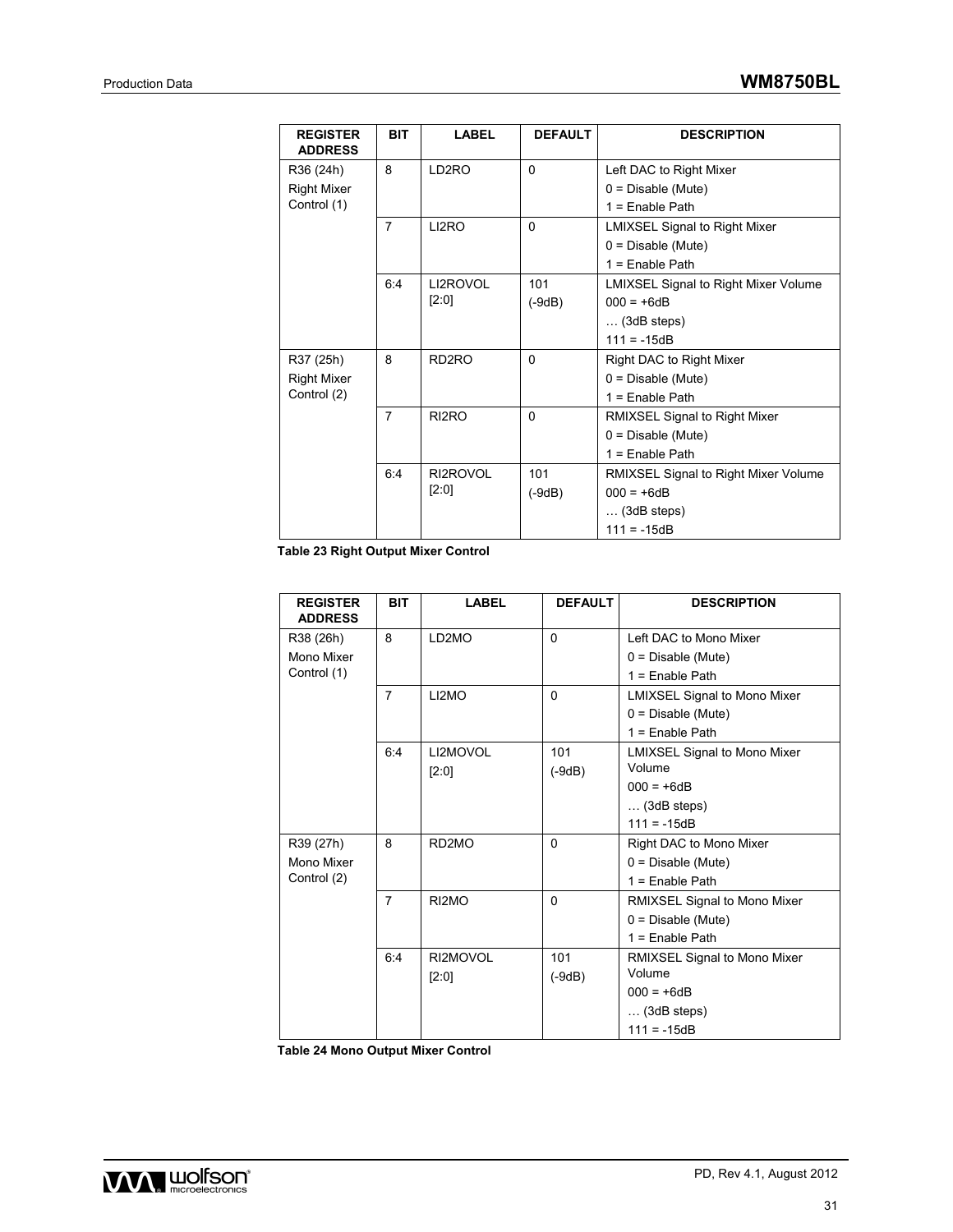| REGISTER ADDRESS | BIT | LABEL | DEFAULT | DESCRIPTION |
|---|---|---|---|---|
| R36 (24h) Right Mixer Control (1) | 8 | LD2RO | 0 | Left DAC to Right Mixer<br>0 = Disable (Mute)<br>1 = Enable Path |
| | 7 | LI2RO | 0 | LMIXSEL Signal to Right Mixer<br>0 = Disable (Mute)<br>1 = Enable Path |
| | 6:4 | LI2ROVOL [2:0] | 101 (-9dB) | LMIXSEL Signal to Right Mixer Volume<br>000 = +6dB<br>… (3dB steps)<br>111 = -15dB |
| R37 (25h) Right Mixer Control (2) | 8 | RD2RO | 0 | Right DAC to Right Mixer<br>0 = Disable (Mute)<br>1 = Enable Path |
| | 7 | RI2RO | 0 | RMIXSEL Signal to Right Mixer<br>0 = Disable (Mute)<br>1 = Enable Path |
| | 6:4 | RI2ROVOL [2:0] | 101 (-9dB) | RMIXSEL Signal to Right Mixer Volume<br>000 = +6dB<br>… (3dB steps)<br>111 = -15dB |

**Table 23 Right Output Mixer Control**

| REGISTER ADDRESS | BIT | LABEL | DEFAULT | DESCRIPTION |
|---|---|---|---|---|
| R38 (26h) Mono Mixer Control (1) | 8 | LD2MO | 0 | Left DAC to Mono Mixer<br>0 = Disable (Mute)<br>1 = Enable Path |
| | 7 | LI2MO | 0 | LMIXSEL Signal to Mono Mixer<br>0 = Disable (Mute)<br>1 = Enable Path |
| | 6:4 | LI2MOVOL [2:0] | 101 (-9dB) | LMIXSEL Signal to Mono Mixer Volume<br>000 = +6dB<br>… (3dB steps)<br>111 = -15dB |
| R39 (27h) Mono Mixer Control (2) | 8 | RD2MO | 0 | Right DAC to Mono Mixer<br>0 = Disable (Mute)<br>1 = Enable Path |
| | 7 | RI2MO | 0 | RMIXSEL Signal to Mono Mixer<br>0 = Disable (Mute)<br>1 = Enable Path |
| | 6:4 | RI2MOVOL [2:0] | 101 (-9dB) | RMIXSEL Signal to Mono Mixer Volume<br>000 = +6dB<br>… (3dB steps)<br>111 = -15dB |

**Table 24 Mono Output Mixer Control**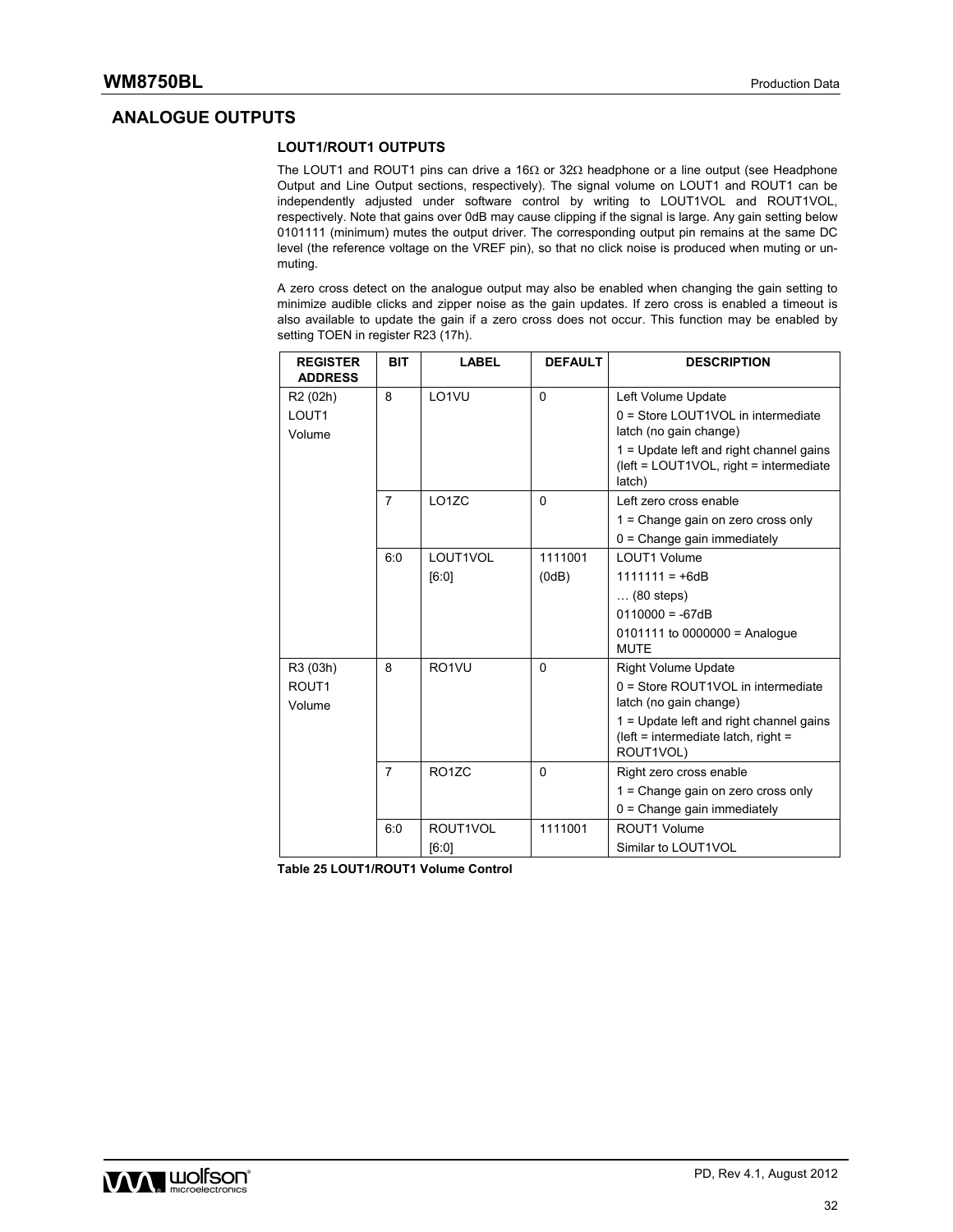## ANALOGUE OUTPUTS

### LOUT1/ROUT1 OUTPUTS

The LOUT1 and ROUT1 pins can drive a 16Ω or 32Ω headphone or a line output (see Headphone Output and Line Output sections, respectively). The signal volume on LOUT1 and ROUT1 can be independently adjusted under software control by writing to LOUT1VOL and ROUT1VOL, respectively. Note that gains over 0dB may cause clipping if the signal is large. Any gain setting below 0101111 (minimum) mutes the output driver. The corresponding output pin remains at the same DC level (the reference voltage on the VREF pin), so that no click noise is produced when muting or un-muting.

A zero cross detect on the analogue output may also be enabled when changing the gain setting to minimize audible clicks and zipper noise as the gain updates. If zero cross is enabled a timeout is also available to update the gain if a zero cross does not occur. This function may be enabled by setting TOEN in register R23 (17h).

| REGISTER ADDRESS | BIT | LABEL | DEFAULT | DESCRIPTION |
|---|---|---|---|---|
| R2 (02h) LOUT1 Volume | 8 | LO1VU | 0 | Left Volume Update<br>0 = Store LOUT1VOL in intermediate latch (no gain change)<br>1 = Update left and right channel gains (left = LOUT1VOL, right = intermediate latch) |
| | 7 | LO1ZC | 0 | Left zero cross enable<br>1 = Change gain on zero cross only<br>0 = Change gain immediately |
| | 6:0 | LOUT1VOL [6:0] | 1111001 (0dB) | LOUT1 Volume<br>1111111 = +6dB<br>… (80 steps)<br>0110000 = -67dB<br>0101111 to 0000000 = Analogue MUTE |
| R3 (03h) ROUT1 Volume | 8 | RO1VU | 0 | Right Volume Update<br>0 = Store ROUT1VOL in intermediate latch (no gain change)<br>1 = Update left and right channel gains (left = intermediate latch, right = ROUT1VOL) |
| | 7 | RO1ZC | 0 | Right zero cross enable<br>1 = Change gain on zero cross only<br>0 = Change gain immediately |
| | 6:0 | ROUT1VOL [6:0] | 1111001 | ROUT1 Volume<br>Similar to LOUT1VOL |

**Table 25 LOUT1/ROUT1 Volume Control**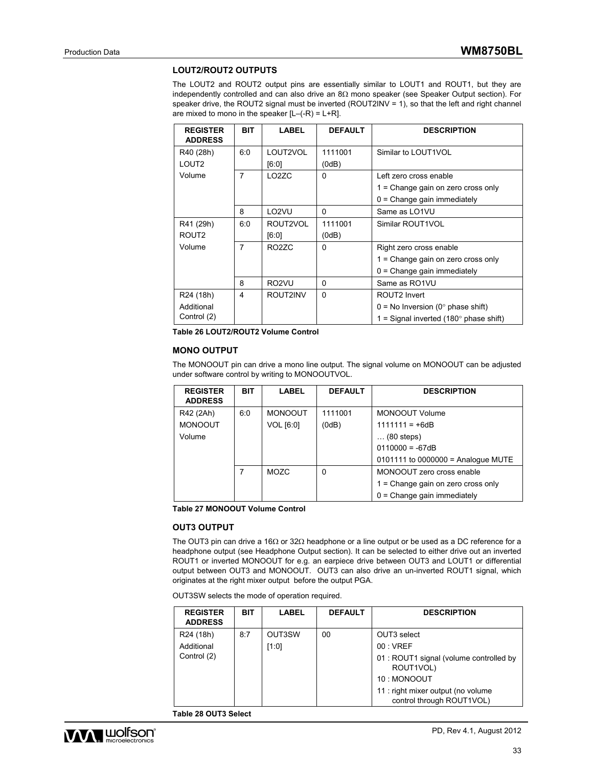### LOUT2/ROUT2 OUTPUTS

The LOUT2 and ROUT2 output pins are essentially similar to LOUT1 and ROUT1, but they are independently controlled and can also drive an 8Ω mono speaker (see Speaker Output section). For speaker drive, the ROUT2 signal must be inverted (ROUT2INV = 1), so that the left and right channel are mixed to mono in the speaker [L–(-R) = L+R].

| REGISTER ADDRESS | BIT | LABEL | DEFAULT | DESCRIPTION |
|---|---|---|---|---|
| R40 (28h) LOUT2 Volume | 6:0 | LOUT2VOL [6:0] | 1111001 (0dB) | Similar to LOUT1VOL |
| | 7 | LO2ZC | 0 | Left zero cross enable<br>1 = Change gain on zero cross only<br>0 = Change gain immediately |
| | 8 | LO2VU | 0 | Same as LO1VU |
| R41 (29h) ROUT2 Volume | 6:0 | ROUT2VOL [6:0] | 1111001 (0dB) | Similar ROUT1VOL |
| | 7 | RO2ZC | 0 | Right zero cross enable<br>1 = Change gain on zero cross only<br>0 = Change gain immediately |
| | 8 | RO2VU | 0 | Same as RO1VU |
| R24 (18h) Additional Control (2) | 4 | ROUT2INV | 0 | ROUT2 Invert<br>0 = No Inversion (0° phase shift)<br>1 = Signal inverted (180° phase shift) |

**Table 26 LOUT2/ROUT2 Volume Control**

### MONO OUTPUT

The MONOOUT pin can drive a mono line output. The signal volume on MONOOUT can be adjusted under software control by writing to MONOOUTVOL.

| REGISTER ADDRESS | BIT | LABEL | DEFAULT | DESCRIPTION |
|---|---|---|---|---|
| R42 (2Ah) MONOOUT Volume | 6:0 | MONOOUT VOL [6:0] | 1111001 (0dB) | MONOOUT Volume<br>1111111 = +6dB<br>… (80 steps)<br>0110000 = -67dB<br>0101111 to 0000000 = Analogue MUTE |
| | 7 | MOZC | 0 | MONOOUT zero cross enable<br>1 = Change gain on zero cross only<br>0 = Change gain immediately |

**Table 27 MONOOUT Volume Control**

### OUT3 OUTPUT

The OUT3 pin can drive a 16Ω or 32Ω headphone or a line output or be used as a DC reference for a headphone output (see Headphone Output section). It can be selected to either drive out an inverted ROUT1 or inverted MONOOUT for e.g. an earpiece drive between OUT3 and LOUT1 or differential output between OUT3 and MONOOUT. OUT3 can also drive an un-inverted ROUT1 signal, which originates at the right mixer output before the output PGA.

OUT3SW selects the mode of operation required.

| REGISTER ADDRESS | BIT | LABEL | DEFAULT | DESCRIPTION |
|---|---|---|---|---|
| R24 (18h) Additional Control (2) | 8:7 | OUT3SW [1:0] | 00 | OUT3 select<br>00 : VREF<br>01 : ROUT1 signal (volume controlled by ROUT1VOL)<br>10 : MONOOUT<br>11 : right mixer output (no volume control through ROUT1VOL) |

**Table 28 OUT3 Select**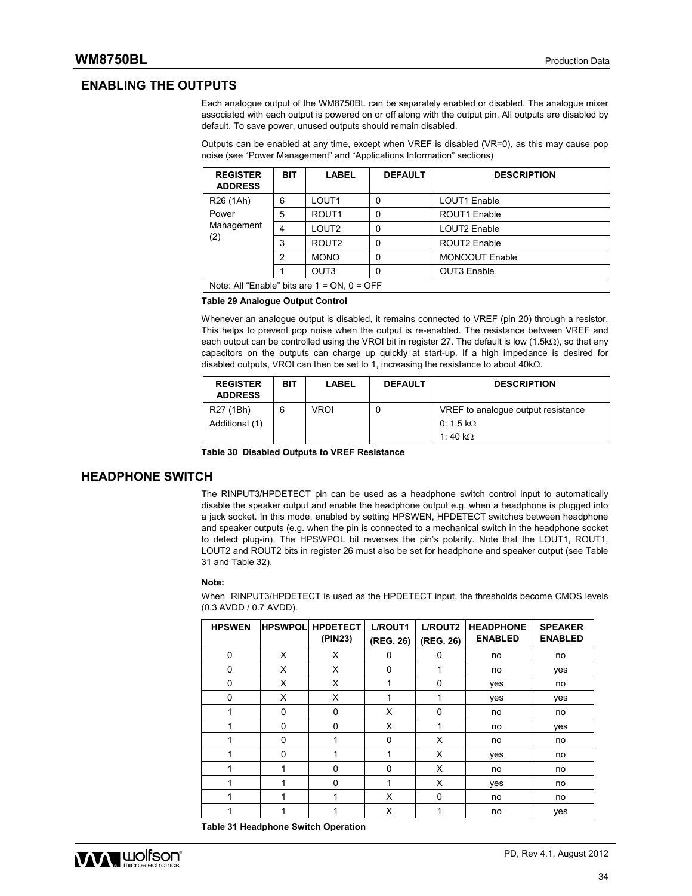## ENABLING THE OUTPUTS

Each analogue output of the WM8750BL can be separately enabled or disabled. The analogue mixer associated with each output is powered on or off along with the output pin. All outputs are disabled by default. To save power, unused outputs should remain disabled.

Outputs can be enabled at any time, except when VREF is disabled (VR=0), as this may cause pop noise (see "Power Management" and "Applications Information" sections)

| REGISTER ADDRESS | BIT | LABEL | DEFAULT | DESCRIPTION |
|---|---|---|---|---|
| R26 (1Ah) Power Management (2) | 6 | LOUT1 | 0 | LOUT1 Enable |
| | 5 | ROUT1 | 0 | ROUT1 Enable |
| | 4 | LOUT2 | 0 | LOUT2 Enable |
| | 3 | ROUT2 | 0 | ROUT2 Enable |
| | 2 | MONO | 0 | MONOOUT Enable |
| | 1 | OUT3 | 0 | OUT3 Enable |
| Note: All "Enable" bits are 1 = ON, 0 = OFF | | | | |

**Table 29 Analogue Output Control**

Whenever an analogue output is disabled, it remains connected to VREF (pin 20) through a resistor. This helps to prevent pop noise when the output is re-enabled. The resistance between VREF and each output can be controlled using the VROI bit in register 27. The default is low (1.5kΩ), so that any capacitors on the outputs can charge up quickly at start-up. If a high impedance is desired for disabled outputs, VROI can then be set to 1, increasing the resistance to about 40kΩ.

| REGISTER ADDRESS | BIT | LABEL | DEFAULT | DESCRIPTION |
|---|---|---|---|---|
| R27 (1Bh) Additional (1) | 6 | VROI | 0 | VREF to analogue output resistance<br>0: 1.5 kΩ<br>1: 40 kΩ |

**Table 30 Disabled Outputs to VREF Resistance**

## HEADPHONE SWITCH

The RINPUT3/HPDETECT pin can be used as a headphone switch control input to automatically disable the speaker output and enable the headphone output e.g. when a headphone is plugged into a jack socket. In this mode, enabled by setting HPSWEN, HPDETECT switches between headphone and speaker outputs (e.g. when the pin is connected to a mechanical switch in the headphone socket to detect plug-in). The HPSWPOL bit reverses the pin's polarity. Note that the LOUT1, ROUT1, LOUT2 and ROUT2 bits in register 26 must also be set for headphone and speaker output (see Table 31 and Table 32).

**Note:**

When RINPUT3/HPDETECT is used as the HPDETECT input, the thresholds become CMOS levels (0.3 AVDD / 0.7 AVDD).

| HPSWEN | HPSWPOL | HPDETECT (PIN23) | L/ROUT1 (REG. 26) | L/ROUT2 (REG. 26) | HEADPHONE ENABLED | SPEAKER ENABLED |
|---|---|---|---|---|---|---|
| 0 | X | X | 0 | 0 | no | no |
| 0 | X | X | 0 | 1 | no | yes |
| 0 | X | X | 1 | 0 | yes | no |
| 0 | X | X | 1 | 1 | yes | yes |
| 1 | 0 | 0 | X | 0 | no | no |
| 1 | 0 | 0 | X | 1 | no | yes |
| 1 | 0 | 1 | 0 | X | no | no |
| 1 | 0 | 1 | 1 | X | yes | no |
| 1 | 1 | 0 | 0 | X | no | no |
| 1 | 1 | 0 | 1 | X | yes | no |
| 1 | 1 | 1 | X | 0 | no | no |
| 1 | 1 | 1 | X | 1 | no | yes |

**Table 31 Headphone Switch Operation**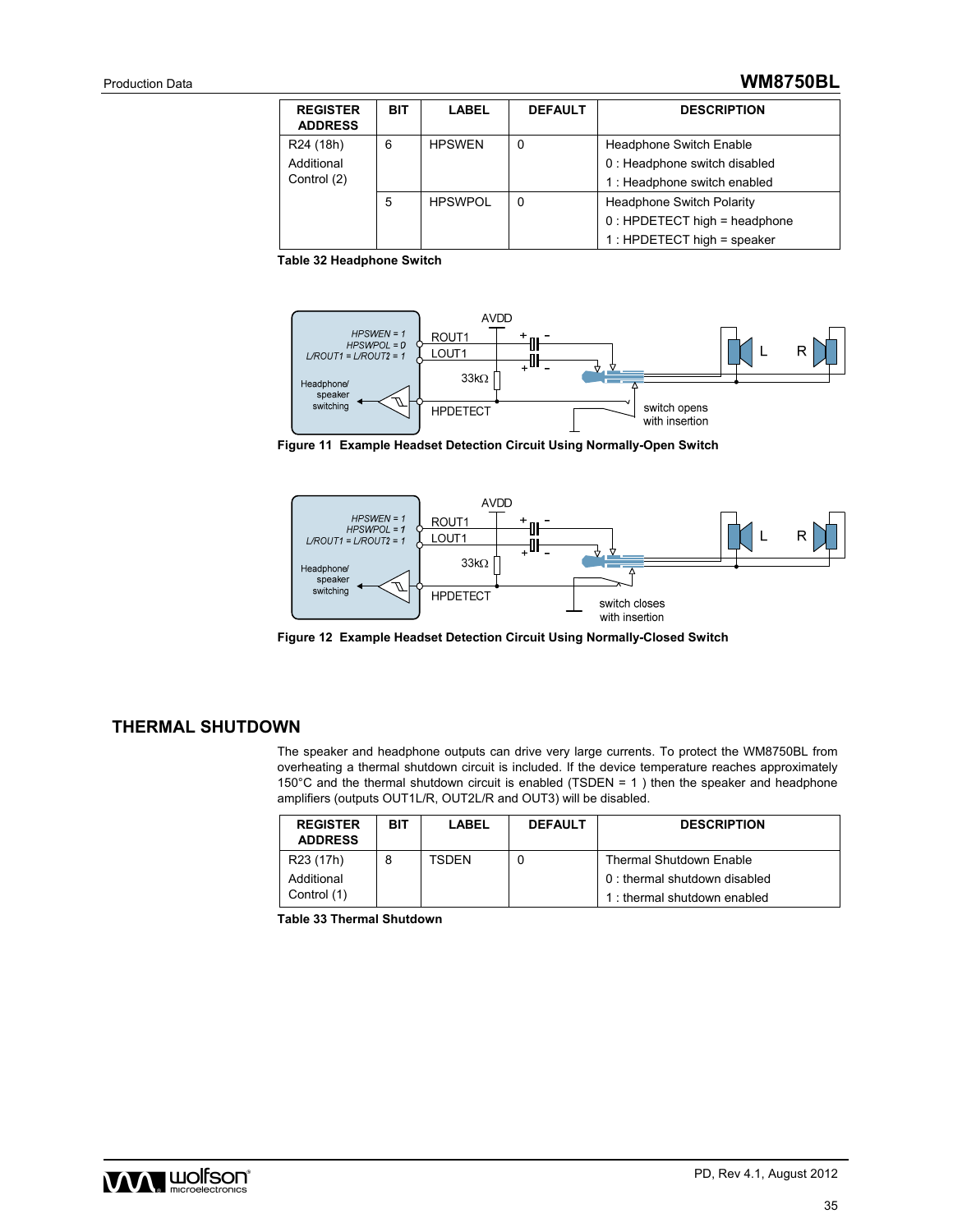| REGISTER ADDRESS | BIT | LABEL | DEFAULT | DESCRIPTION |
|---|---|---|---|---|
| R24 (18h) Additional Control (2) | 6 | HPSWEN | 0 | Headphone Switch Enable<br>0 : Headphone switch disabled<br>1 : Headphone switch enabled |
| | 5 | HPSWPOL | 0 | Headphone Switch Polarity<br>0 : HPDETECT high = headphone<br>1 : HPDETECT high = speaker |

**Table 32 Headphone Switch**

**Figure 11 Example Headset Detection Circuit Using Normally-Open Switch**

**Figure 12 Example Headset Detection Circuit Using Normally-Closed Switch**

## THERMAL SHUTDOWN

The speaker and headphone outputs can drive very large currents. To protect the WM8750BL from overheating a thermal shutdown circuit is included. If the device temperature reaches approximately 150°C and the thermal shutdown circuit is enabled (TSDEN = 1 ) then the speaker and headphone amplifiers (outputs OUT1L/R, OUT2L/R and OUT3) will be disabled.

| REGISTER ADDRESS | BIT | LABEL | DEFAULT | DESCRIPTION |
|---|---|---|---|---|
| R23 (17h) Additional Control (1) | 8 | TSDEN | 0 | Thermal Shutdown Enable<br>0 : thermal shutdown disabled<br>1 : thermal shutdown enabled |

**Table 33 Thermal Shutdown**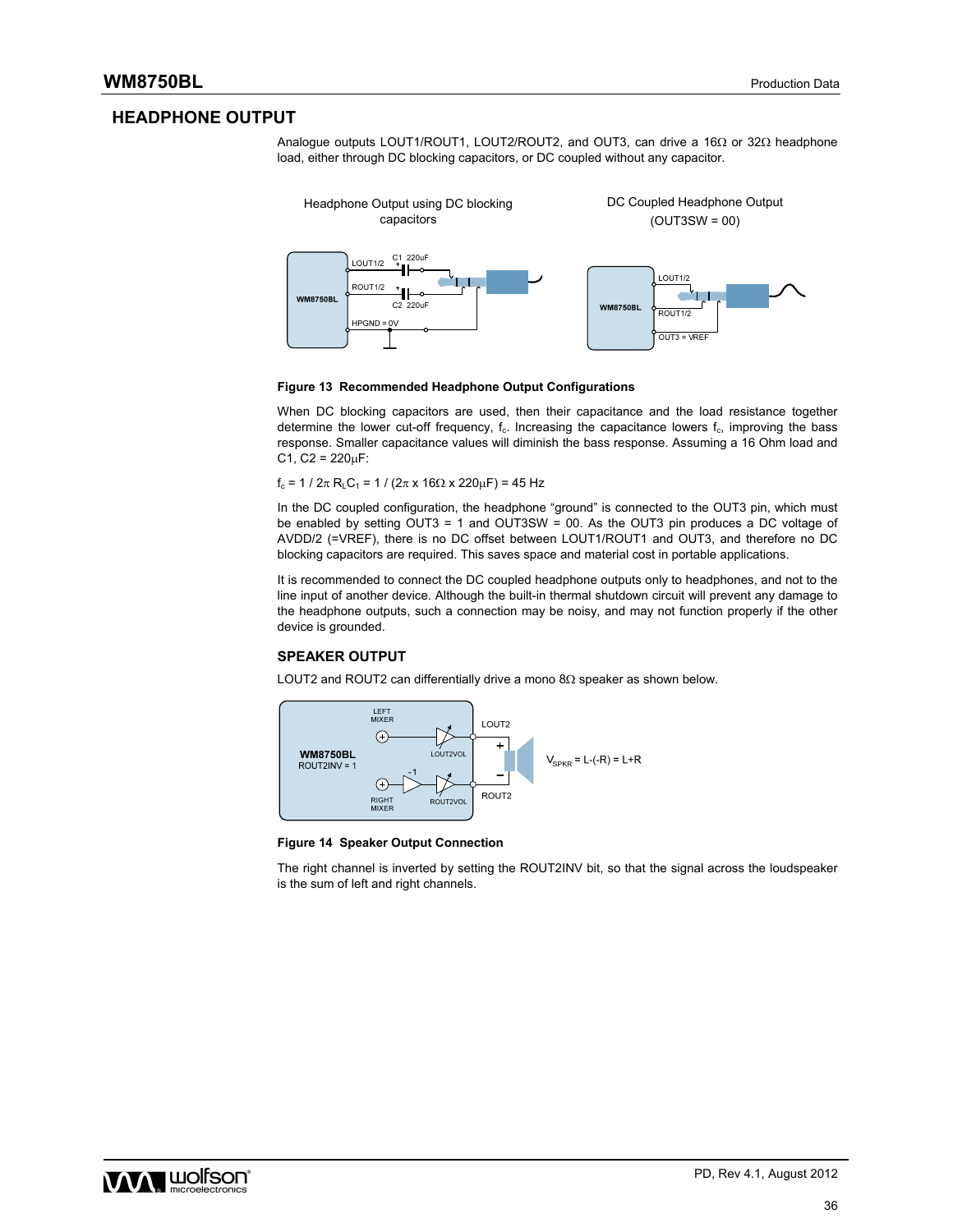## HEADPHONE OUTPUT

Analogue outputs LOUT1/ROUT1, LOUT2/ROUT2, and OUT3, can drive a 16Ω or 32Ω headphone load, either through DC blocking capacitors, or DC coupled without any capacitor.

Headphone Output using DC blocking capacitors

DC Coupled Headphone Output (OUT3SW = 00)

**Figure 13 Recommended Headphone Output Configurations**

When DC blocking capacitors are used, then their capacitance and the load resistance together determine the lower cut-off frequency, $f_c$. Increasing the capacitance lowers $f_c$, improving the bass response. Smaller capacitance values will diminish the bass response. Assuming a 16 Ohm load and C1, C2 = 220μF:

$f_c = 1 / 2\pi R_L C_1 = 1 / (2\pi \times 16\Omega \times 220\mu F) = 45$ Hz

In the DC coupled configuration, the headphone "ground" is connected to the OUT3 pin, which must be enabled by setting OUT3 = 1 and OUT3SW = 00. As the OUT3 pin produces a DC voltage of AVDD/2 (=VREF), there is no DC offset between LOUT1/ROUT1 and OUT3, and therefore no DC blocking capacitors are required. This saves space and material cost in portable applications.

It is recommended to connect the DC coupled headphone outputs only to headphones, and not to the line input of another device. Although the built-in thermal shutdown circuit will prevent any damage to the headphone outputs, such a connection may be noisy, and may not function properly if the other device is grounded.

### SPEAKER OUTPUT

LOUT2 and ROUT2 can differentially drive a mono 8Ω speaker as shown below.

$V_{SPKR} = L-(-R) = L+R$

**Figure 14 Speaker Output Connection**

The right channel is inverted by setting the ROUT2INV bit, so that the signal across the loudspeaker is the sum of left and right channels.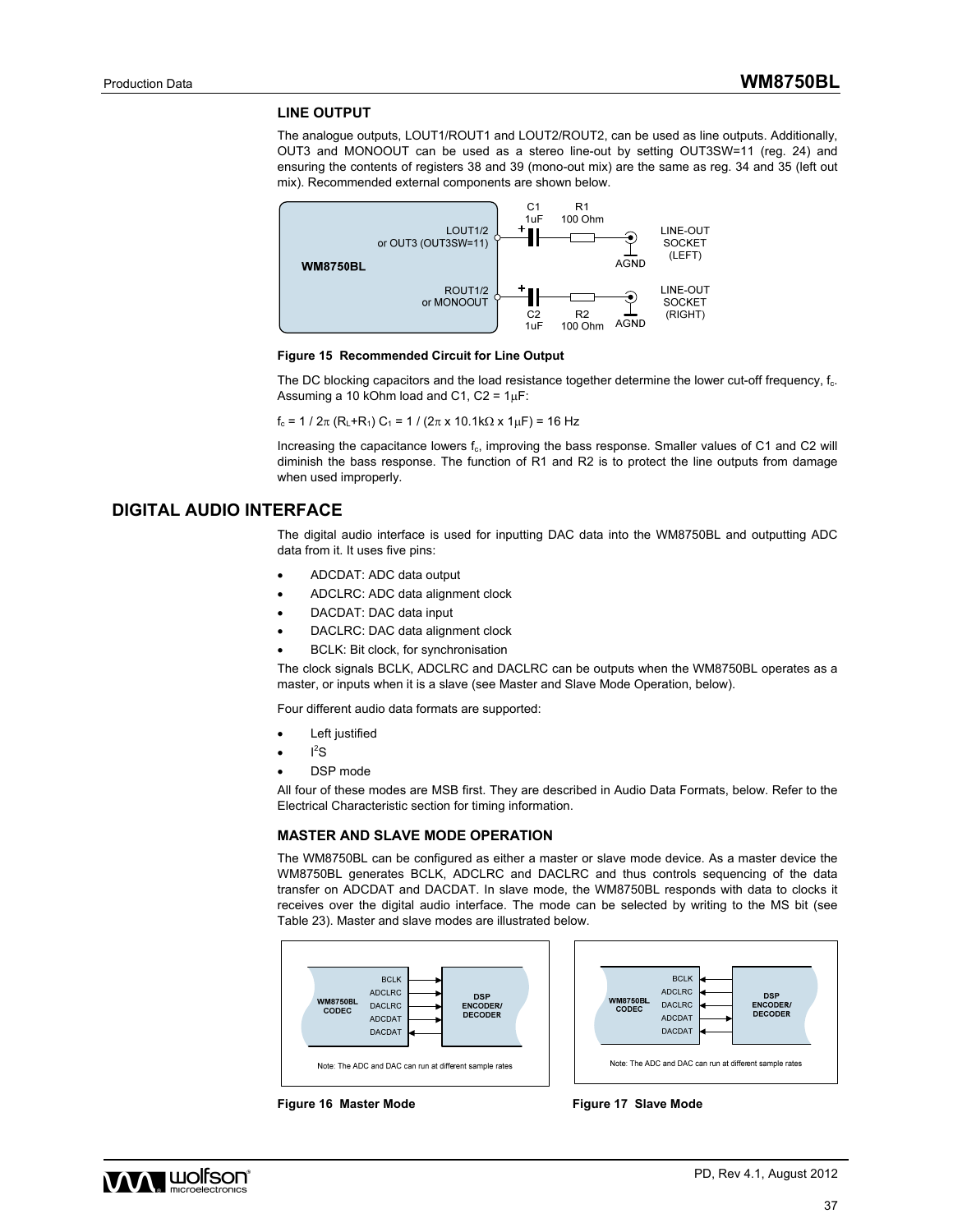### LINE OUTPUT

The analogue outputs, LOUT1/ROUT1 and LOUT2/ROUT2, can be used as line outputs. Additionally, OUT3 and MONOOUT can be used as a stereo line-out by setting OUT3SW=11 (reg. 24) and ensuring the contents of registers 38 and 39 (mono-out mix) are the same as reg. 34 and 35 (left out mix). Recommended external components are shown below.

**Figure 15 Recommended Circuit for Line Output**

The DC blocking capacitors and the load resistance together determine the lower cut-off frequency, $f_c$. Assuming a 10 kOhm load and C1, C2 = 1µF:

$f_c = 1 / 2\pi (R_L+R_1) C_1 = 1 / (2\pi \times 10.1k\Omega \times 1\mu F) = 16$ Hz

Increasing the capacitance lowers $f_c$, improving the bass response. Smaller values of C1 and C2 will diminish the bass response. The function of R1 and R2 is to protect the line outputs from damage when used improperly.

## DIGITAL AUDIO INTERFACE

The digital audio interface is used for inputting DAC data into the WM8750BL and outputting ADC data from it. It uses five pins:

- ADCDAT: ADC data output
- ADCLRC: ADC data alignment clock
- DACDAT: DAC data input
- DACLRC: DAC data alignment clock
- BCLK: Bit clock, for synchronisation

The clock signals BCLK, ADCLRC and DACLRC can be outputs when the WM8750BL operates as a master, or inputs when it is a slave (see Master and Slave Mode Operation, below).

Four different audio data formats are supported:

- Left justified
- I$^2$S
- DSP mode

All four of these modes are MSB first. They are described in Audio Data Formats, below. Refer to the Electrical Characteristic section for timing information.

### MASTER AND SLAVE MODE OPERATION

The WM8750BL can be configured as either a master or slave mode device. As a master device the WM8750BL generates BCLK, ADCLRC and DACLRC and thus controls sequencing of the data transfer on ADCDAT and DACDAT. In slave mode, the WM8750BL responds with data to clocks it receives over the digital audio interface. The mode can be selected by writing to the MS bit (see Table 23). Master and slave modes are illustrated below.

Note: The ADC and DAC can run at different sample rates

**Figure 16 Master Mode**

Note: The ADC and DAC can run at different sample rates

**Figure 17 Slave Mode**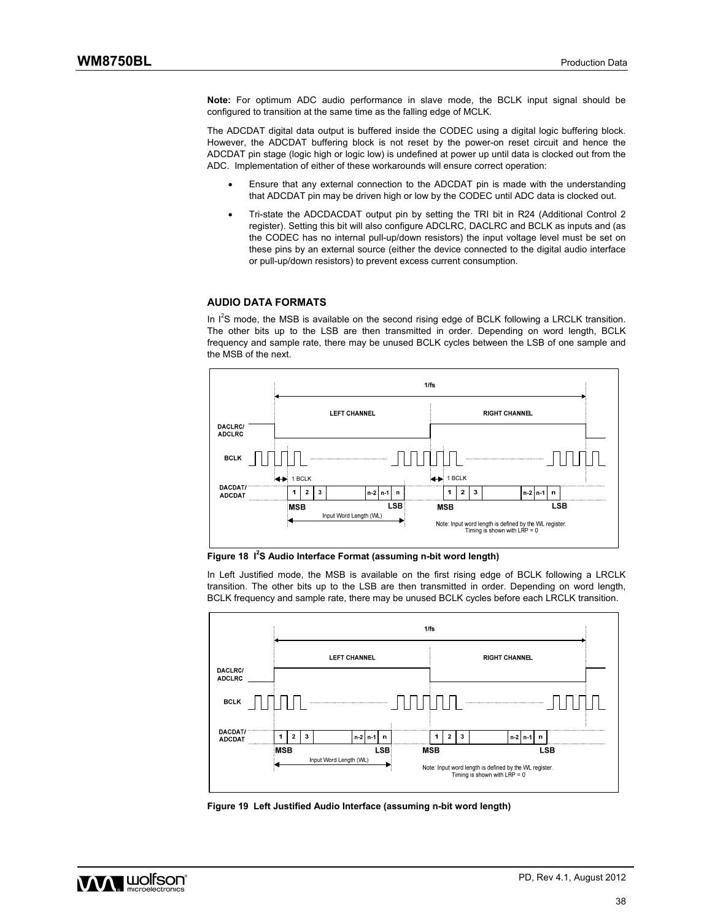**Note:** For optimum ADC audio performance in slave mode, the BCLK input signal should be configured to transition at the same time as the falling edge of MCLK.

The ADCDAT digital data output is buffered inside the CODEC using a digital logic buffering block. However, the ADCDAT buffering block is not reset by the power-on reset circuit and hence the ADCDAT pin stage (logic high or logic low) is undefined at power up until data is clocked out from the ADC. Implementation of either of these workarounds will ensure correct operation:

- Ensure that any external connection to the ADCDAT pin is made with the understanding that ADCDAT pin may be driven high or low by the CODEC until ADC data is clocked out.
- Tri-state the ADCDACDAT output pin by setting the TRI bit in R24 (Additional Control 2 register). Setting this bit will also configure ADCLRC, DACLRC and BCLK as inputs and (as the CODEC has no internal pull-up/down resistors) the input voltage level must be set on these pins by an external source (either the device connected to the digital audio interface or pull-up/down resistors) to prevent excess current consumption.

## AUDIO DATA FORMATS

In I$^2$S mode, the MSB is available on the second rising edge of BCLK following a LRCLK transition. The other bits up to the LSB are then transmitted in order. Depending on word length, BCLK frequency and sample rate, there may be unused BCLK cycles between the LSB of one sample and the MSB of the next.

**Figure 18 I$^2$S Audio Interface Format (assuming n-bit word length)**

In Left Justified mode, the MSB is available on the first rising edge of BCLK following a LRCLK transition. The other bits up to the LSB are then transmitted in order. Depending on word length, BCLK frequency and sample rate, there may be unused BCLK cycles before each LRCLK transition.

**Figure 19 Left Justified Audio Interface (assuming n-bit word length)**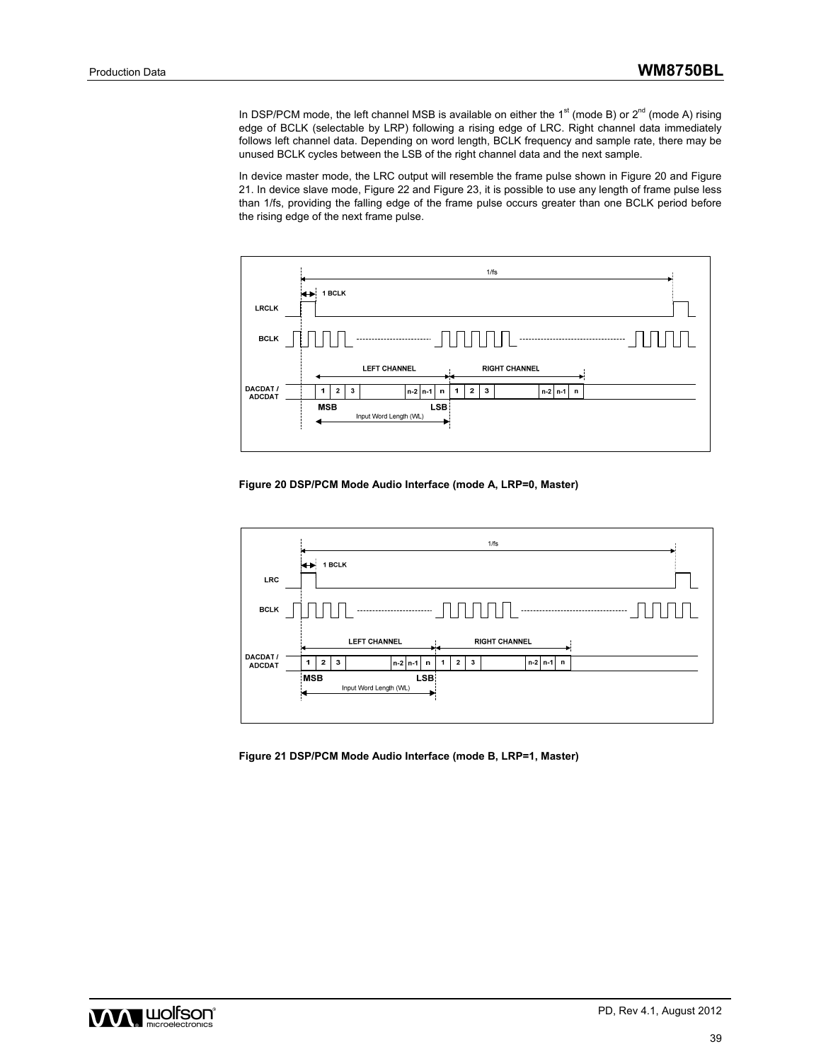In DSP/PCM mode, the left channel MSB is available on either the 1st (mode B) or 2nd (mode A) rising edge of BCLK (selectable by LRP) following a rising edge of LRC. Right channel data immediately follows left channel data. Depending on word length, BCLK frequency and sample rate, there may be unused BCLK cycles between the LSB of the right channel data and the next sample.

In device master mode, the LRC output will resemble the frame pulse shown in Figure 20 and Figure 21. In device slave mode, Figure 22 and Figure 23, it is possible to use any length of frame pulse less than 1/fs, providing the falling edge of the frame pulse occurs greater than one BCLK period before the rising edge of the next frame pulse.

**Figure 20 DSP/PCM Mode Audio Interface (mode A, LRP=0, Master)**

**Figure 21 DSP/PCM Mode Audio Interface (mode B, LRP=1, Master)**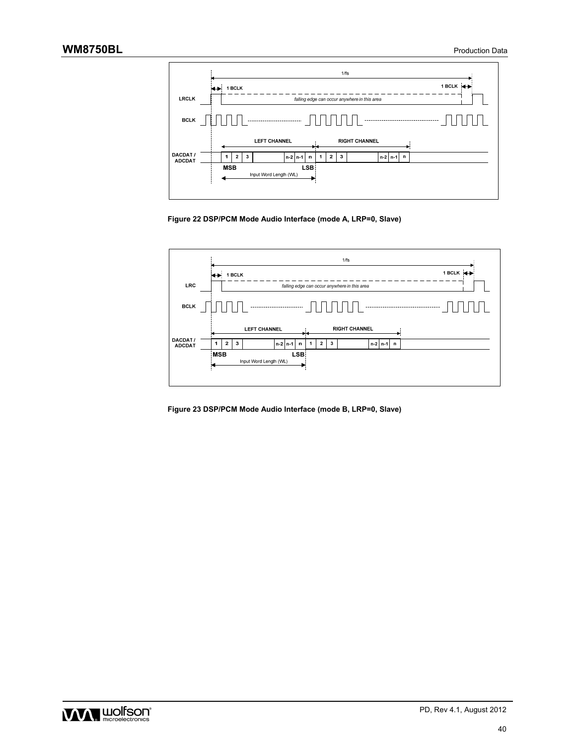1/fs

1 BCLK

1 BCLK

LRCLK

falling edge can occur anywhere in this area

BCLK

LEFT CHANNEL

RIGHT CHANNEL

DACDAT / ADCDAT

1 2 3 n-2 n-1 n 1 2 3 n-2 n-1 n

MSB

LSB

Input Word Length (WL)

**Figure 22 DSP/PCM Mode Audio Interface (mode A, LRP=0, Slave)**

1/fs

1 BCLK

1 BCLK

LRC

falling edge can occur anywhere in this area

BCLK

LEFT CHANNEL

RIGHT CHANNEL

DACDAT / ADCDAT

1 2 3 n-2 n-1 n 1 2 3 n-2 n-1 n

MSB

LSB

Input Word Length (WL)

**Figure 23 DSP/PCM Mode Audio Interface (mode B, LRP=0, Slave)**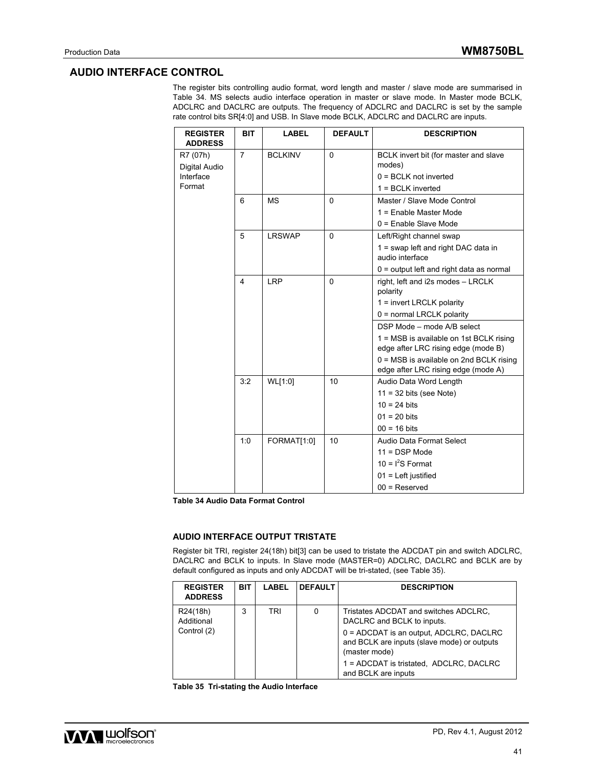## AUDIO INTERFACE CONTROL

The register bits controlling audio format, word length and master / slave mode are summarised in Table 34. MS selects audio interface operation in master or slave mode. In Master mode BCLK, ADCLRC and DACLRC are outputs. The frequency of ADCLRC and DACLRC is set by the sample rate control bits SR[4:0] and USB. In Slave mode BCLK, ADCLRC and DACLRC are inputs.

| REGISTER ADDRESS | BIT | LABEL | DEFAULT | DESCRIPTION |
|---|---|---|---|---|
| R7 (07h) Digital Audio Interface Format | 7 | BCLKINV | 0 | BCLK invert bit (for master and slave modes)<br>0 = BCLK not inverted<br>1 = BCLK inverted |
| | 6 | MS | 0 | Master / Slave Mode Control<br>1 = Enable Master Mode<br>0 = Enable Slave Mode |
| | 5 | LRSWAP | 0 | Left/Right channel swap<br>1 = swap left and right DAC data in audio interface<br>0 = output left and right data as normal |
| | 4 | LRP | 0 | right, left and i2s modes – LRCLK polarity<br>1 = invert LRCLK polarity<br>0 = normal LRCLK polarity<br>DSP Mode – mode A/B select<br>1 = MSB is available on 1st BCLK rising edge after LRC rising edge (mode B)<br>0 = MSB is available on 2nd BCLK rising edge after LRC rising edge (mode A) |
| | 3:2 | WL[1:0] | 10 | Audio Data Word Length<br>11 = 32 bits (see Note)<br>10 = 24 bits<br>01 = 20 bits<br>00 = 16 bits |
| | 1:0 | FORMAT[1:0] | 10 | Audio Data Format Select<br>11 = DSP Mode<br>10 = I²S Format<br>01 = Left justified<br>00 = Reserved |

**Table 34 Audio Data Format Control**

### AUDIO INTERFACE OUTPUT TRISTATE

Register bit TRI, register 24(18h) bit[3] can be used to tristate the ADCDAT pin and switch ADCLRC, DACLRC and BCLK to inputs. In Slave mode (MASTER=0) ADCLRC, DACLRC and BCLK are by default configured as inputs and only ADCDAT will be tri-stated, (see Table 35).

| REGISTER ADDRESS | BIT | LABEL | DEFAULT | DESCRIPTION |
|---|---|---|---|---|
| R24(18h) Additional Control (2) | 3 | TRI | 0 | Tristates ADCDAT and switches ADCLRC, DACLRC and BCLK to inputs.<br>0 = ADCDAT is an output, ADCLRC, DACLRC and BCLK are inputs (slave mode) or outputs (master mode)<br>1 = ADCDAT is tristated, ADCLRC, DACLRC and BCLK are inputs |

**Table 35 Tri-stating the Audio Interface**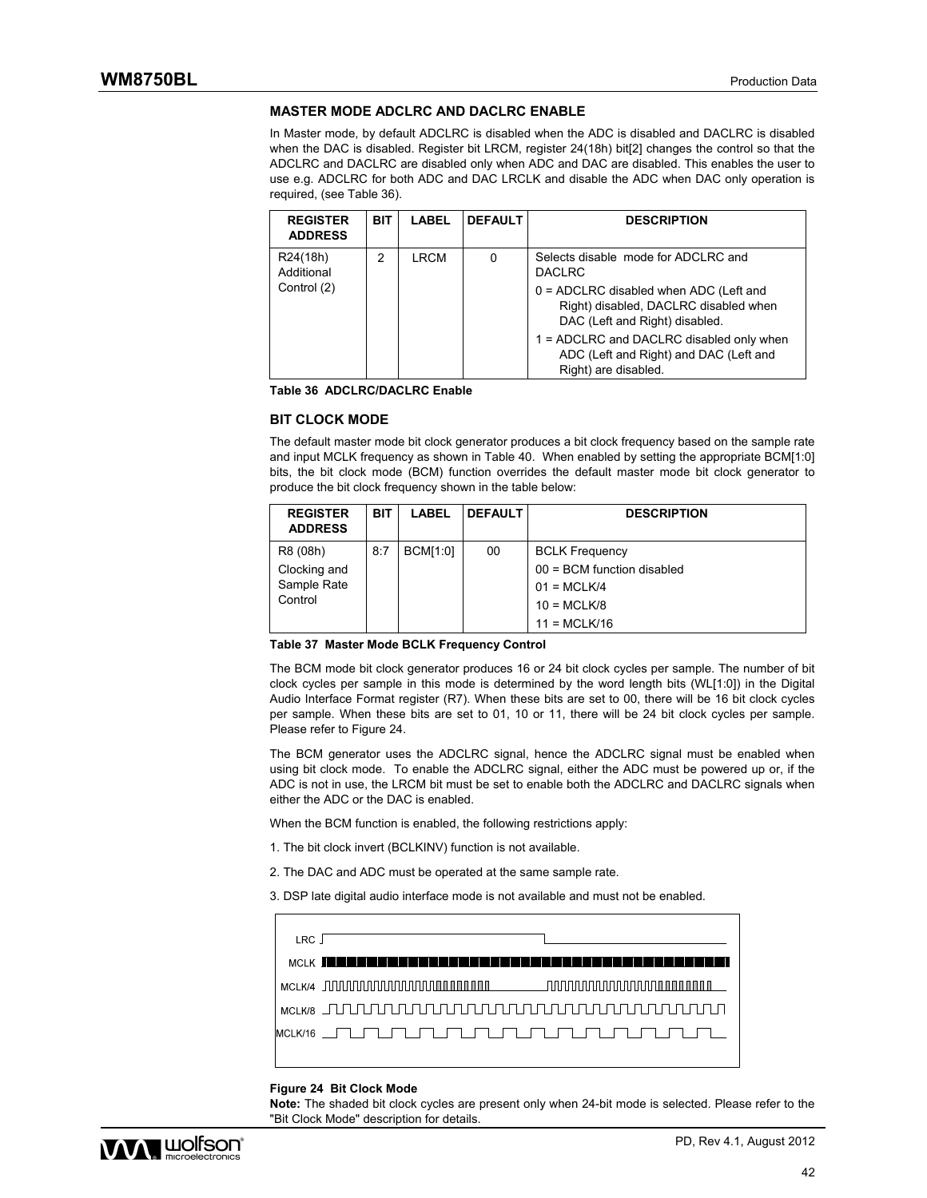### MASTER MODE ADCLRC AND DACLRC ENABLE

In Master mode, by default ADCLRC is disabled when the ADC is disabled and DACLRC is disabled when the DAC is disabled. Register bit LRCM, register 24(18h) bit[2] changes the control so that the ADCLRC and DACLRC are disabled only when ADC and DAC are disabled. This enables the user to use e.g. ADCLRC for both ADC and DAC LRCLK and disable the ADC when DAC only operation is required, (see Table 36).

| REGISTER ADDRESS | BIT | LABEL | DEFAULT | DESCRIPTION |
|---|---|---|---|---|
| R24(18h) Additional Control (2) | 2 | LRCM | 0 | Selects disable mode for ADCLRC and DACLRC<br>0 = ADCLRC disabled when ADC (Left and Right) disabled, DACLRC disabled when DAC (Left and Right) disabled.<br>1 = ADCLRC and DACLRC disabled only when ADC (Left and Right) and DAC (Left and Right) are disabled. |

**Table 36 ADCLRC/DACLRC Enable**

### BIT CLOCK MODE

The default master mode bit clock generator produces a bit clock frequency based on the sample rate and input MCLK frequency as shown in Table 40. When enabled by setting the appropriate BCM[1:0] bits, the bit clock mode (BCM) function overrides the default master mode bit clock generator to produce the bit clock frequency shown in the table below:

| REGISTER ADDRESS | BIT | LABEL | DEFAULT | DESCRIPTION |
|---|---|---|---|---|
| R8 (08h) Clocking and Sample Rate Control | 8:7 | BCM[1:0] | 00 | BCLK Frequency<br>00 = BCM function disabled<br>01 = MCLK/4<br>10 = MCLK/8<br>11 = MCLK/16 |

**Table 37 Master Mode BCLK Frequency Control**

The BCM mode bit clock generator produces 16 or 24 bit clock cycles per sample. The number of bit clock cycles per sample in this mode is determined by the word length bits (WL[1:0]) in the Digital Audio Interface Format register (R7). When these bits are set to 00, there will be 16 bit clock cycles per sample. When these bits are set to 01, 10 or 11, there will be 24 bit clock cycles per sample. Please refer to Figure 24.

The BCM generator uses the ADCLRC signal, hence the ADCLRC signal must be enabled when using bit clock mode. To enable the ADCLRC signal, either the ADC must be powered up or, if the ADC is not in use, the LRCM bit must be set to enable both the ADCLRC and DACLRC signals when either the ADC or the DAC is enabled.

When the BCM function is enabled, the following restrictions apply:

1. The bit clock invert (BCLKINV) function is not available.

2. The DAC and ADC must be operated at the same sample rate.

3. DSP late digital audio interface mode is not available and must not be enabled.

**Figure 24 Bit Clock Mode**

**Note:** The shaded bit clock cycles are present only when 24-bit mode is selected. Please refer to the "Bit Clock Mode" description for details.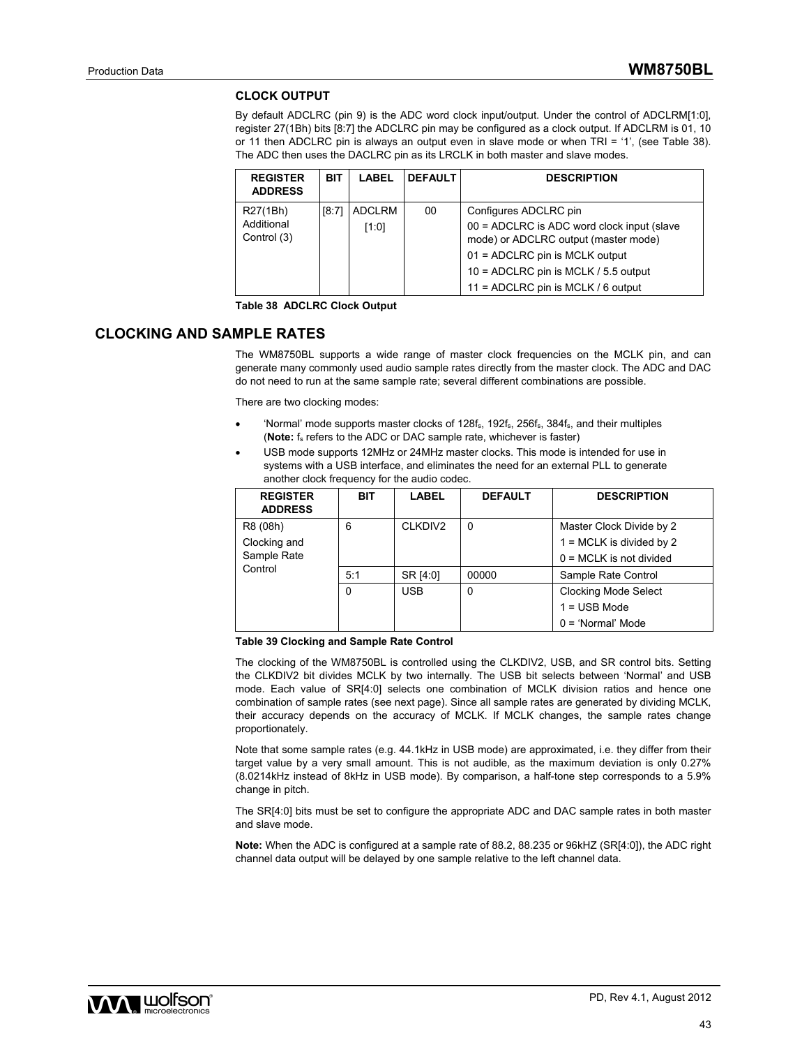### CLOCK OUTPUT

By default ADCLRC (pin 9) is the ADC word clock input/output. Under the control of ADCLRM[1:0], register 27(1Bh) bits [8:7] the ADCLRC pin may be configured as a clock output. If ADCLRM is 01, 10 or 11 then ADCLRC pin is always an output even in slave mode or when TRI = '1', (see Table 38). The ADC then uses the DACLRC pin as its LRCLK in both master and slave modes.

| REGISTER ADDRESS | BIT | LABEL | DEFAULT | DESCRIPTION |
|---|---|---|---|---|
| R27(1Bh) Additional Control (3) | [8:7] | ADCLRM [1:0] | 00 | Configures ADCLRC pin<br>00 = ADCLRC is ADC word clock input (slave mode) or ADCLRC output (master mode)<br>01 = ADCLRC pin is MCLK output<br>10 = ADCLRC pin is MCLK / 5.5 output<br>11 = ADCLRC pin is MCLK / 6 output |

**Table 38 ADCLRC Clock Output**

## CLOCKING AND SAMPLE RATES

The WM8750BL supports a wide range of master clock frequencies on the MCLK pin, and can generate many commonly used audio sample rates directly from the master clock. The ADC and DAC do not need to run at the same sample rate; several different combinations are possible.

There are two clocking modes:

- 'Normal' mode supports master clocks of $128f_s$, $192f_s$, $256f_s$, $384f_s$, and their multiples (**Note:** $f_s$ refers to the ADC or DAC sample rate, whichever is faster)
- USB mode supports 12MHz or 24MHz master clocks. This mode is intended for use in systems with a USB interface, and eliminates the need for an external PLL to generate another clock frequency for the audio codec.

| REGISTER ADDRESS | BIT | LABEL | DEFAULT | DESCRIPTION |
|---|---|---|---|---|
| R8 (08h) Clocking and Sample Rate Control | 6 | CLKDIV2 | 0 | Master Clock Divide by 2<br>1 = MCLK is divided by 2<br>0 = MCLK is not divided |
| | 5:1 | SR [4:0] | 00000 | Sample Rate Control |
| | 0 | USB | 0 | Clocking Mode Select<br>1 = USB Mode<br>0 = 'Normal' Mode |

**Table 39 Clocking and Sample Rate Control**

The clocking of the WM8750BL is controlled using the CLKDIV2, USB, and SR control bits. Setting the CLKDIV2 bit divides MCLK by two internally. The USB bit selects between 'Normal' and USB mode. Each value of SR[4:0] selects one combination of MCLK division ratios and hence one combination of sample rates (see next page). Since all sample rates are generated by dividing MCLK, their accuracy depends on the accuracy of MCLK. If MCLK changes, the sample rates change proportionately.

Note that some sample rates (e.g. 44.1kHz in USB mode) are approximated, i.e. they differ from their target value by a very small amount. This is not audible, as the maximum deviation is only 0.27% (8.0214kHz instead of 8kHz in USB mode). By comparison, a half-tone step corresponds to a 5.9% change in pitch.

The SR[4:0] bits must be set to configure the appropriate ADC and DAC sample rates in both master and slave mode.

**Note:** When the ADC is configured at a sample rate of 88.2, 88.235 or 96kHZ (SR[4:0]), the ADC right channel data output will be delayed by one sample relative to the left channel data.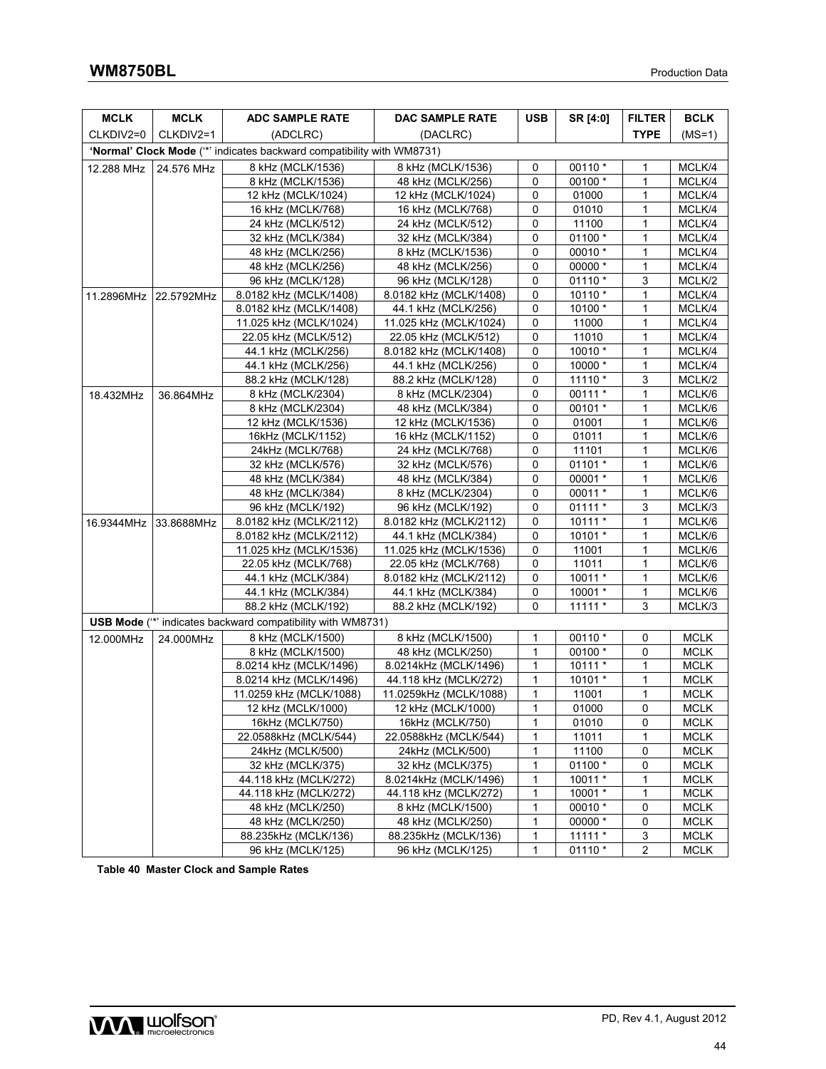| MCLK CLKDIV2=0 | MCLK CLKDIV2=1 | ADC SAMPLE RATE (ADCLRC) | DAC SAMPLE RATE (DACLRC) | USB | SR [4:0] | FILTER TYPE | BCLK (MS=1) |
|---|---|---|---|---|---|---|---|
| **'Normal' Clock Mode** ('*' indicates backward compatibility with WM8731) | | | | | | | |
| 12.288 MHz | 24.576 MHz | 8 kHz (MCLK/1536) | 8 kHz (MCLK/1536) | 0 | 00110 * | 1 | MCLK/4 |
| | | 8 kHz (MCLK/1536) | 48 kHz (MCLK/256) | 0 | 00100 * | 1 | MCLK/4 |
| | | 12 kHz (MCLK/1024) | 12 kHz (MCLK/1024) | 0 | 01000 | 1 | MCLK/4 |
| | | 16 kHz (MCLK/768) | 16 kHz (MCLK/768) | 0 | 01010 | 1 | MCLK/4 |
| | | 24 kHz (MCLK/512) | 24 kHz (MCLK/512) | 0 | 11100 | 1 | MCLK/4 |
| | | 32 kHz (MCLK/384) | 32 kHz (MCLK/384) | 0 | 01100 * | 1 | MCLK/4 |
| | | 48 kHz (MCLK/256) | 8 kHz (MCLK/1536) | 0 | 00010 * | 1 | MCLK/4 |
| | | 48 kHz (MCLK/256) | 48 kHz (MCLK/256) | 0 | 00000 * | 1 | MCLK/4 |
| | | 96 kHz (MCLK/128) | 96 kHz (MCLK/128) | 0 | 01110 * | 3 | MCLK/2 |
| 11.2896MHz | 22.5792MHz | 8.0182 kHz (MCLK/1408) | 8.0182 kHz (MCLK/1408) | 0 | 10110 * | 1 | MCLK/4 |
| | | 8.0182 kHz (MCLK/1408) | 44.1 kHz (MCLK/256) | 0 | 10100 * | 1 | MCLK/4 |
| | | 11.025 kHz (MCLK/1024) | 11.025 kHz (MCLK/1024) | 0 | 11000 | 1 | MCLK/4 |
| | | 22.05 kHz (MCLK/512) | 22.05 kHz (MCLK/512) | 0 | 11010 | 1 | MCLK/4 |
| | | 44.1 kHz (MCLK/256) | 8.0182 kHz (MCLK/1408) | 0 | 10010 * | 1 | MCLK/4 |
| | | 44.1 kHz (MCLK/256) | 44.1 kHz (MCLK/256) | 0 | 10000 * | 1 | MCLK/4 |
| | | 88.2 kHz (MCLK/128) | 88.2 kHz (MCLK/128) | 0 | 11110 * | 3 | MCLK/2 |
| 18.432MHz | 36.864MHz | 8 kHz (MCLK/2304) | 8 kHz (MCLK/2304) | 0 | 00111 * | 1 | MCLK/6 |
| | | 8 kHz (MCLK/2304) | 48 kHz (MCLK/384) | 0 | 00101 * | 1 | MCLK/6 |
| | | 12 kHz (MCLK/1536) | 12 kHz (MCLK/1536) | 0 | 01001 | 1 | MCLK/6 |
| | | 16kHz (MCLK/1152) | 16 kHz (MCLK/1152) | 0 | 01011 | 1 | MCLK/6 |
| | | 24kHz (MCLK/768) | 24 kHz (MCLK/768) | 0 | 11101 | 1 | MCLK/6 |
| | | 32 kHz (MCLK/576) | 32 kHz (MCLK/576) | 0 | 01101 * | 1 | MCLK/6 |
| | | 48 kHz (MCLK/384) | 48 kHz (MCLK/384) | 0 | 00001 * | 1 | MCLK/6 |
| | | 48 kHz (MCLK/384) | 8 kHz (MCLK/2304) | 0 | 00011 * | 1 | MCLK/6 |
| | | 96 kHz (MCLK/192) | 96 kHz (MCLK/192) | 0 | 01111 * | 3 | MCLK/3 |
| 16.9344MHz | 33.8688MHz | 8.0182 kHz (MCLK/2112) | 8.0182 kHz (MCLK/2112) | 0 | 10111 * | 1 | MCLK/6 |
| | | 8.0182 kHz (MCLK/2112) | 44.1 kHz (MCLK/384) | 0 | 10101 * | 1 | MCLK/6 |
| | | 11.025 kHz (MCLK/1536) | 11.025 kHz (MCLK/1536) | 0 | 11001 | 1 | MCLK/6 |
| | | 22.05 kHz (MCLK/768) | 22.05 kHz (MCLK/768) | 0 | 11011 | 1 | MCLK/6 |
| | | 44.1 kHz (MCLK/384) | 8.0182 kHz (MCLK/2112) | 0 | 10011 * | 1 | MCLK/6 |
| | | 44.1 kHz (MCLK/384) | 44.1 kHz (MCLK/384) | 0 | 10001 * | 1 | MCLK/6 |
| | | 88.2 kHz (MCLK/192) | 88.2 kHz (MCLK/192) | 0 | 11111 * | 3 | MCLK/3 |
| **USB Mode** ('*' indicates backward compatibility with WM8731) | | | | | | | |
| 12.000MHz | 24.000MHz | 8 kHz (MCLK/1500) | 8 kHz (MCLK/1500) | 1 | 00110 * | 0 | MCLK |
| | | 8 kHz (MCLK/1500) | 48 kHz (MCLK/250) | 1 | 00100 * | 0 | MCLK |
| | | 8.0214 kHz (MCLK/1496) | 8.0214kHz (MCLK/1496) | 1 | 10111 * | 1 | MCLK |
| | | 8.0214 kHz (MCLK/1496) | 44.118 kHz (MCLK/272) | 1 | 10101 * | 1 | MCLK |
| | | 11.0259 kHz (MCLK/1088) | 11.0259kHz (MCLK/1088) | 1 | 11001 | 1 | MCLK |
| | | 12 kHz (MCLK/1000) | 12 kHz (MCLK/1000) | 1 | 01000 | 0 | MCLK |
| | | 16kHz (MCLK/750) | 16kHz (MCLK/750) | 1 | 01010 | 0 | MCLK |
| | | 22.0588kHz (MCLK/544) | 22.0588kHz (MCLK/544) | 1 | 11011 | 1 | MCLK |
| | | 24kHz (MCLK/500) | 24kHz (MCLK/500) | 1 | 11100 | 0 | MCLK |
| | | 32 kHz (MCLK/375) | 32 kHz (MCLK/375) | 1 | 01100 * | 0 | MCLK |
| | | 44.118 kHz (MCLK/272) | 8.0214kHz (MCLK/1496) | 1 | 10011 * | 1 | MCLK |
| | | 44.118 kHz (MCLK/272) | 44.118 kHz (MCLK/272) | 1 | 10001 * | 1 | MCLK |
| | | 48 kHz (MCLK/250) | 8 kHz (MCLK/1500) | 1 | 00010 * | 0 | MCLK |
| | | 48 kHz (MCLK/250) | 48 kHz (MCLK/250) | 1 | 00000 * | 0 | MCLK |
| | | 88.235kHz (MCLK/136) | 88.235kHz (MCLK/136) | 1 | 11111 * | 3 | MCLK |
| | | 96 kHz (MCLK/125) | 96 kHz (MCLK/125) | 1 | 01110 * | 2 | MCLK |

**Table 40 Master Clock and Sample Rates**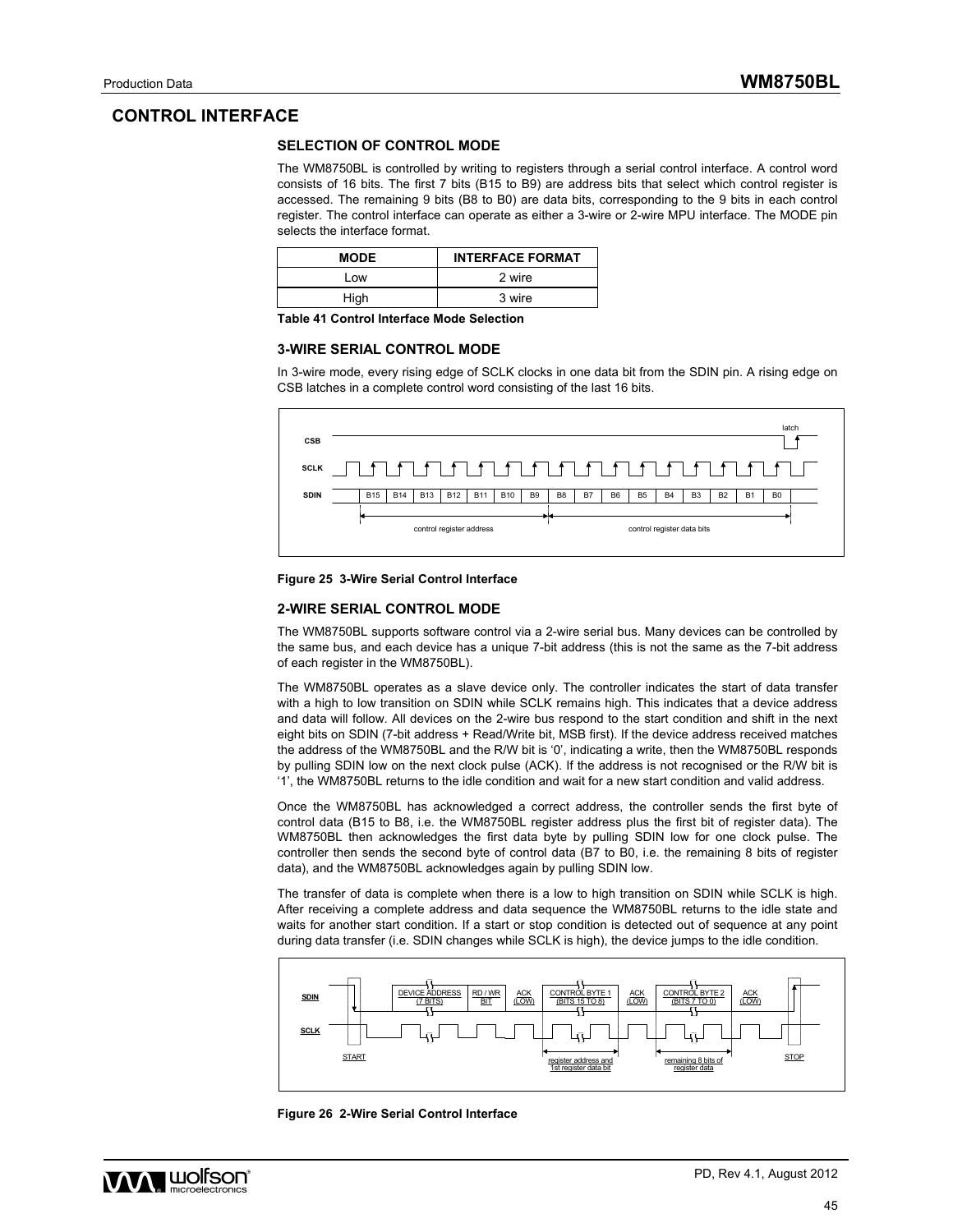## CONTROL INTERFACE

### SELECTION OF CONTROL MODE

The WM8750BL is controlled by writing to registers through a serial control interface. A control word consists of 16 bits. The first 7 bits (B15 to B9) are address bits that select which control register is accessed. The remaining 9 bits (B8 to B0) are data bits, corresponding to the 9 bits in each control register. The control interface can operate as either a 3-wire or 2-wire MPU interface. The MODE pin selects the interface format.

| MODE | INTERFACE FORMAT |
| --- | --- |
| Low | 2 wire |
| High | 3 wire |

**Table 41 Control Interface Mode Selection**

### 3-WIRE SERIAL CONTROL MODE

In 3-wire mode, every rising edge of SCLK clocks in one data bit from the SDIN pin. A rising edge on CSB latches in a complete control word consisting of the last 16 bits.

**Figure 25 3-Wire Serial Control Interface**

### 2-WIRE SERIAL CONTROL MODE

The WM8750BL supports software control via a 2-wire serial bus. Many devices can be controlled by the same bus, and each device has a unique 7-bit address (this is not the same as the 7-bit address of each register in the WM8750BL).

The WM8750BL operates as a slave device only. The controller indicates the start of data transfer with a high to low transition on SDIN while SCLK remains high. This indicates that a device address and data will follow. All devices on the 2-wire bus respond to the start condition and shift in the next eight bits on SDIN (7-bit address + Read/Write bit, MSB first). If the device address received matches the address of the WM8750BL and the R/W bit is '0', indicating a write, then the WM8750BL responds by pulling SDIN low on the next clock pulse (ACK). If the address is not recognised or the R/W bit is '1', the WM8750BL returns to the idle condition and wait for a new start condition and valid address.

Once the WM8750BL has acknowledged a correct address, the controller sends the first byte of control data (B15 to B8, i.e. the WM8750BL register address plus the first bit of register data). The WM8750BL then acknowledges the first data byte by pulling SDIN low for one clock pulse. The controller then sends the second byte of control data (B7 to B0, i.e. the remaining 8 bits of register data), and the WM8750BL acknowledges again by pulling SDIN low.

The transfer of data is complete when there is a low to high transition on SDIN while SCLK is high. After receiving a complete address and data sequence the WM8750BL returns to the idle state and waits for another start condition. If a start or stop condition is detected out of sequence at any point during data transfer (i.e. SDIN changes while SCLK is high), the device jumps to the idle condition.

**Figure 26 2-Wire Serial Control Interface**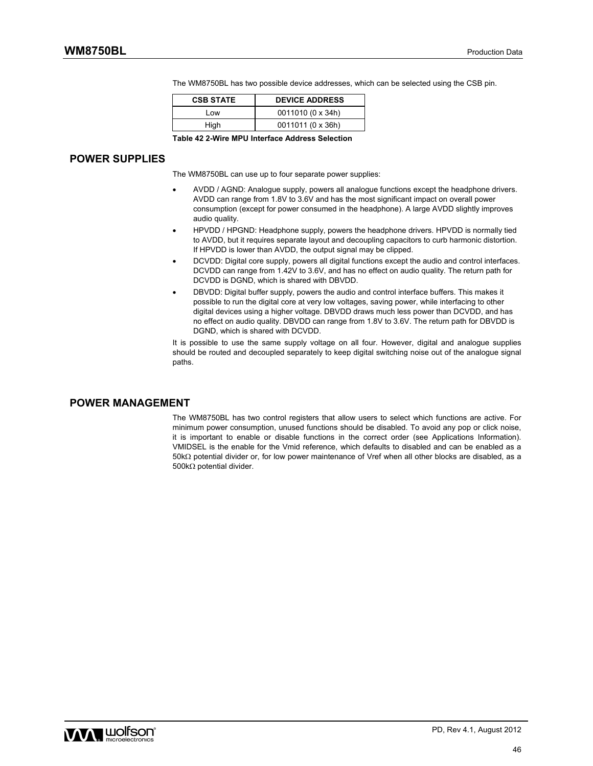The WM8750BL has two possible device addresses, which can be selected using the CSB pin.

| CSB STATE | DEVICE ADDRESS |
| --- | --- |
| Low | 0011010 (0 x 34h) |
| High | 0011011 (0 x 36h) |

**Table 42 2-Wire MPU Interface Address Selection**

## POWER SUPPLIES

The WM8750BL can use up to four separate power supplies:

- AVDD / AGND: Analogue supply, powers all analogue functions except the headphone drivers. AVDD can range from 1.8V to 3.6V and has the most significant impact on overall power consumption (except for power consumed in the headphone). A large AVDD slightly improves audio quality.
- HPVDD / HPGND: Headphone supply, powers the headphone drivers. HPVDD is normally tied to AVDD, but it requires separate layout and decoupling capacitors to curb harmonic distortion. If HPVDD is lower than AVDD, the output signal may be clipped.
- DCVDD: Digital core supply, powers all digital functions except the audio and control interfaces. DCVDD can range from 1.42V to 3.6V, and has no effect on audio quality. The return path for DCVDD is DGND, which is shared with DBVDD.
- DBVDD: Digital buffer supply, powers the audio and control interface buffers. This makes it possible to run the digital core at very low voltages, saving power, while interfacing to other digital devices using a higher voltage. DBVDD draws much less power than DCVDD, and has no effect on audio quality. DBVDD can range from 1.8V to 3.6V. The return path for DBVDD is DGND, which is shared with DCVDD.

It is possible to use the same supply voltage on all four. However, digital and analogue supplies should be routed and decoupled separately to keep digital switching noise out of the analogue signal paths.

## POWER MANAGEMENT

The WM8750BL has two control registers that allow users to select which functions are active. For minimum power consumption, unused functions should be disabled. To avoid any pop or click noise, it is important to enable or disable functions in the correct order (see Applications Information). VMIDSEL is the enable for the Vmid reference, which defaults to disabled and can be enabled as a 50kΩ potential divider or, for low power maintenance of Vref when all other blocks are disabled, as a 500kΩ potential divider.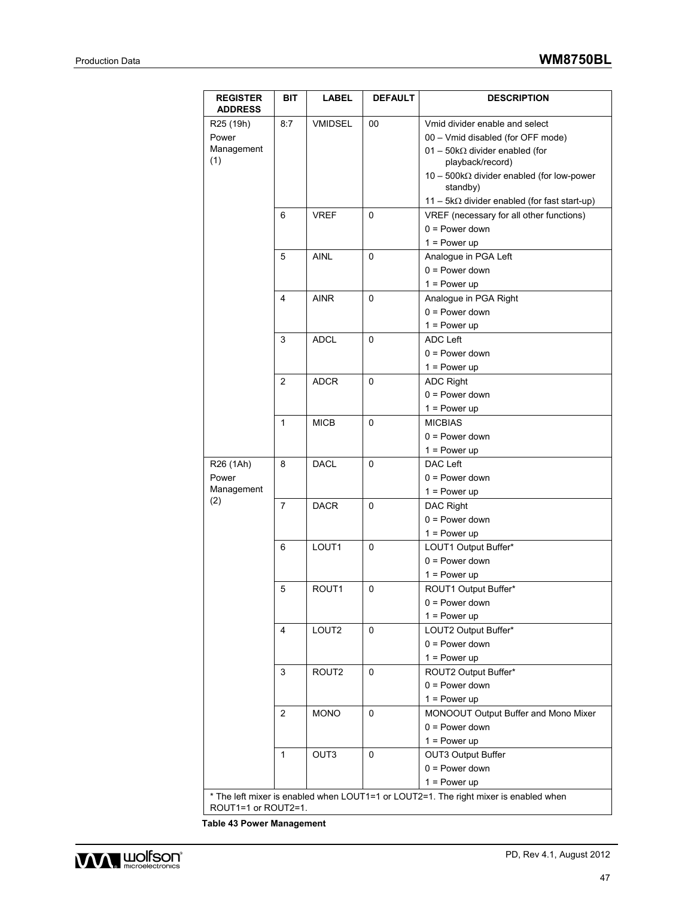| REGISTER ADDRESS | BIT | LABEL | DEFAULT | DESCRIPTION |
|---|---|---|---|---|
| R25 (19h) Power Management (1) | 8:7 | VMIDSEL | 00 | Vmid divider enable and select<br>00 – Vmid disabled (for OFF mode)<br>01 – 50kΩ divider enabled (for playback/record)<br>10 – 500kΩ divider enabled (for low-power standby)<br>11 – 5kΩ divider enabled (for fast start-up) |
| | 6 | VREF | 0 | VREF (necessary for all other functions)<br>0 = Power down<br>1 = Power up |
| | 5 | AINL | 0 | Analogue in PGA Left<br>0 = Power down<br>1 = Power up |
| | 4 | AINR | 0 | Analogue in PGA Right<br>0 = Power down<br>1 = Power up |
| | 3 | ADCL | 0 | ADC Left<br>0 = Power down<br>1 = Power up |
| | 2 | ADCR | 0 | ADC Right<br>0 = Power down<br>1 = Power up |
| | 1 | MICB | 0 | MICBIAS<br>0 = Power down<br>1 = Power up |
| R26 (1Ah) Power Management (2) | 8 | DACL | 0 | DAC Left<br>0 = Power down<br>1 = Power up |
| | 7 | DACR | 0 | DAC Right<br>0 = Power down<br>1 = Power up |
| | 6 | LOUT1 | 0 | LOUT1 Output Buffer*<br>0 = Power down<br>1 = Power up |
| | 5 | ROUT1 | 0 | ROUT1 Output Buffer*<br>0 = Power down<br>1 = Power up |
| | 4 | LOUT2 | 0 | LOUT2 Output Buffer*<br>0 = Power down<br>1 = Power up |
| | 3 | ROUT2 | 0 | ROUT2 Output Buffer*<br>0 = Power down<br>1 = Power up |
| | 2 | MONO | 0 | MONOOUT Output Buffer and Mono Mixer<br>0 = Power down<br>1 = Power up |
| | 1 | OUT3 | 0 | OUT3 Output Buffer<br>0 = Power down<br>1 = Power up |
| * The left mixer is enabled when LOUT1=1 or LOUT2=1. The right mixer is enabled when ROUT1=1 or ROUT2=1. | | | | |

**Table 43 Power Management**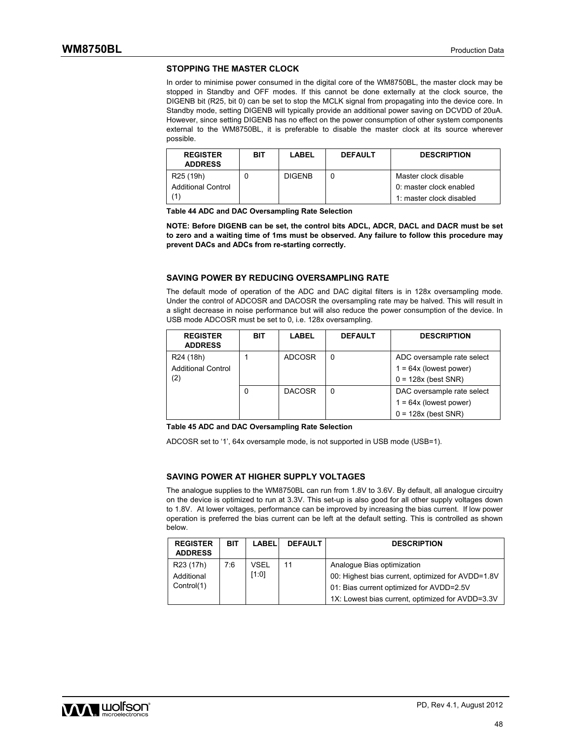### STOPPING THE MASTER CLOCK

In order to minimise power consumed in the digital core of the WM8750BL, the master clock may be stopped in Standby and OFF modes. If this cannot be done externally at the clock source, the DIGENB bit (R25, bit 0) can be set to stop the MCLK signal from propagating into the device core. In Standby mode, setting DIGENB will typically provide an additional power saving on DCVDD of 20uA. However, since setting DIGENB has no effect on the power consumption of other system components external to the WM8750BL, it is preferable to disable the master clock at its source wherever possible.

| REGISTER ADDRESS | BIT | LABEL | DEFAULT | DESCRIPTION |
|---|---|---|---|---|
| R25 (19h) Additional Control (1) | 0 | DIGENB | 0 | Master clock disable<br>0: master clock enabled<br>1: master clock disabled |

**Table 44 ADC and DAC Oversampling Rate Selection**

**NOTE: Before DIGENB can be set, the control bits ADCL, ADCR, DACL and DACR must be set to zero and a waiting time of 1ms must be observed. Any failure to follow this procedure may prevent DACs and ADCs from re-starting correctly.**

### SAVING POWER BY REDUCING OVERSAMPLING RATE

The default mode of operation of the ADC and DAC digital filters is in 128x oversampling mode. Under the control of ADCOSR and DACOSR the oversampling rate may be halved. This will result in a slight decrease in noise performance but will also reduce the power consumption of the device. In USB mode ADCOSR must be set to 0, i.e. 128x oversampling.

| REGISTER ADDRESS | BIT | LABEL | DEFAULT | DESCRIPTION |
|---|---|---|---|---|
| R24 (18h) Additional Control (2) | 1 | ADCOSR | 0 | ADC oversample rate select<br>1 = 64x (lowest power)<br>0 = 128x (best SNR) |
| | 0 | DACOSR | 0 | DAC oversample rate select<br>1 = 64x (lowest power)<br>0 = 128x (best SNR) |

**Table 45 ADC and DAC Oversampling Rate Selection**

ADCOSR set to '1', 64x oversample mode, is not supported in USB mode (USB=1).

### SAVING POWER AT HIGHER SUPPLY VOLTAGES

The analogue supplies to the WM8750BL can run from 1.8V to 3.6V. By default, all analogue circuitry on the device is optimized to run at 3.3V. This set-up is also good for all other supply voltages down to 1.8V. At lower voltages, performance can be improved by increasing the bias current. If low power operation is preferred the bias current can be left at the default setting. This is controlled as shown below.

| REGISTER ADDRESS | BIT | LABEL | DEFAULT | DESCRIPTION |
|---|---|---|---|---|
| R23 (17h) Additional Control(1) | 7:6 | VSEL [1:0] | 11 | Analogue Bias optimization<br>00: Highest bias current, optimized for AVDD=1.8V<br>01: Bias current optimized for AVDD=2.5V<br>1X: Lowest bias current, optimized for AVDD=3.3V |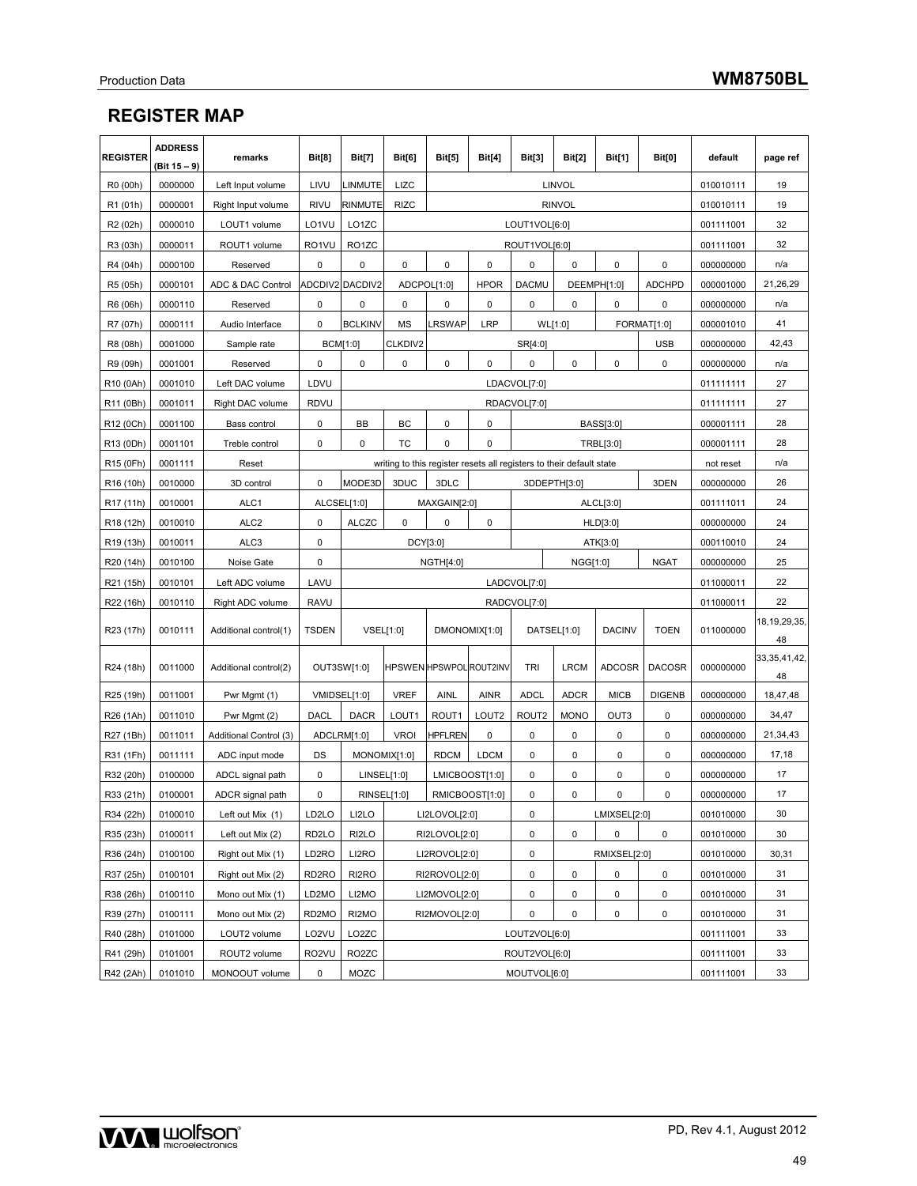## REGISTER MAP

| REGISTER | ADDRESS (Bit 15 – 9) | remarks | Bit[8] | Bit[7] | Bit[6] | Bit[5] | Bit[4] | Bit[3] | Bit[2] | Bit[1] | Bit[0] | default | page ref |
|---|---|---|---|---|---|---|---|---|---|---|---|---|---|
| R0 (00h) | 0000000 | Left Input volume | LIVU | LINMUTE | LIZC | LINVOL | | | | | | 010010111 | 19 |
| R1 (01h) | 0000001 | Right Input volume | RIVU | RINMUTE | RIZC | RINVOL | | | | | | 010010111 | 19 |
| R2 (02h) | 0000010 | LOUT1 volume | LO1VU | LO1ZC | LOUT1VOL[6:0] | | | | | | | 001111001 | 32 |
| R3 (03h) | 0000011 | ROUT1 volume | RO1VU | RO1ZC | ROUT1VOL[6:0] | | | | | | | 001111001 | 32 |
| R4 (04h) | 0000100 | Reserved | 0 | 0 | 0 | 0 | 0 | 0 | 0 | 0 | 0 | 000000000 | n/a |
| R5 (05h) | 0000101 | ADC & DAC Control | ADCDIV2 | DACDIV2 | ADCPOL[1:0] | | HPOR | DACMU | DEEMPH[1:0] | | ADCHPD | 000001000 | 21,26,29 |
| R6 (06h) | 0000110 | Reserved | 0 | 0 | 0 | 0 | 0 | 0 | 0 | 0 | 0 | 000000000 | n/a |
| R7 (07h) | 0000111 | Audio Interface | 0 | BCLKINV | MS | LRSWAP | LRP | WL[1:0] | | FORMAT[1:0] | | 000001010 | 41 |
| R8 (08h) | 0001000 | Sample rate | BCM[1:0] | | CLKDIV2 | SR[4:0] | | | | | USB | 000000000 | 42,43 |
| R9 (09h) | 0001001 | Reserved | 0 | 0 | 0 | 0 | 0 | 0 | 0 | 0 | 0 | 000000000 | n/a |
| R10 (0Ah) | 0001010 | Left DAC volume | LDVU | LDACVOL[7:0] | | | | | | | | 011111111 | 27 |
| R11 (0Bh) | 0001011 | Right DAC volume | RDVU | RDACVOL[7:0] | | | | | | | | 011111111 | 27 |
| R12 (0Ch) | 0001100 | Bass control | 0 | BB | BC | 0 | 0 | BASS[3:0] | | | | 000001111 | 28 |
| R13 (0Dh) | 0001101 | Treble control | 0 | 0 | TC | 0 | 0 | TRBL[3:0] | | | | 000001111 | 28 |
| R15 (0Fh) | 0001111 | Reset | writing to this register resets all registers to their default state | | | | | | | | | not reset | n/a |
| R16 (10h) | 0010000 | 3D control | 0 | MODE3D | 3DUC | 3DLC | 3DDEPTH[3:0] | | | | 3DEN | 000000000 | 26 |
| R17 (11h) | 0010001 | ALC1 | ALCSEL[1:0] | | MAXGAIN[2:0] | | | ALCL[3:0] | | | | 001111011 | 24 |
| R18 (12h) | 0010010 | ALC2 | 0 | ALCZC | 0 | 0 | 0 | HLD[3:0] | | | | 000000000 | 24 |
| R19 (13h) | 0010011 | ALC3 | 0 | DCY[3:0] | | | | ATK[3:0] | | | | 000110010 | 24 |
| R20 (14h) | 0010100 | Noise Gate | 0 | NGTH[4:0] | | | | | NGG[1:0] | | NGAT | 000000000 | 25 |
| R21 (15h) | 0010101 | Left ADC volume | LAVU | LADCVOL[7:0] | | | | | | | | 011000011 | 22 |
| R22 (16h) | 0010110 | Right ADC volume | RAVU | RADCVOL[7:0] | | | | | | | | 011000011 | 22 |
| R23 (17h) | 0010111 | Additional control(1) | TSDEN | VSEL[1:0] | | DMONOMIX[1:0] | | DATSEL[1:0] | | DACINV | TOEN | 011000000 | 18,19,29,35,48 |
| R24 (18h) | 0011000 | Additional control(2) | OUT3SW[1:0] | | HPSWEN | HPSWPOL | ROUT2INV | TRI | LRCM | ADCOSR | DACOSR | 000000000 | 33,35,41,42,48 |
| R25 (19h) | 0011001 | Pwr Mgmt (1) | VMIDSEL[1:0] | | VREF | AINL | AINR | ADCL | ADCR | MICB | DIGENB | 000000000 | 18,47,48 |
| R26 (1Ah) | 0011010 | Pwr Mgmt (2) | DACL | DACR | LOUT1 | ROUT1 | LOUT2 | ROUT2 | MONO | OUT3 | 0 | 000000000 | 34,47 |
| R27 (1Bh) | 0011011 | Additional Control (3) | ADCLRM[1:0] | | VROI | HPFLREN | 0 | 0 | 0 | 0 | 0 | 000000000 | 21,34,43 |
| R31 (1Fh) | 0011111 | ADC input mode | DS | MONOMIX[1:0] | | RDCM | LDCM | 0 | 0 | 0 | 0 | 000000000 | 17,18 |
| R32 (20h) | 0100000 | ADCL signal path | 0 | LINSEL[1:0] | | LMICBOOST[1:0] | | 0 | 0 | 0 | 0 | 000000000 | 17 |
| R33 (21h) | 0100001 | ADCR signal path | 0 | RINSEL[1:0] | | RMICBOOST[1:0] | | 0 | 0 | 0 | 0 | 000000000 | 17 |
| R34 (22h) | 0100010 | Left out Mix (1) | LD2LO | LI2LO | LI2LOVOL[2:0] | | | 0 | LMIXSEL[2:0] | | | 001010000 | 30 |
| R35 (23h) | 0100011 | Left out Mix (2) | RD2LO | RI2LO | RI2LOVOL[2:0] | | | 0 | 0 | 0 | 0 | 001010000 | 30 |
| R36 (24h) | 0100100 | Right out Mix (1) | LD2RO | LI2RO | LI2ROVOL[2:0] | | | 0 | RMIXSEL[2:0] | | | 001010000 | 30,31 |
| R37 (25h) | 0100101 | Right out Mix (2) | RD2RO | RI2RO | RI2ROVOL[2:0] | | | 0 | 0 | 0 | 0 | 001010000 | 31 |
| R38 (26h) | 0100110 | Mono out Mix (1) | LD2MO | LI2MO | LI2MOVOL[2:0] | | | 0 | 0 | 0 | 0 | 001010000 | 31 |
| R39 (27h) | 0100111 | Mono out Mix (2) | RD2MO | RI2MO | RI2MOVOL[2:0] | | | 0 | 0 | 0 | 0 | 001010000 | 31 |
| R40 (28h) | 0101000 | LOUT2 volume | LO2VU | LO2ZC | LOUT2VOL[6:0] | | | | | | | 001111001 | 33 |
| R41 (29h) | 0101001 | ROUT2 volume | RO2VU | RO2ZC | ROUT2VOL[6:0] | | | | | | | 001111001 | 33 |
| R42 (2Ah) | 0101010 | MONOOUT volume | 0 | MOZC | MOUTVOL[6:0] | | | | | | | 001111001 | 33 |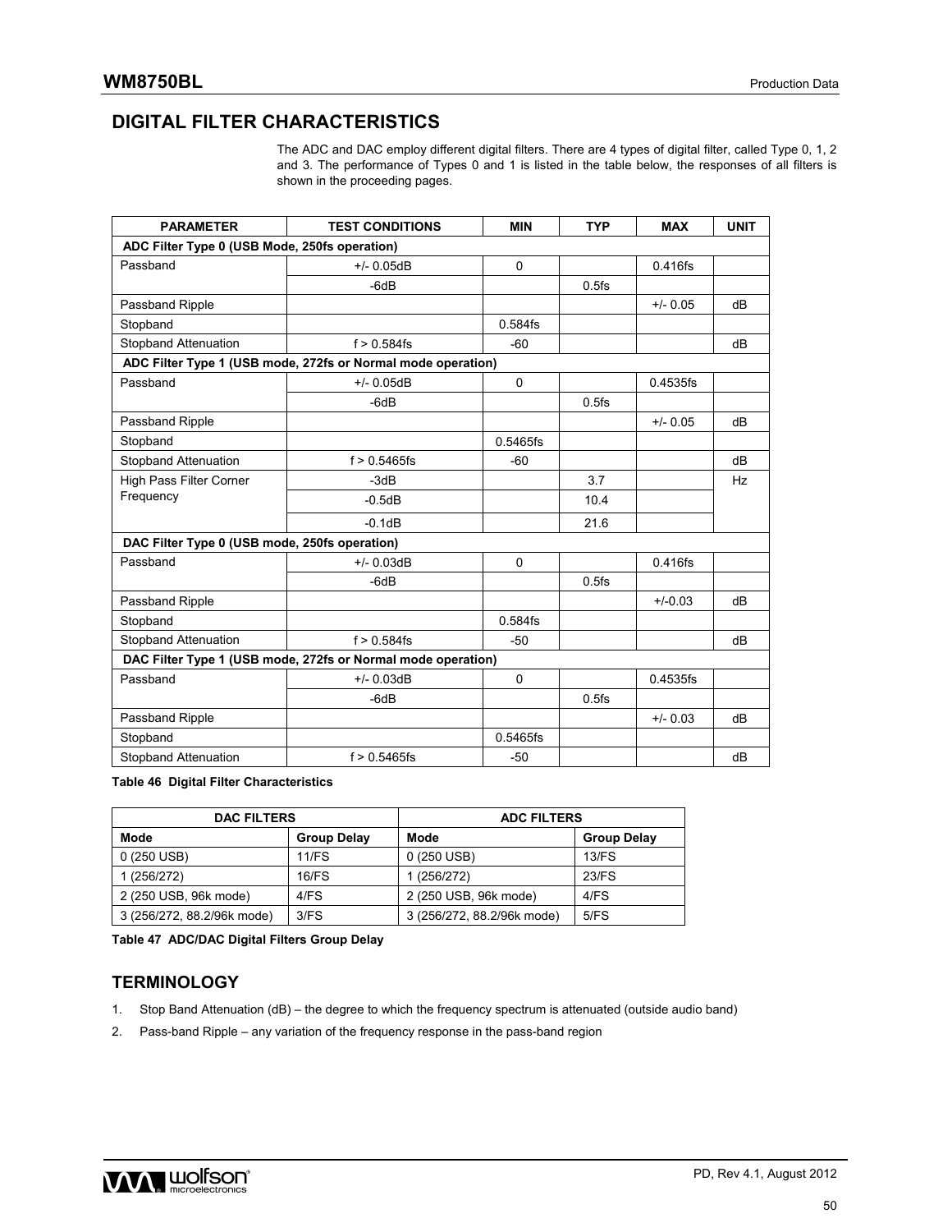## DIGITAL FILTER CHARACTERISTICS

The ADC and DAC employ different digital filters. There are 4 types of digital filter, called Type 0, 1, 2 and 3. The performance of Types 0 and 1 is listed in the table below, the responses of all filters is shown in the proceeding pages.

| PARAMETER | TEST CONDITIONS | MIN | TYP | MAX | UNIT |
|---|---|---|---|---|---|
| **ADC Filter Type 0 (USB Mode, 250fs operation)** | | | | | |
| Passband | +/- 0.05dB | 0 | | 0.416fs | |
| | -6dB | | 0.5fs | | |
| Passband Ripple | | | | +/- 0.05 | dB |
| Stopband | | 0.584fs | | | |
| Stopband Attenuation | f > 0.584fs | -60 | | | dB |
| **ADC Filter Type 1 (USB mode, 272fs or Normal mode operation)** | | | | | |
| Passband | +/- 0.05dB | 0 | | 0.4535fs | |
| | -6dB | | 0.5fs | | |
| Passband Ripple | | | | +/- 0.05 | dB |
| Stopband | | 0.5465fs | | | |
| Stopband Attenuation | f > 0.5465fs | -60 | | | dB |
| High Pass Filter Corner Frequency | -3dB | | 3.7 | | Hz |
| | -0.5dB | | 10.4 | | |
| | -0.1dB | | 21.6 | | |
| **DAC Filter Type 0 (USB mode, 250fs operation)** | | | | | |
| Passband | +/- 0.03dB | 0 | | 0.416fs | |
| | -6dB | | 0.5fs | | |
| Passband Ripple | | | | +/-0.03 | dB |
| Stopband | | 0.584fs | | | |
| Stopband Attenuation | f > 0.584fs | -50 | | | dB |
| **DAC Filter Type 1 (USB mode, 272fs or Normal mode operation)** | | | | | |
| Passband | +/- 0.03dB | 0 | | 0.4535fs | |
| | -6dB | | 0.5fs | | |
| Passband Ripple | | | | +/- 0.03 | dB |
| Stopband | | 0.5465fs | | | |
| Stopband Attenuation | f > 0.5465fs | -50 | | | dB |

**Table 46 Digital Filter Characteristics**

| DAC FILTERS | | ADC FILTERS | |
|---|---|---|---|
| **Mode** | **Group Delay** | **Mode** | **Group Delay** |
| 0 (250 USB) | 11/FS | 0 (250 USB) | 13/FS |
| 1 (256/272) | 16/FS | 1 (256/272) | 23/FS |
| 2 (250 USB, 96k mode) | 4/FS | 2 (250 USB, 96k mode) | 4/FS |
| 3 (256/272, 88.2/96k mode) | 3/FS | 3 (256/272, 88.2/96k mode) | 5/FS |

**Table 47 ADC/DAC Digital Filters Group Delay**

## TERMINOLOGY

1. Stop Band Attenuation (dB) – the degree to which the frequency spectrum is attenuated (outside audio band)
2. Pass-band Ripple – any variation of the frequency response in the pass-band region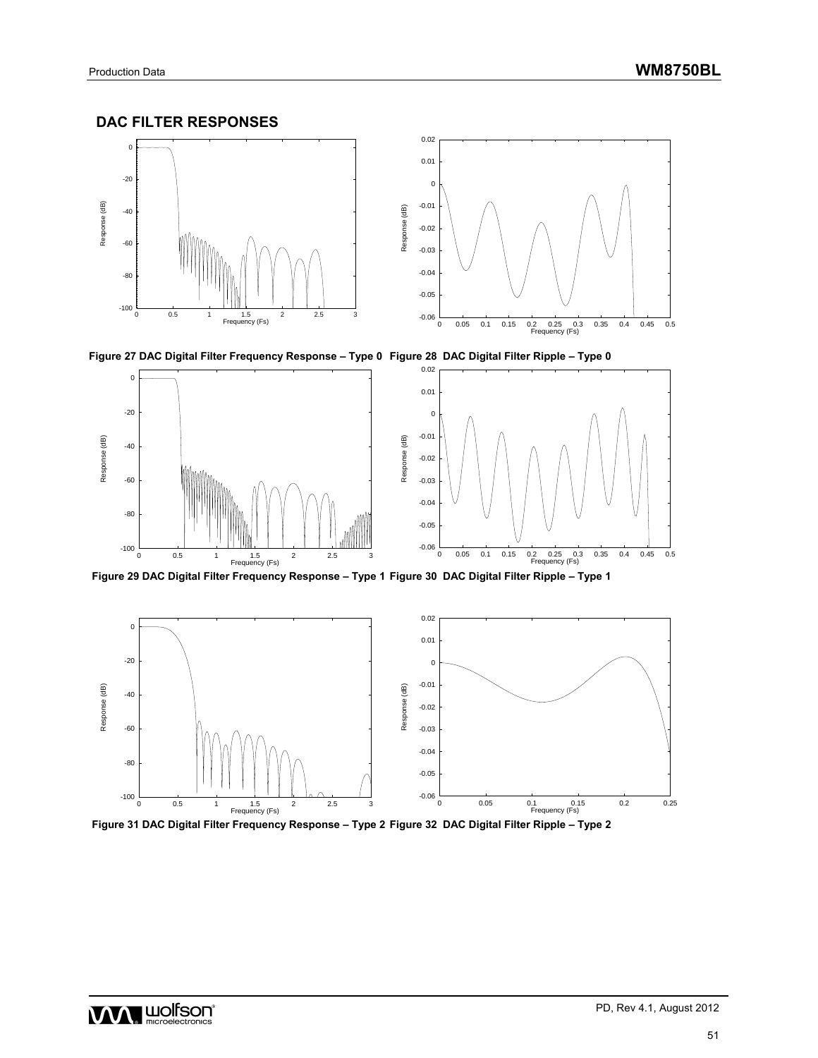## DAC FILTER RESPONSES

Figure 27 DAC Digital Filter Frequency Response – Type 0

Figure 28 DAC Digital Filter Ripple – Type 0

Figure 29 DAC Digital Filter Frequency Response – Type 1

Figure 30 DAC Digital Filter Ripple – Type 1

Figure 31 DAC Digital Filter Frequency Response – Type 2

Figure 32 DAC Digital Filter Ripple – Type 2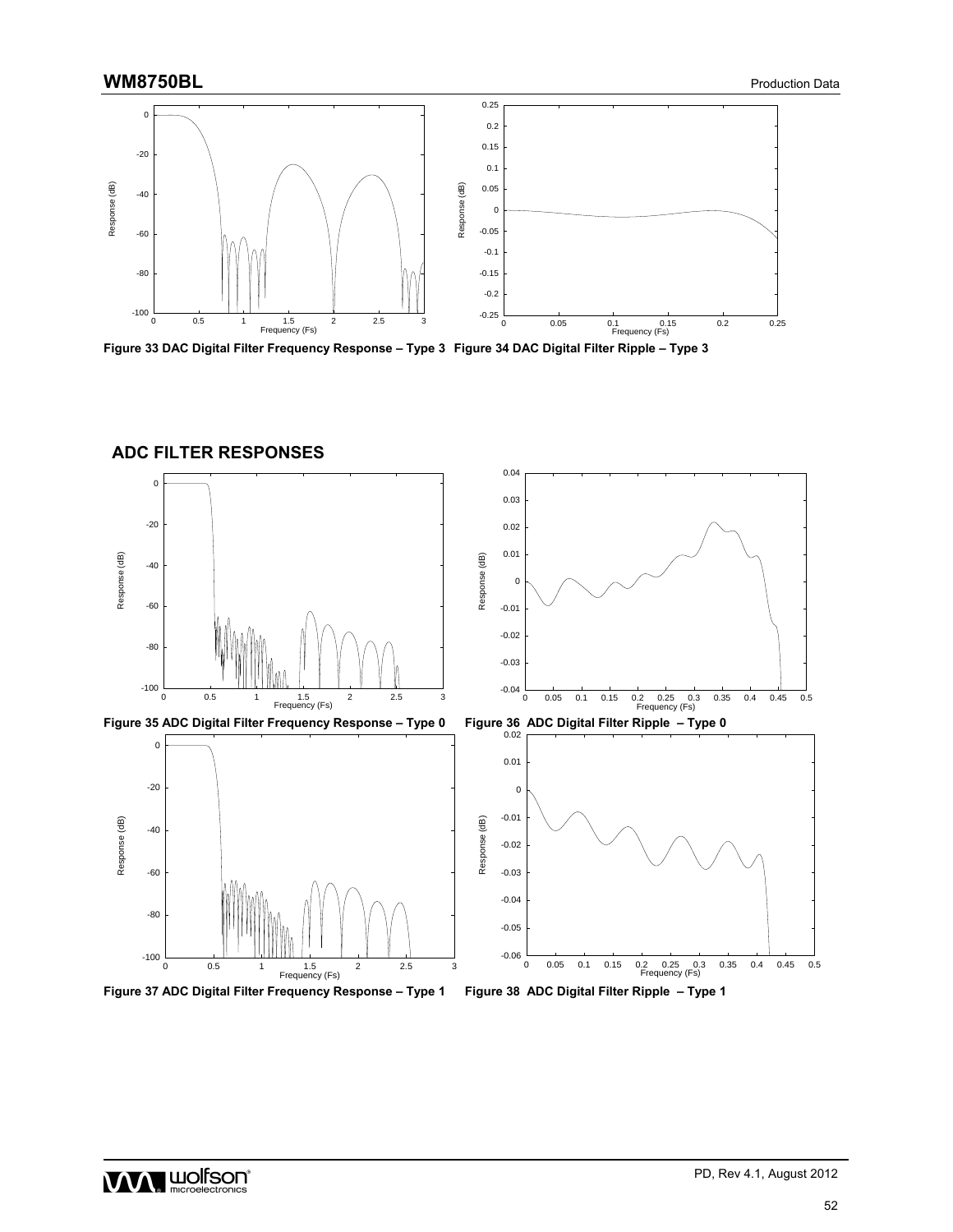Figure 33 DAC Digital Filter Frequency Response – Type 3

Figure 34 DAC Digital Filter Ripple – Type 3

## ADC FILTER RESPONSES

Figure 35 ADC Digital Filter Frequency Response – Type 0

Figure 36 ADC Digital Filter Ripple – Type 0

Figure 37 ADC Digital Filter Frequency Response – Type 1

Figure 38 ADC Digital Filter Ripple – Type 1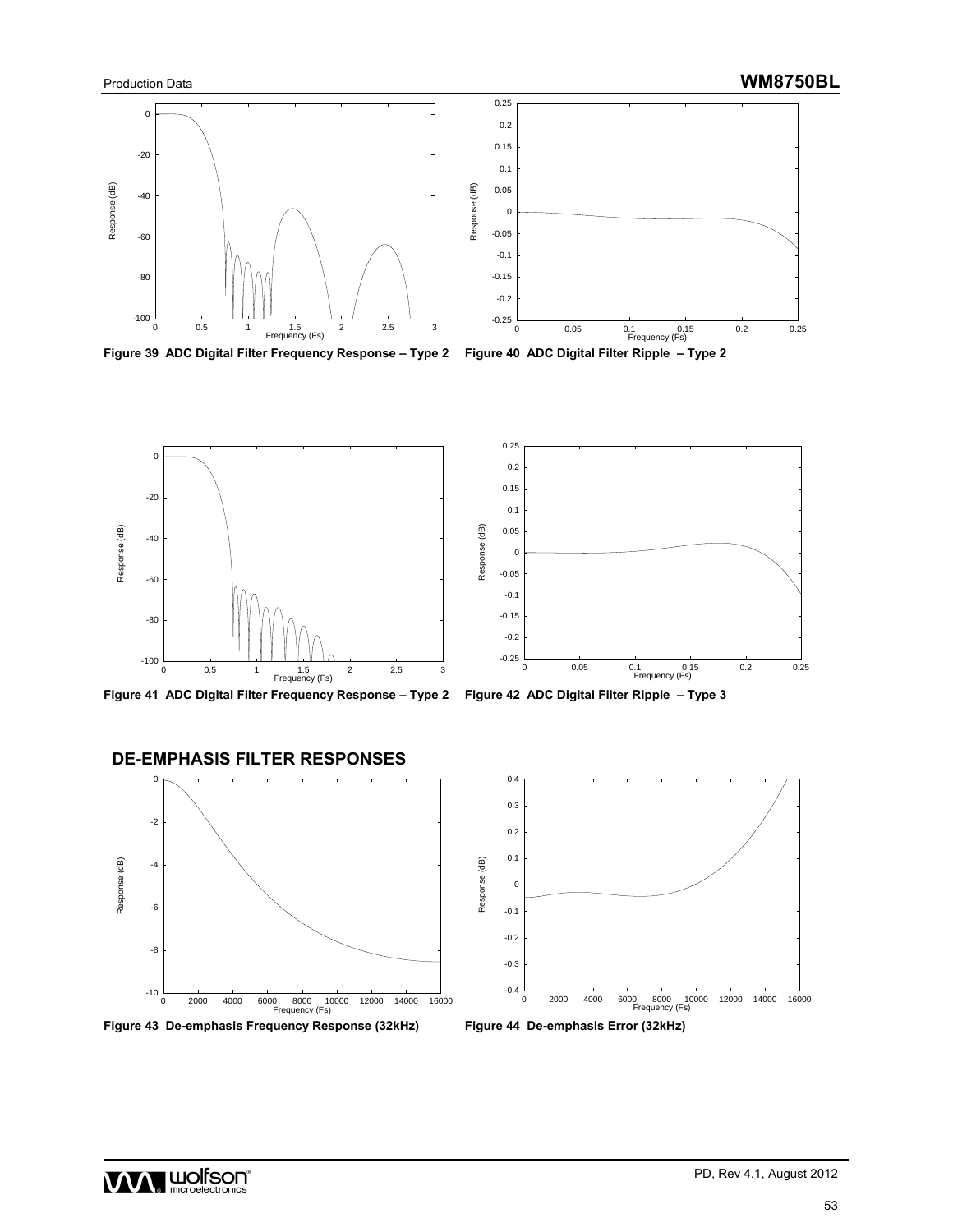Figure 39 ADC Digital Filter Frequency Response – Type 2

Figure 40 ADC Digital Filter Ripple – Type 2

Figure 41 ADC Digital Filter Frequency Response – Type 2

Figure 42 ADC Digital Filter Ripple – Type 3

## DE-EMPHASIS FILTER RESPONSES

Figure 43 De-emphasis Frequency Response (32kHz)

Figure 44 De-emphasis Error (32kHz)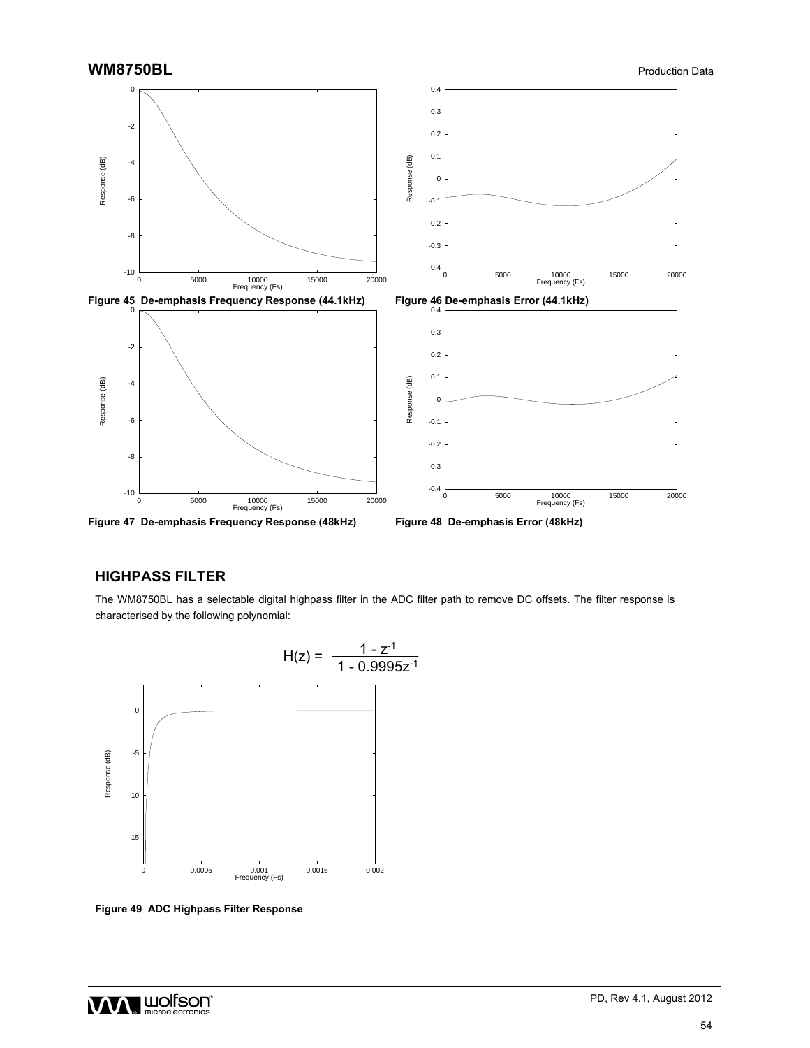Figure 45 De-emphasis Frequency Response (44.1kHz)

Figure 46 De-emphasis Error (44.1kHz)

Figure 47 De-emphasis Frequency Response (48kHz)

Figure 48 De-emphasis Error (48kHz)

## HIGHPASS FILTER

The WM8750BL has a selectable digital highpass filter in the ADC filter path to remove DC offsets. The filter response is characterised by the following polynomial:

$$H(z) = \frac{1 - z^{-1}}{1 - 0.9995z^{-1}}$$

Figure 49 ADC Highpass Filter Response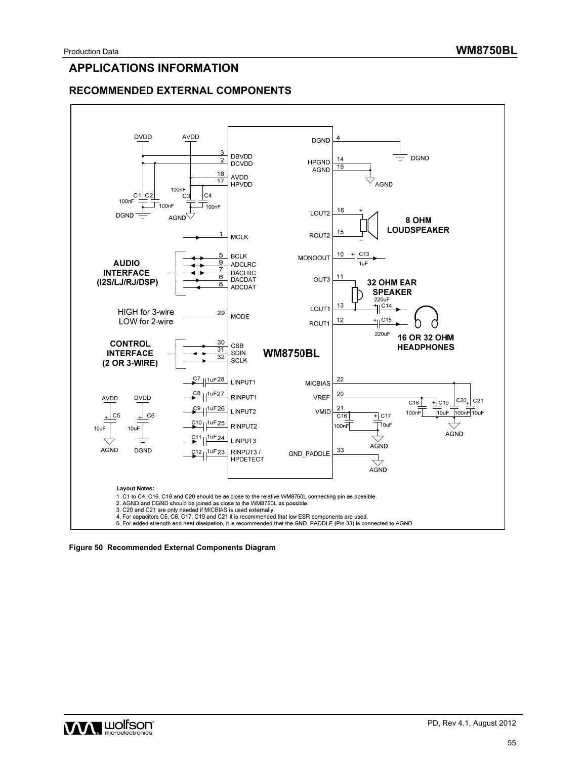# APPLICATIONS INFORMATION

## RECOMMENDED EXTERNAL COMPONENTS

**Layout Notes:**

1. C1 to C4, C16, C18 and C20 should be as close to the relative WM8750L connecting pin as possible.
2. AGND and DGND should be joined as close to the WM8750L as possible.
3. C20 and C21 are only needed if MICBIAS is used externally.
4. For capacitors C5, C6, C17, C19 and C21 it is recommended that low ESR components are used.
5. For added strength and heat dissipation, it is recommended that the GND_PADDLE (Pin 33) is connected to AGND

**Figure 50 Recommended External Components Diagram**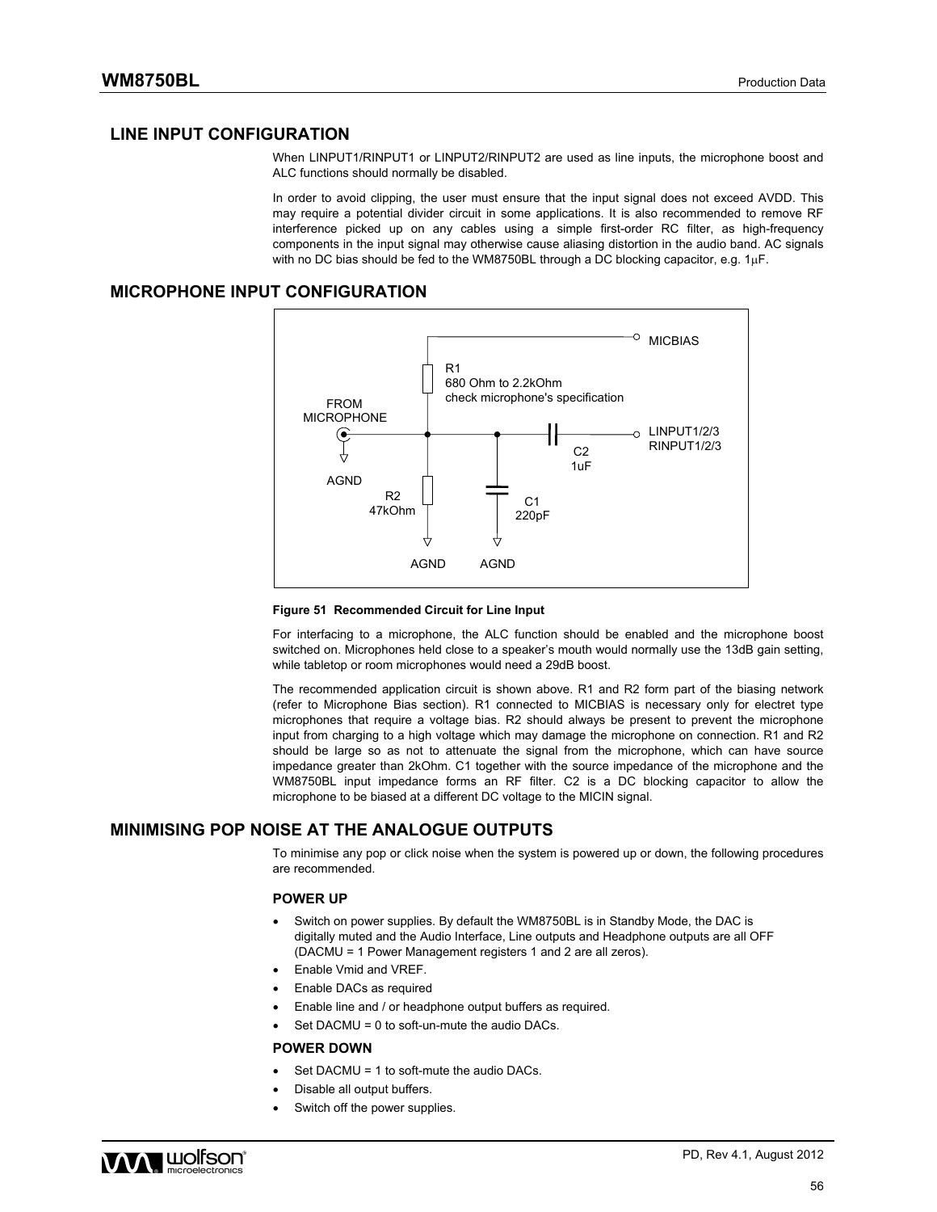## LINE INPUT CONFIGURATION

When LINPUT1/RINPUT1 or LINPUT2/RINPUT2 are used as line inputs, the microphone boost and ALC functions should normally be disabled.

In order to avoid clipping, the user must ensure that the input signal does not exceed AVDD. This may require a potential divider circuit in some applications. It is also recommended to remove RF interference picked up on any cables using a simple first-order RC filter, as high-frequency components in the input signal may otherwise cause aliasing distortion in the audio band. AC signals with no DC bias should be fed to the WM8750BL through a DC blocking capacitor, e.g. 1μF.

## MICROPHONE INPUT CONFIGURATION

MICBIAS
R1
680 Ohm to 2.2kOhm
check microphone's specification
FROM MICROPHONE
LINPUT1/2/3
RINPUT1/2/3
C2
1uF
AGND
R2
47kOhm
C1
220pF
AGND AGND

**Figure 51 Recommended Circuit for Line Input**

For interfacing to a microphone, the ALC function should be enabled and the microphone boost switched on. Microphones held close to a speaker's mouth would normally use the 13dB gain setting, while tabletop or room microphones would need a 29dB boost.

The recommended application circuit is shown above. R1 and R2 form part of the biasing network (refer to Microphone Bias section). R1 connected to MICBIAS is necessary only for electret type microphones that require a voltage bias. R2 should always be present to prevent the microphone input from charging to a high voltage which may damage the microphone on connection. R1 and R2 should be large so as not to attenuate the signal from the microphone, which can have source impedance greater than 2kOhm. C1 together with the source impedance of the microphone and the WM8750BL input impedance forms an RF filter. C2 is a DC blocking capacitor to allow the microphone to be biased at a different DC voltage to the MICIN signal.

## MINIMISING POP NOISE AT THE ANALOGUE OUTPUTS

To minimise any pop or click noise when the system is powered up or down, the following procedures are recommended.

### POWER UP

- Switch on power supplies. By default the WM8750BL is in Standby Mode, the DAC is digitally muted and the Audio Interface, Line outputs and Headphone outputs are all OFF (DACMU = 1 Power Management registers 1 and 2 are all zeros).
- Enable Vmid and VREF.
- Enable DACs as required
- Enable line and / or headphone output buffers as required.
- Set DACMU = 0 to soft-un-mute the audio DACs.

### POWER DOWN

- Set DACMU = 1 to soft-mute the audio DACs.
- Disable all output buffers.
- Switch off the power supplies.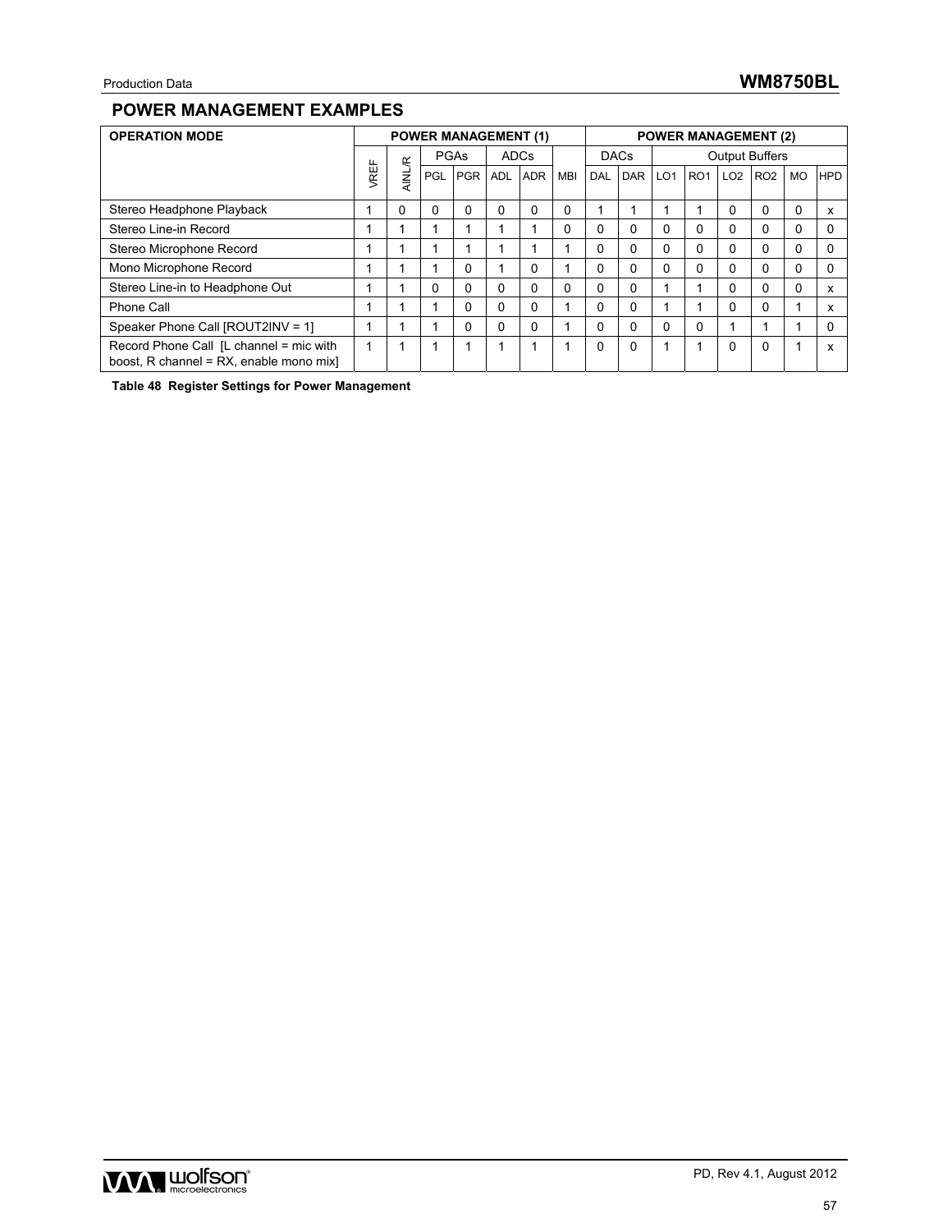## POWER MANAGEMENT EXAMPLES

| OPERATION MODE | POWER MANAGEMENT (1) | | | | | | | POWER MANAGEMENT (2) | | | | | | | | |
|---|---|---|---|---|---|---|---|---|---|---|---|---|---|---|---|---|
| | VREF | AINL/R | PGAs | | ADCs | | | DACs | | Output Buffers | | | | | | |
| | | | PGL | PGR | ADL | ADR | MBI | DAL | DAR | LO1 | RO1 | LO2 | RO2 | MO | HPD |
| Stereo Headphone Playback | 1 | 0 | 0 | 0 | 0 | 0 | 0 | 1 | 1 | 1 | 1 | 0 | 0 | 0 | x |
| Stereo Line-in Record | 1 | 1 | 1 | 1 | 1 | 1 | 0 | 0 | 0 | 0 | 0 | 0 | 0 | 0 | 0 |
| Stereo Microphone Record | 1 | 1 | 1 | 1 | 1 | 1 | 1 | 0 | 0 | 0 | 0 | 0 | 0 | 0 | 0 |
| Mono Microphone Record | 1 | 1 | 1 | 0 | 1 | 0 | 1 | 0 | 0 | 0 | 0 | 0 | 0 | 0 | 0 |
| Stereo Line-in to Headphone Out | 1 | 1 | 0 | 0 | 0 | 0 | 0 | 0 | 0 | 1 | 1 | 0 | 0 | 0 | x |
| Phone Call | 1 | 1 | 1 | 0 | 0 | 0 | 1 | 0 | 0 | 1 | 1 | 0 | 0 | 1 | x |
| Speaker Phone Call [ROUT2INV = 1] | 1 | 1 | 1 | 0 | 0 | 0 | 1 | 0 | 0 | 0 | 0 | 1 | 1 | 1 | 0 |
| Record Phone Call [L channel = mic with boost, R channel = RX, enable mono mix] | 1 | 1 | 1 | 1 | 1 | 1 | 1 | 0 | 0 | 1 | 1 | 0 | 0 | 1 | x |

**Table 48 Register Settings for Power Management**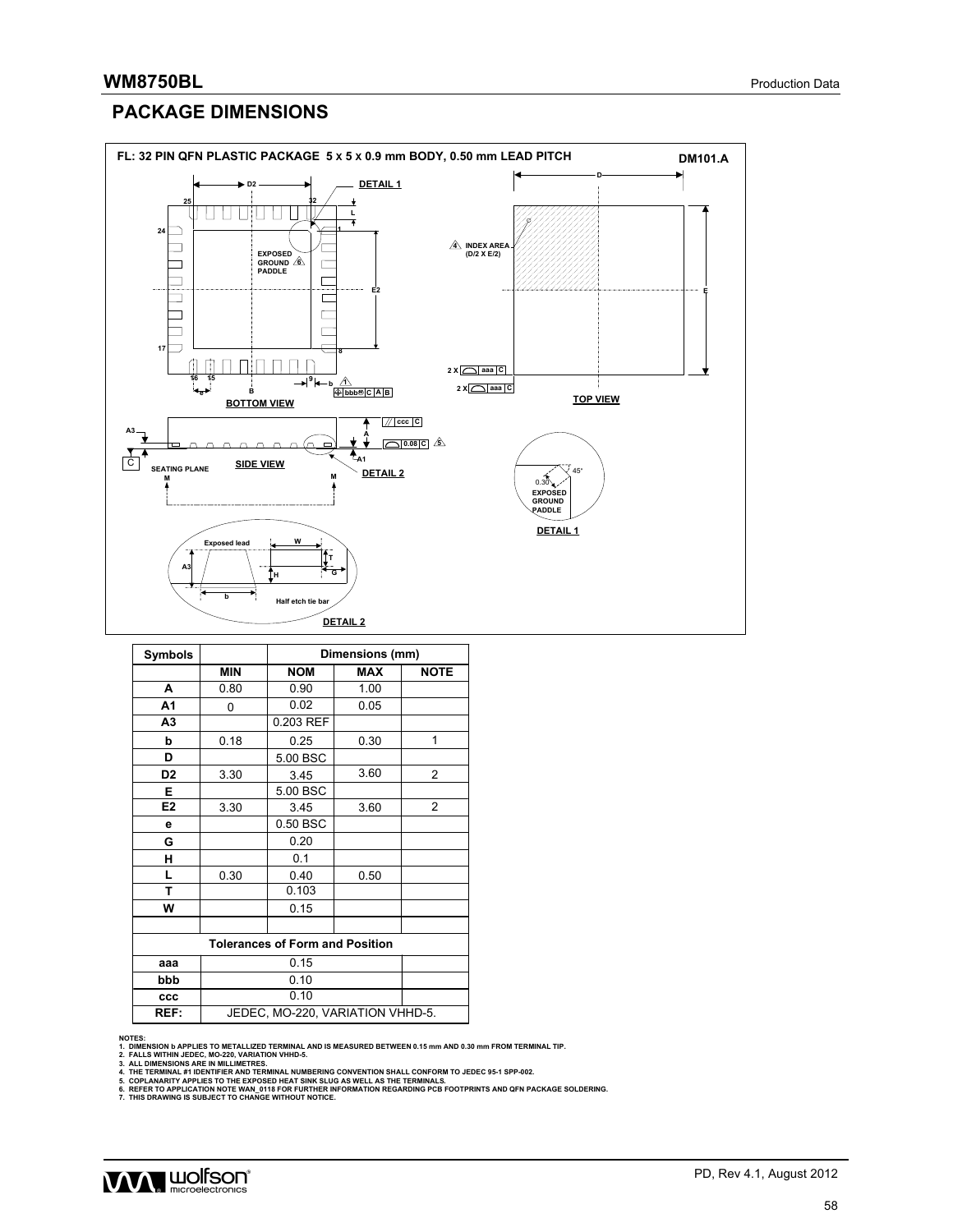## PACKAGE DIMENSIONS

**FL: 32 PIN QFN PLASTIC PACKAGE 5 x 5 x 0.9 mm BODY, 0.50 mm LEAD PITCH** **DM101.A**

| Symbols | Dimensions (mm) | | | |
|---|---|---|---|---|
| | MIN | NOM | MAX | NOTE |
| A | 0.80 | 0.90 | 1.00 | |
| A1 | 0 | 0.02 | 0.05 | |
| A3 | | 0.203 REF | | |
| b | 0.18 | 0.25 | 0.30 | 1 |
| D | | 5.00 BSC | | |
| D2 | 3.30 | 3.45 | 3.60 | 2 |
| E | | 5.00 BSC | | |
| E2 | 3.30 | 3.45 | 3.60 | 2 |
| e | | 0.50 BSC | | |
| G | | 0.20 | | |
| H | | 0.1 | | |
| L | 0.30 | 0.40 | 0.50 | |
| T | | 0.103 | | |
| W | | 0.15 | | |
| | | | | |
| **Tolerances of Form and Position** | | | | |
| aaa | 0.15 | | | |
| bbb | 0.10 | | | |
| ccc | 0.10 | | | |
| REF: | JEDEC, MO-220, VARIATION VHHD-5. | | | |

NOTES:
1. DIMENSION b APPLIES TO METALLIZED TERMINAL AND IS MEASURED BETWEEN 0.15 mm AND 0.30 mm FROM TERMINAL TIP.
2. FALLS WITHIN JEDEC, MO-220, VARIATION VHHD-5.
3. ALL DIMENSIONS ARE IN MILLIMETRES.
4. THE TERMINAL #1 IDENTIFIER AND TERMINAL NUMBERING CONVENTION SHALL CONFORM TO JEDEC 95-1 SPP-002.
5. COPLANARITY APPLIES TO THE EXPOSED HEAT SINK SLUG AS WELL AS THE TERMINALS.
6. REFER TO APPLICATION NOTE WAN_0118 FOR FURTHER INFORMATION REGARDING PCB FOOTPRINTS AND QFN PACKAGE SOLDERING.
7. THIS DRAWING IS SUBJECT TO CHANGE WITHOUT NOTICE.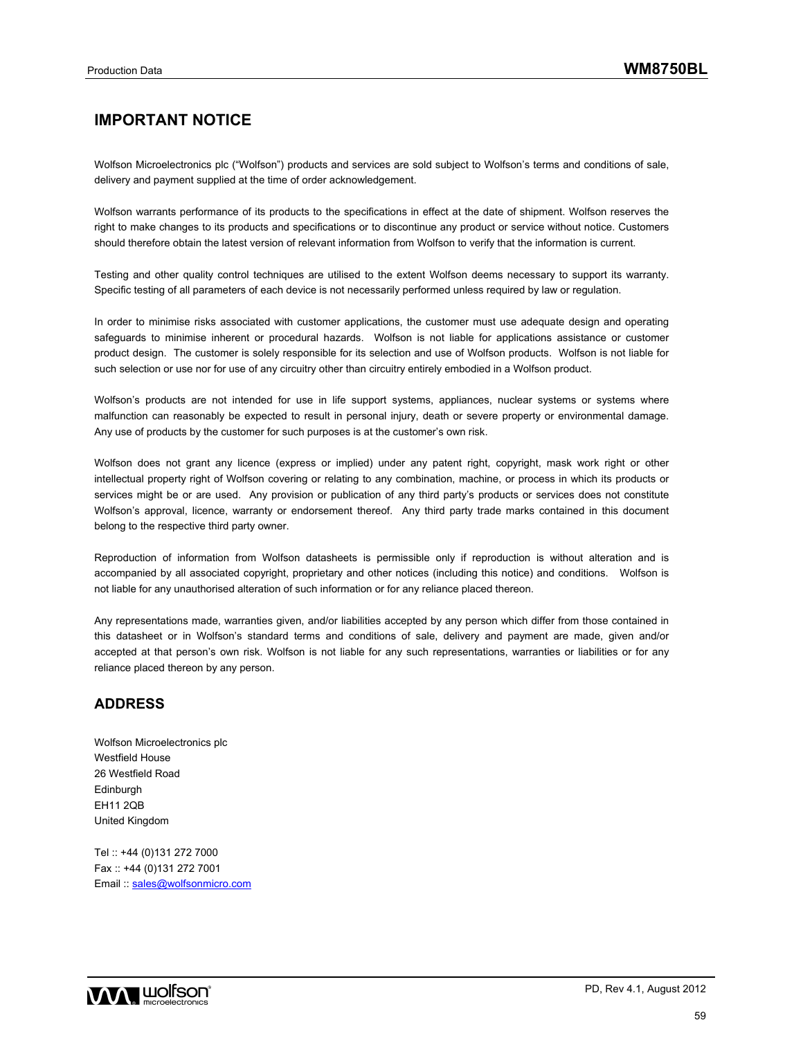## IMPORTANT NOTICE

Wolfson Microelectronics plc ("Wolfson") products and services are sold subject to Wolfson's terms and conditions of sale, delivery and payment supplied at the time of order acknowledgement.

Wolfson warrants performance of its products to the specifications in effect at the date of shipment. Wolfson reserves the right to make changes to its products and specifications or to discontinue any product or service without notice. Customers should therefore obtain the latest version of relevant information from Wolfson to verify that the information is current.

Testing and other quality control techniques are utilised to the extent Wolfson deems necessary to support its warranty. Specific testing of all parameters of each device is not necessarily performed unless required by law or regulation.

In order to minimise risks associated with customer applications, the customer must use adequate design and operating safeguards to minimise inherent or procedural hazards. Wolfson is not liable for applications assistance or customer product design. The customer is solely responsible for its selection and use of Wolfson products. Wolfson is not liable for such selection or use nor for use of any circuitry other than circuitry entirely embodied in a Wolfson product.

Wolfson's products are not intended for use in life support systems, appliances, nuclear systems or systems where malfunction can reasonably be expected to result in personal injury, death or severe property or environmental damage. Any use of products by the customer for such purposes is at the customer's own risk.

Wolfson does not grant any licence (express or implied) under any patent right, copyright, mask work right or other intellectual property right of Wolfson covering or relating to any combination, machine, or process in which its products or services might be or are used. Any provision or publication of any third party's products or services does not constitute Wolfson's approval, licence, warranty or endorsement thereof. Any third party trade marks contained in this document belong to the respective third party owner.

Reproduction of information from Wolfson datasheets is permissible only if reproduction is without alteration and is accompanied by all associated copyright, proprietary and other notices (including this notice) and conditions. Wolfson is not liable for any unauthorised alteration of such information or for any reliance placed thereon.

Any representations made, warranties given, and/or liabilities accepted by any person which differ from those contained in this datasheet or in Wolfson's standard terms and conditions of sale, delivery and payment are made, given and/or accepted at that person's own risk. Wolfson is not liable for any such representations, warranties or liabilities or for any reliance placed thereon by any person.

## ADDRESS

Wolfson Microelectronics plc
Westfield House
26 Westfield Road
Edinburgh
EH11 2QB
United Kingdom

Tel :: +44 (0)131 272 7000
Fax :: +44 (0)131 272 7001
Email :: sales@wolfsonmicro.com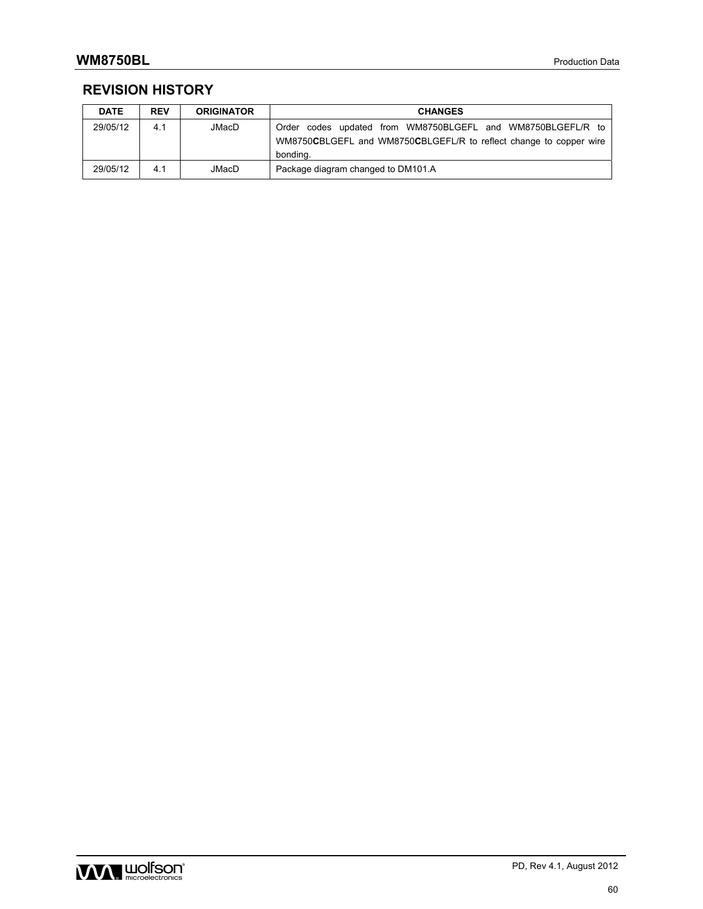## REVISION HISTORY

| DATE | REV | ORIGINATOR | CHANGES |
|---|---|---|---|
| 29/05/12 | 4.1 | JMacD | Order codes updated from WM8750BLGEFL and WM8750BLGEFL/R to WM8750**C**BLGEFL and WM8750**C**BLGEFL/R to reflect change to copper wire bonding. |
| 29/05/12 | 4.1 | JMacD | Package diagram changed to DM101.A |